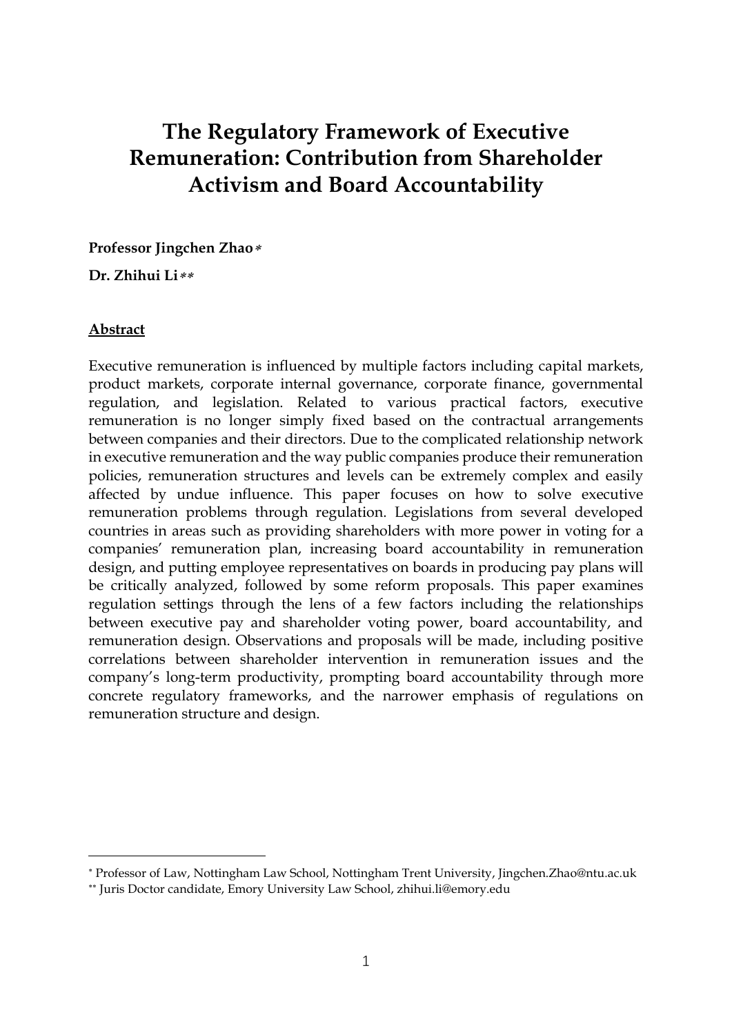# The Regulatory Framework of Executive Remuneration: Contribution from Shareholder Activism and Board Accountability

**Professor Jingchen Zhao***

**Dr. Zhihui Li****

**Abstract**

Executive remuneration is influenced by multiple factors including capital markets, product markets, corporate internal governance, corporate finance, governmental regulation, and legislation. Related to various practical factors, executive remuneration is no longer simply fixed based on the contractual arrangements between companies and their directors. Due to the complicated relationship network in executive remuneration and the way public companies produce their remuneration policies, remuneration structures and levels can be extremely complex and easily affected by undue influence. This paper focuses on how to solve executive remuneration problems through regulation. Legislations from several developed countries in areas such as providing shareholders with more power in voting for a companies' remuneration plan, increasing board accountability in remuneration design, and putting employee representatives on boards in producing pay plans will be critically analyzed, followed by some reform proposals. This paper examines regulation settings through the lens of a few factors including the relationships between executive pay and shareholder voting power, board accountability, and remuneration design. Observations and proposals will be made, including positive correlations between shareholder intervention in remuneration issues and the company's long-term productivity, prompting board accountability through more concrete regulatory frameworks, and the narrower emphasis of regulations on remuneration structure and design.

---

* Professor of Law, Nottingham Law School, Nottingham Trent University, Jingchen.Zhao@ntu.ac.uk

** Juris Doctor candidate, Emory University Law School, zhihui.li@emory.edu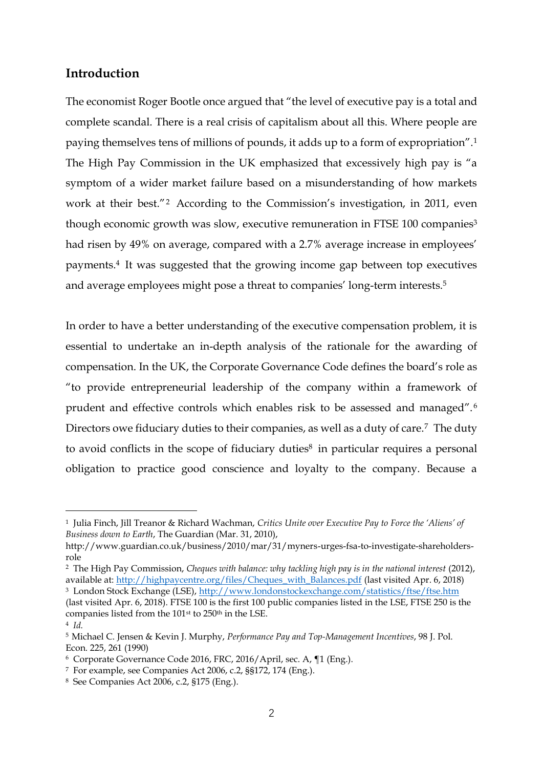## Introduction

The economist Roger Bootle once argued that "the level of executive pay is a total and complete scandal. There is a real crisis of capitalism about all this. Where people are paying themselves tens of millions of pounds, it adds up to a form of expropriation".[1] The High Pay Commission in the UK emphasized that excessively high pay is "a symptom of a wider market failure based on a misunderstanding of how markets work at their best."[2] According to the Commission's investigation, in 2011, even though economic growth was slow, executive remuneration in FTSE 100 companies[3] had risen by 49% on average, compared with a 2.7% average increase in employees' payments.[4] It was suggested that the growing income gap between top executives and average employees might pose a threat to companies' long-term interests.[5]

In order to have a better understanding of the executive compensation problem, it is essential to undertake an in-depth analysis of the rationale for the awarding of compensation. In the UK, the Corporate Governance Code defines the board's role as "to provide entrepreneurial leadership of the company within a framework of prudent and effective controls which enables risk to be assessed and managed".[6] Directors owe fiduciary duties to their companies, as well as a duty of care.[7] The duty to avoid conflicts in the scope of fiduciary duties[8] in particular requires a personal obligation to practice good conscience and loyalty to the company. Because a

---

[1] Julia Finch, Jill Treanor & Richard Wachman, *Critics Unite over Executive Pay to Force the 'Aliens' of Business down to Earth*, The Guardian (Mar. 31, 2010), http://www.guardian.co.uk/business/2010/mar/31/myners-urges-fsa-to-investigate-shareholders-role

[2] The High Pay Commission, *Cheques with balance: why tackling high pay is in the national interest* (2012), available at: http://highpaycentre.org/files/Cheques_with_Balances.pdf (last visited Apr. 6, 2018)

[3] London Stock Exchange (LSE), http://www.londonstockexchange.com/statistics/ftse/ftse.htm (last visited Apr. 6, 2018). FTSE 100 is the first 100 public companies listed in the LSE, FTSE 250 is the companies listed from the 101st to 250th in the LSE.

[4] *Id.*

[5] Michael C. Jensen & Kevin J. Murphy, *Performance Pay and Top-Management Incentives*, 98 J. Pol. Econ. 225, 261 (1990)

[6] Corporate Governance Code 2016, FRC, 2016/April, sec. A, ¶1 (Eng.).

[7] For example, see Companies Act 2006, c.2, §§172, 174 (Eng.).

[8] See Companies Act 2006, c.2, §175 (Eng.).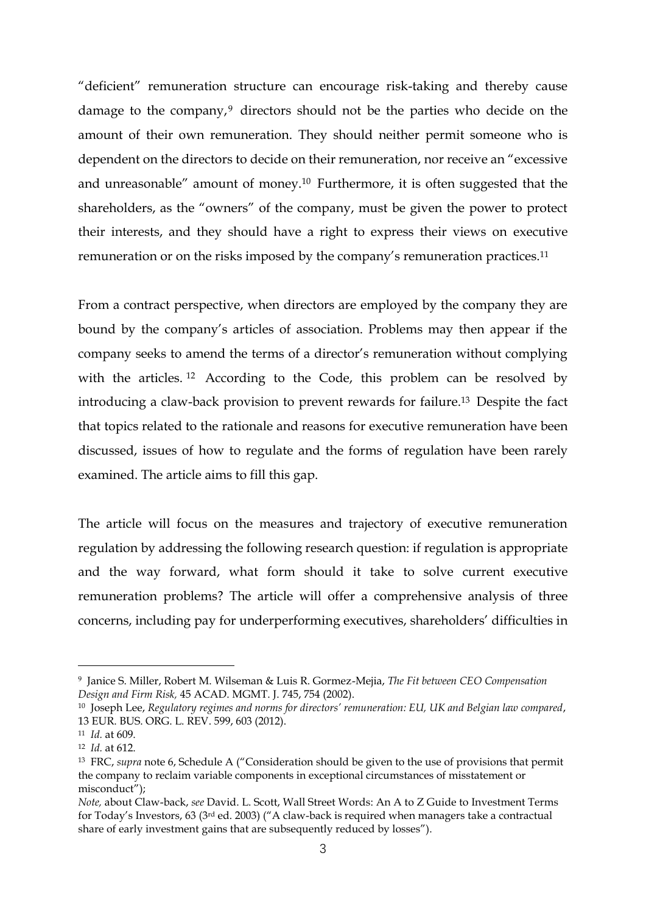"deficient" remuneration structure can encourage risk-taking and thereby cause damage to the company,[9] directors should not be the parties who decide on the amount of their own remuneration. They should neither permit someone who is dependent on the directors to decide on their remuneration, nor receive an "excessive and unreasonable" amount of money.[10] Furthermore, it is often suggested that the shareholders, as the "owners" of the company, must be given the power to protect their interests, and they should have a right to express their views on executive remuneration or on the risks imposed by the company's remuneration practices.[11]

From a contract perspective, when directors are employed by the company they are bound by the company's articles of association. Problems may then appear if the company seeks to amend the terms of a director's remuneration without complying with the articles.[12] According to the Code, this problem can be resolved by introducing a claw-back provision to prevent rewards for failure.[13] Despite the fact that topics related to the rationale and reasons for executive remuneration have been discussed, issues of how to regulate and the forms of regulation have been rarely examined. The article aims to fill this gap.

The article will focus on the measures and trajectory of executive remuneration regulation by addressing the following research question: if regulation is appropriate and the way forward, what form should it take to solve current executive remuneration problems? The article will offer a comprehensive analysis of three concerns, including pay for underperforming executives, shareholders' difficulties in

---

[9] Janice S. Miller, Robert M. Wilseman & Luis R. Gormez-Mejia, *The Fit between CEO Compensation Design and Firm Risk,* 45 ACAD. MGMT. J. 745, 754 (2002).

[10] Joseph Lee, *Regulatory regimes and norms for directors' remuneration: EU, UK and Belgian law compared*, 13 EUR. BUS. ORG. L. REV. 599, 603 (2012).

[11] *Id.* at 609.

[12] *Id.* at 612.

[13] FRC, *supra* note 6, Schedule A ("Consideration should be given to the use of provisions that permit the company to reclaim variable components in exceptional circumstances of misstatement or misconduct");

*Note,* about Claw-back, *see* David. L. Scott, Wall Street Words: An A to Z Guide to Investment Terms for Today's Investors, 63 (3rd ed. 2003) ("A claw-back is required when managers take a contractual share of early investment gains that are subsequently reduced by losses").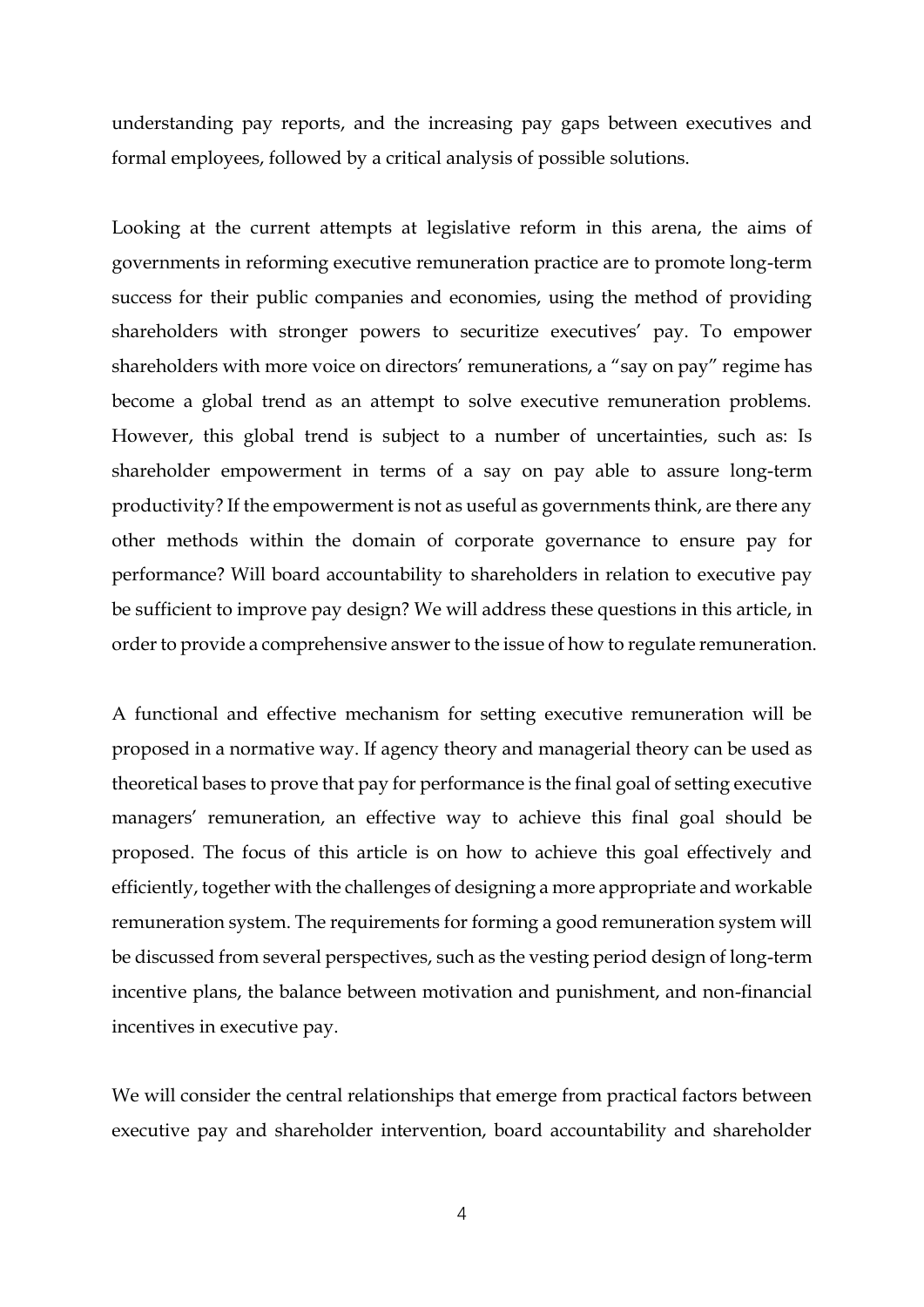understanding pay reports, and the increasing pay gaps between executives and formal employees, followed by a critical analysis of possible solutions.

Looking at the current attempts at legislative reform in this arena, the aims of governments in reforming executive remuneration practice are to promote long-term success for their public companies and economies, using the method of providing shareholders with stronger powers to securitize executives' pay. To empower shareholders with more voice on directors' remunerations, a "say on pay" regime has become a global trend as an attempt to solve executive remuneration problems. However, this global trend is subject to a number of uncertainties, such as: Is shareholder empowerment in terms of a say on pay able to assure long-term productivity? If the empowerment is not as useful as governments think, are there any other methods within the domain of corporate governance to ensure pay for performance? Will board accountability to shareholders in relation to executive pay be sufficient to improve pay design? We will address these questions in this article, in order to provide a comprehensive answer to the issue of how to regulate remuneration.

A functional and effective mechanism for setting executive remuneration will be proposed in a normative way. If agency theory and managerial theory can be used as theoretical bases to prove that pay for performance is the final goal of setting executive managers' remuneration, an effective way to achieve this final goal should be proposed. The focus of this article is on how to achieve this goal effectively and efficiently, together with the challenges of designing a more appropriate and workable remuneration system. The requirements for forming a good remuneration system will be discussed from several perspectives, such as the vesting period design of long-term incentive plans, the balance between motivation and punishment, and non-financial incentives in executive pay.

We will consider the central relationships that emerge from practical factors between executive pay and shareholder intervention, board accountability and shareholder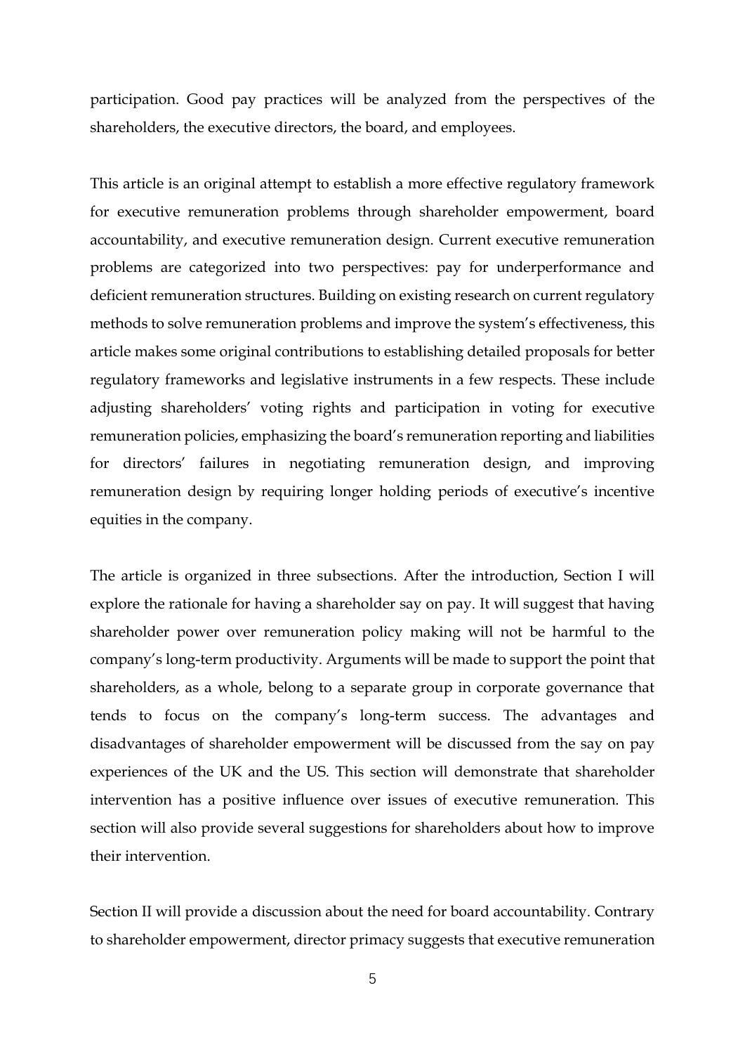participation. Good pay practices will be analyzed from the perspectives of the shareholders, the executive directors, the board, and employees.

This article is an original attempt to establish a more effective regulatory framework for executive remuneration problems through shareholder empowerment, board accountability, and executive remuneration design. Current executive remuneration problems are categorized into two perspectives: pay for underperformance and deficient remuneration structures. Building on existing research on current regulatory methods to solve remuneration problems and improve the system's effectiveness, this article makes some original contributions to establishing detailed proposals for better regulatory frameworks and legislative instruments in a few respects. These include adjusting shareholders' voting rights and participation in voting for executive remuneration policies, emphasizing the board's remuneration reporting and liabilities for directors' failures in negotiating remuneration design, and improving remuneration design by requiring longer holding periods of executive's incentive equities in the company.

The article is organized in three subsections. After the introduction, Section I will explore the rationale for having a shareholder say on pay. It will suggest that having shareholder power over remuneration policy making will not be harmful to the company's long-term productivity. Arguments will be made to support the point that shareholders, as a whole, belong to a separate group in corporate governance that tends to focus on the company's long-term success. The advantages and disadvantages of shareholder empowerment will be discussed from the say on pay experiences of the UK and the US. This section will demonstrate that shareholder intervention has a positive influence over issues of executive remuneration. This section will also provide several suggestions for shareholders about how to improve their intervention.

Section II will provide a discussion about the need for board accountability. Contrary to shareholder empowerment, director primacy suggests that executive remuneration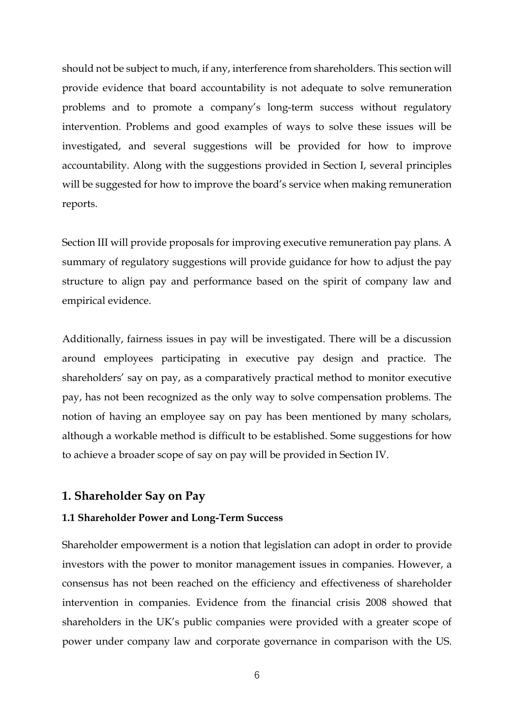should not be subject to much, if any, interference from shareholders. This section will provide evidence that board accountability is not adequate to solve remuneration problems and to promote a company's long-term success without regulatory intervention. Problems and good examples of ways to solve these issues will be investigated, and several suggestions will be provided for how to improve accountability. Along with the suggestions provided in Section I, several principles will be suggested for how to improve the board's service when making remuneration reports.

Section III will provide proposals for improving executive remuneration pay plans. A summary of regulatory suggestions will provide guidance for how to adjust the pay structure to align pay and performance based on the spirit of company law and empirical evidence.

Additionally, fairness issues in pay will be investigated. There will be a discussion around employees participating in executive pay design and practice. The shareholders' say on pay, as a comparatively practical method to monitor executive pay, has not been recognized as the only way to solve compensation problems. The notion of having an employee say on pay has been mentioned by many scholars, although a workable method is difficult to be established. Some suggestions for how to achieve a broader scope of say on pay will be provided in Section IV.

## 1. Shareholder Say on Pay

### 1.1 Shareholder Power and Long-Term Success

Shareholder empowerment is a notion that legislation can adopt in order to provide investors with the power to monitor management issues in companies. However, a consensus has not been reached on the efficiency and effectiveness of shareholder intervention in companies. Evidence from the financial crisis 2008 showed that shareholders in the UK's public companies were provided with a greater scope of power under company law and corporate governance in comparison with the US.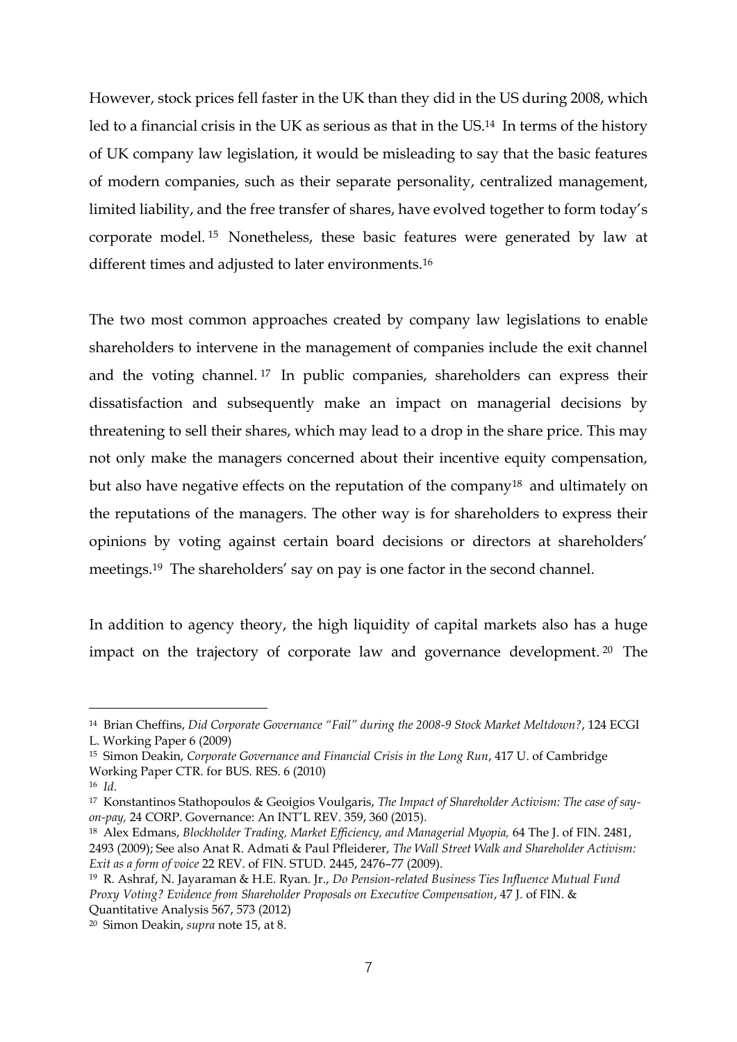However, stock prices fell faster in the UK than they did in the US during 2008, which led to a financial crisis in the UK as serious as that in the US.[14] In terms of the history of UK company law legislation, it would be misleading to say that the basic features of modern companies, such as their separate personality, centralized management, limited liability, and the free transfer of shares, have evolved together to form today's corporate model.[15] Nonetheless, these basic features were generated by law at different times and adjusted to later environments.[16]

The two most common approaches created by company law legislations to enable shareholders to intervene in the management of companies include the exit channel and the voting channel.[17] In public companies, shareholders can express their dissatisfaction and subsequently make an impact on managerial decisions by threatening to sell their shares, which may lead to a drop in the share price. This may not only make the managers concerned about their incentive equity compensation, but also have negative effects on the reputation of the company[18] and ultimately on the reputations of the managers. The other way is for shareholders to express their opinions by voting against certain board decisions or directors at shareholders' meetings.[19] The shareholders' say on pay is one factor in the second channel.

In addition to agency theory, the high liquidity of capital markets also has a huge impact on the trajectory of corporate law and governance development.[20] The

---

[14] Brian Cheffins, *Did Corporate Governance "Fail" during the 2008-9 Stock Market Meltdown?*, 124 ECGI L. Working Paper 6 (2009)

[15] Simon Deakin, *Corporate Governance and Financial Crisis in the Long Run*, 417 U. of Cambridge Working Paper CTR. for BUS. RES. 6 (2010)

[16] *Id*.

[17] Konstantinos Stathopoulos & Geoigios Voulgaris, *The Impact of Shareholder Activism: The case of say-on-pay,* 24 CORP. Governance: An INT'L REV. 359, 360 (2015).

[18] Alex Edmans, *Blockholder Trading, Market Efficiency, and Managerial Myopia,* 64 The J. of FIN. 2481, 2493 (2009); See also Anat R. Admati & Paul Pfleiderer, *The Wall Street Walk and Shareholder Activism: Exit as a form of voice* 22 REV. of FIN. STUD. 2445, 2476–77 (2009).

[19] R. Ashraf, N. Jayaraman & H.E. Ryan. Jr., *Do Pension-related Business Ties Influence Mutual Fund Proxy Voting? Evidence from Shareholder Proposals on Executive Compensation*, 47 J. of FIN. & Quantitative Analysis 567, 573 (2012)

[20] Simon Deakin, *supra* note 15, at 8.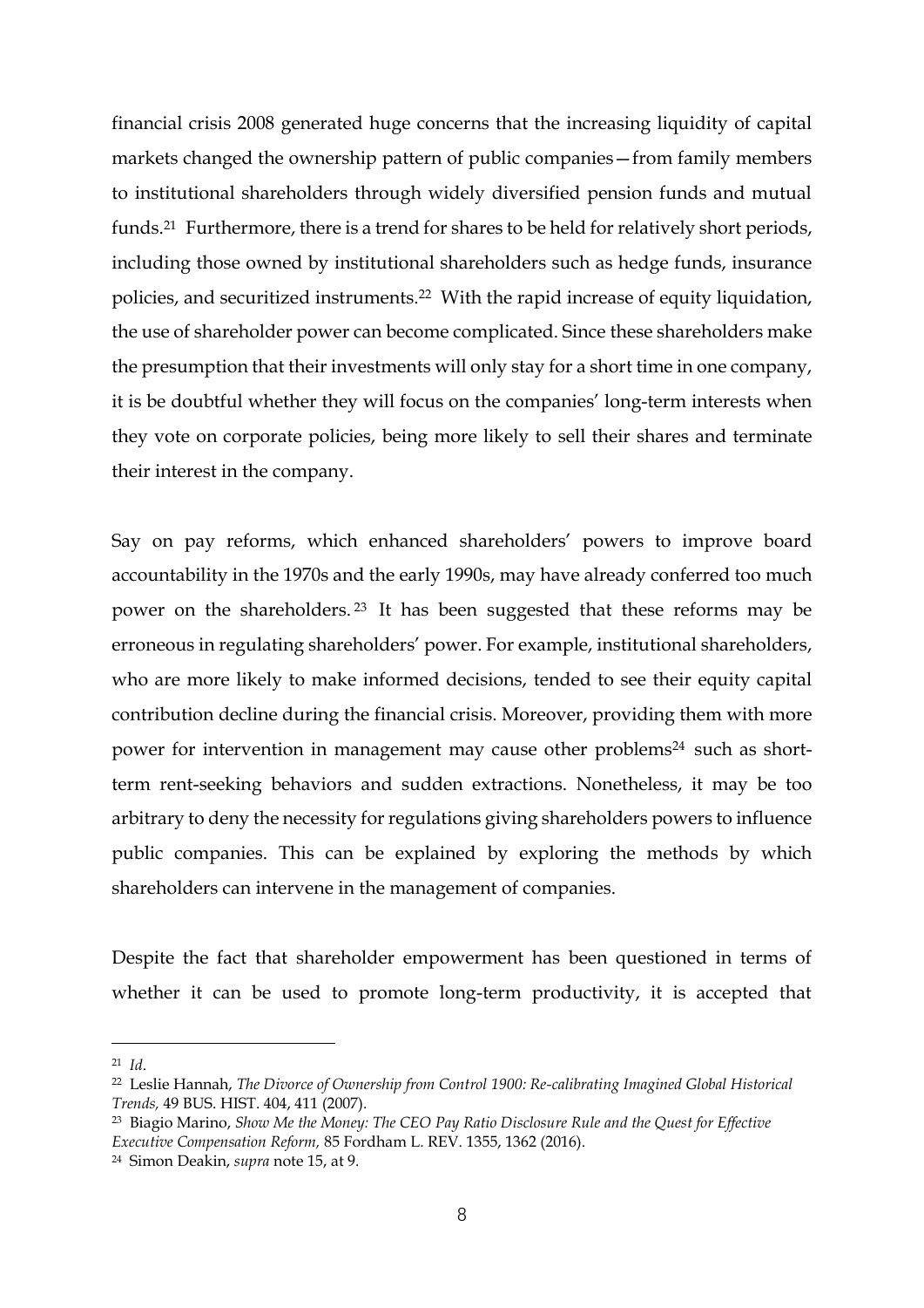financial crisis 2008 generated huge concerns that the increasing liquidity of capital markets changed the ownership pattern of public companies—from family members to institutional shareholders through widely diversified pension funds and mutual funds.[21] Furthermore, there is a trend for shares to be held for relatively short periods, including those owned by institutional shareholders such as hedge funds, insurance policies, and securitized instruments.[22] With the rapid increase of equity liquidation, the use of shareholder power can become complicated. Since these shareholders make the presumption that their investments will only stay for a short time in one company, it is be doubtful whether they will focus on the companies' long-term interests when they vote on corporate policies, being more likely to sell their shares and terminate their interest in the company.

Say on pay reforms, which enhanced shareholders' powers to improve board accountability in the 1970s and the early 1990s, may have already conferred too much power on the shareholders.[23] It has been suggested that these reforms may be erroneous in regulating shareholders' power. For example, institutional shareholders, who are more likely to make informed decisions, tended to see their equity capital contribution decline during the financial crisis. Moreover, providing them with more power for intervention in management may cause other problems[24] such as short-term rent-seeking behaviors and sudden extractions. Nonetheless, it may be too arbitrary to deny the necessity for regulations giving shareholders powers to influence public companies. This can be explained by exploring the methods by which shareholders can intervene in the management of companies.

Despite the fact that shareholder empowerment has been questioned in terms of whether it can be used to promote long-term productivity, it is accepted that

---

[21] *Id*.

[22] Leslie Hannah, *The Divorce of Ownership from Control 1900: Re-calibrating Imagined Global Historical Trends,* 49 BUS. HIST. 404, 411 (2007).

[23] Biagio Marino, *Show Me the Money: The CEO Pay Ratio Disclosure Rule and the Quest for Effective Executive Compensation Reform,* 85 Fordham L. REV. 1355, 1362 (2016).

[24] Simon Deakin, *supra* note 15, at 9.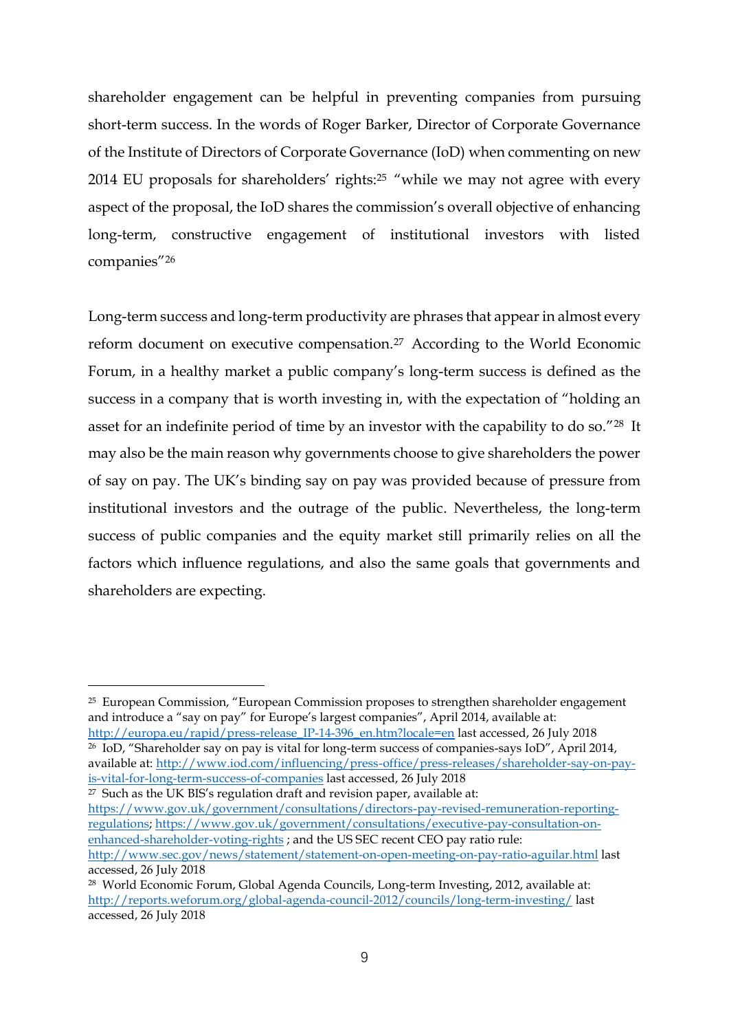shareholder engagement can be helpful in preventing companies from pursuing short-term success. In the words of Roger Barker, Director of Corporate Governance of the Institute of Directors of Corporate Governance (IoD) when commenting on new 2014 EU proposals for shareholders' rights:[25] "while we may not agree with every aspect of the proposal, the IoD shares the commission's overall objective of enhancing long-term, constructive engagement of institutional investors with listed companies"[26]

Long-term success and long-term productivity are phrases that appear in almost every reform document on executive compensation.[27] According to the World Economic Forum, in a healthy market a public company's long-term success is defined as the success in a company that is worth investing in, with the expectation of "holding an asset for an indefinite period of time by an investor with the capability to do so."[28] It may also be the main reason why governments choose to give shareholders the power of say on pay. The UK's binding say on pay was provided because of pressure from institutional investors and the outrage of the public. Nevertheless, the long-term success of public companies and the equity market still primarily relies on all the factors which influence regulations, and also the same goals that governments and shareholders are expecting.

---

[25] European Commission, "European Commission proposes to strengthen shareholder engagement and introduce a "say on pay" for Europe's largest companies", April 2014, available at: http://europa.eu/rapid/press-release_IP-14-396_en.htm?locale=en last accessed, 26 July 2018

[26] IoD, "Shareholder say on pay is vital for long-term success of companies-says IoD", April 2014, available at: http://www.iod.com/influencing/press-office/press-releases/shareholder-say-on-pay-is-vital-for-long-term-success-of-companies last accessed, 26 July 2018

[27] Such as the UK BIS's regulation draft and revision paper, available at: https://www.gov.uk/government/consultations/directors-pay-revised-remuneration-reporting-regulations; https://www.gov.uk/government/consultations/executive-pay-consultation-on-enhanced-shareholder-voting-rights ; and the US SEC recent CEO pay ratio rule: http://www.sec.gov/news/statement/statement-on-open-meeting-on-pay-ratio-aguilar.html last accessed, 26 July 2018

[28] World Economic Forum, Global Agenda Councils, Long-term Investing, 2012, available at: http://reports.weforum.org/global-agenda-council-2012/councils/long-term-investing/ last accessed, 26 July 2018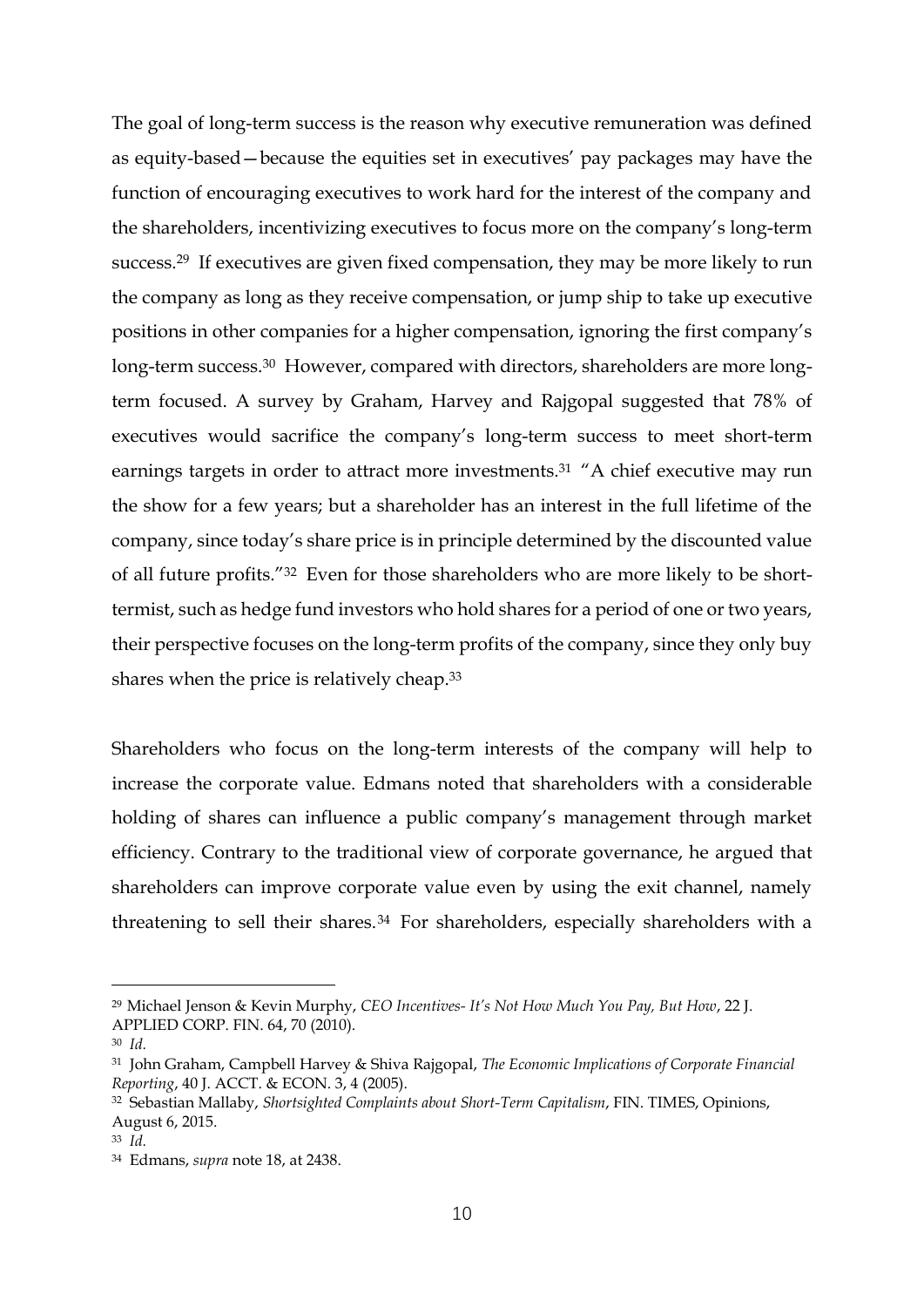The goal of long-term success is the reason why executive remuneration was defined as equity-based—because the equities set in executives' pay packages may have the function of encouraging executives to work hard for the interest of the company and the shareholders, incentivizing executives to focus more on the company's long-term success.[29] If executives are given fixed compensation, they may be more likely to run the company as long as they receive compensation, or jump ship to take up executive positions in other companies for a higher compensation, ignoring the first company's long-term success.[30] However, compared with directors, shareholders are more long-term focused. A survey by Graham, Harvey and Rajgopal suggested that 78% of executives would sacrifice the company's long-term success to meet short-term earnings targets in order to attract more investments.[31] "A chief executive may run the show for a few years; but a shareholder has an interest in the full lifetime of the company, since today's share price is in principle determined by the discounted value of all future profits."[32] Even for those shareholders who are more likely to be short-termist, such as hedge fund investors who hold shares for a period of one or two years, their perspective focuses on the long-term profits of the company, since they only buy shares when the price is relatively cheap.[33]

Shareholders who focus on the long-term interests of the company will help to increase the corporate value. Edmans noted that shareholders with a considerable holding of shares can influence a public company's management through market efficiency. Contrary to the traditional view of corporate governance, he argued that shareholders can improve corporate value even by using the exit channel, namely threatening to sell their shares.[34] For shareholders, especially shareholders with a

---

[29] Michael Jenson & Kevin Murphy, *CEO Incentives- It's Not How Much You Pay, But How*, 22 J. APPLIED CORP. FIN. 64, 70 (2010).

[30] *Id.*

[31] John Graham, Campbell Harvey & Shiva Rajgopal, *The Economic Implications of Corporate Financial Reporting*, 40 J. ACCT. & ECON. 3, 4 (2005).

[32] Sebastian Mallaby, *Shortsighted Complaints about Short-Term Capitalism*, FIN. TIMES, Opinions, August 6, 2015.

[33] *Id.*

[34] Edmans, *supra* note 18, at 2438.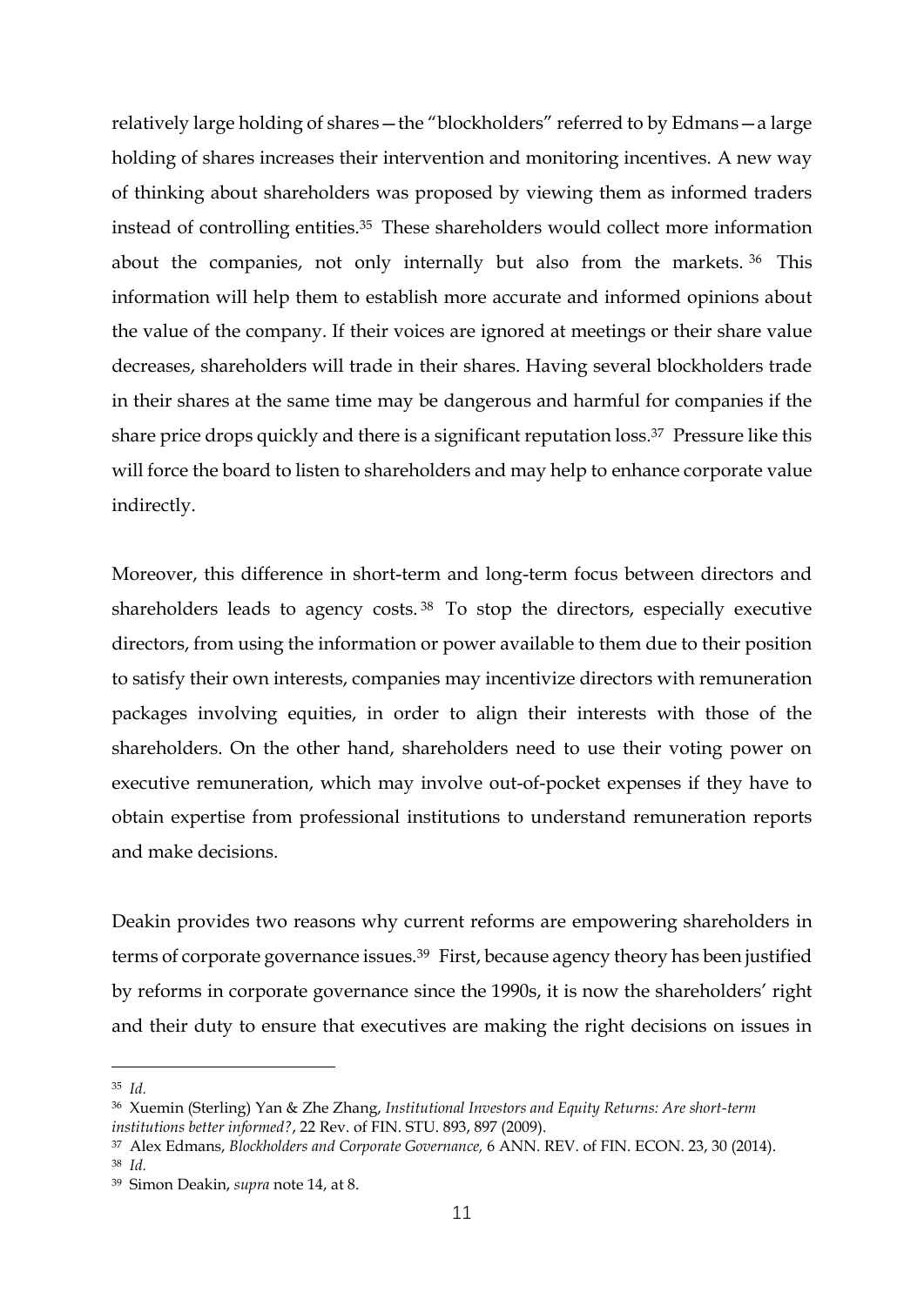relatively large holding of shares—the "blockholders" referred to by Edmans—a large holding of shares increases their intervention and monitoring incentives. A new way of thinking about shareholders was proposed by viewing them as informed traders instead of controlling entities.[35] These shareholders would collect more information about the companies, not only internally but also from the markets.[36] This information will help them to establish more accurate and informed opinions about the value of the company. If their voices are ignored at meetings or their share value decreases, shareholders will trade in their shares. Having several blockholders trade in their shares at the same time may be dangerous and harmful for companies if the share price drops quickly and there is a significant reputation loss.[37] Pressure like this will force the board to listen to shareholders and may help to enhance corporate value indirectly.

Moreover, this difference in short-term and long-term focus between directors and shareholders leads to agency costs.[38] To stop the directors, especially executive directors, from using the information or power available to them due to their position to satisfy their own interests, companies may incentivize directors with remuneration packages involving equities, in order to align their interests with those of the shareholders. On the other hand, shareholders need to use their voting power on executive remuneration, which may involve out-of-pocket expenses if they have to obtain expertise from professional institutions to understand remuneration reports and make decisions.

Deakin provides two reasons why current reforms are empowering shareholders in terms of corporate governance issues.[39] First, because agency theory has been justified by reforms in corporate governance since the 1990s, it is now the shareholders' right and their duty to ensure that executives are making the right decisions on issues in

---

[35] *Id.*

[36] Xuemin (Sterling) Yan & Zhe Zhang, *Institutional Investors and Equity Returns: Are short-term institutions better informed?*, 22 Rev. of FIN. STU. 893, 897 (2009).

[37] Alex Edmans, *Blockholders and Corporate Governance,* 6 ANN. REV. of FIN. ECON. 23, 30 (2014).

[38] *Id.*

[39] Simon Deakin, *supra* note 14, at 8.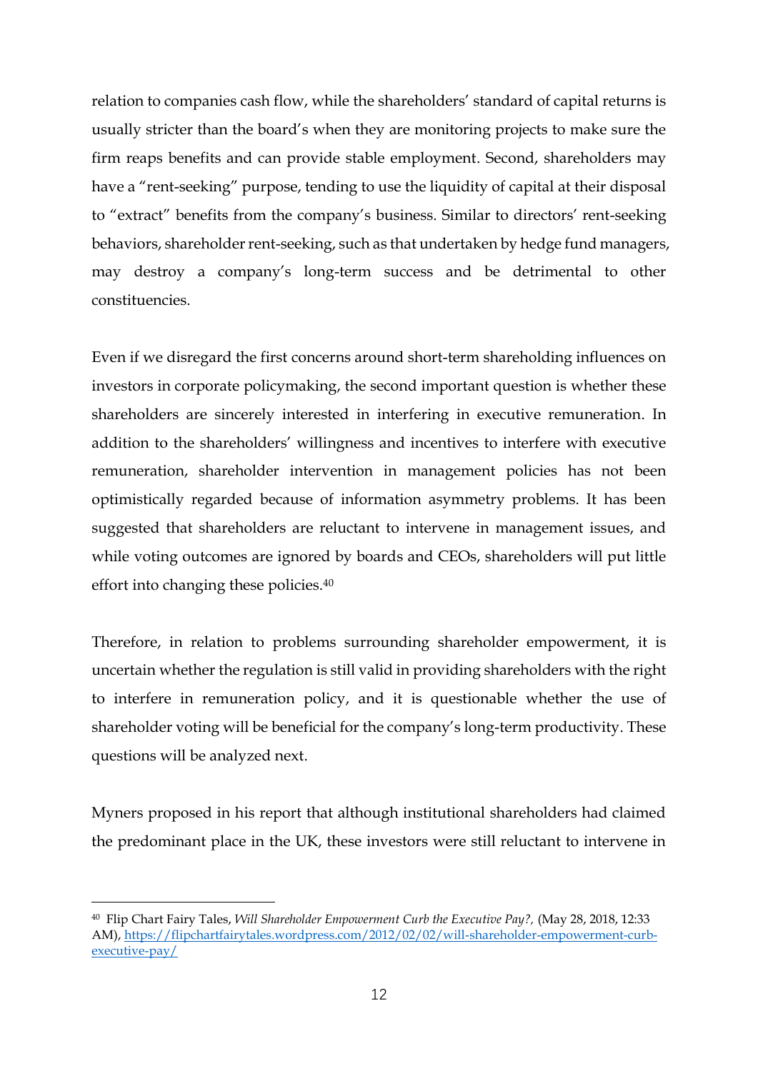relation to companies cash flow, while the shareholders' standard of capital returns is usually stricter than the board's when they are monitoring projects to make sure the firm reaps benefits and can provide stable employment. Second, shareholders may have a "rent-seeking" purpose, tending to use the liquidity of capital at their disposal to "extract" benefits from the company's business. Similar to directors' rent-seeking behaviors, shareholder rent-seeking, such as that undertaken by hedge fund managers, may destroy a company's long-term success and be detrimental to other constituencies.

Even if we disregard the first concerns around short-term shareholding influences on investors in corporate policymaking, the second important question is whether these shareholders are sincerely interested in interfering in executive remuneration. In addition to the shareholders' willingness and incentives to interfere with executive remuneration, shareholder intervention in management policies has not been optimistically regarded because of information asymmetry problems. It has been suggested that shareholders are reluctant to intervene in management issues, and while voting outcomes are ignored by boards and CEOs, shareholders will put little effort into changing these policies.[40]

Therefore, in relation to problems surrounding shareholder empowerment, it is uncertain whether the regulation is still valid in providing shareholders with the right to interfere in remuneration policy, and it is questionable whether the use of shareholder voting will be beneficial for the company's long-term productivity. These questions will be analyzed next.

Myners proposed in his report that although institutional shareholders had claimed the predominant place in the UK, these investors were still reluctant to intervene in

---

[40] Flip Chart Fairy Tales, *Will Shareholder Empowerment Curb the Executive Pay?,* (May 28, 2018, 12:33 AM), https://flipchartfairytales.wordpress.com/2012/02/02/will-shareholder-empowerment-curb-executive-pay/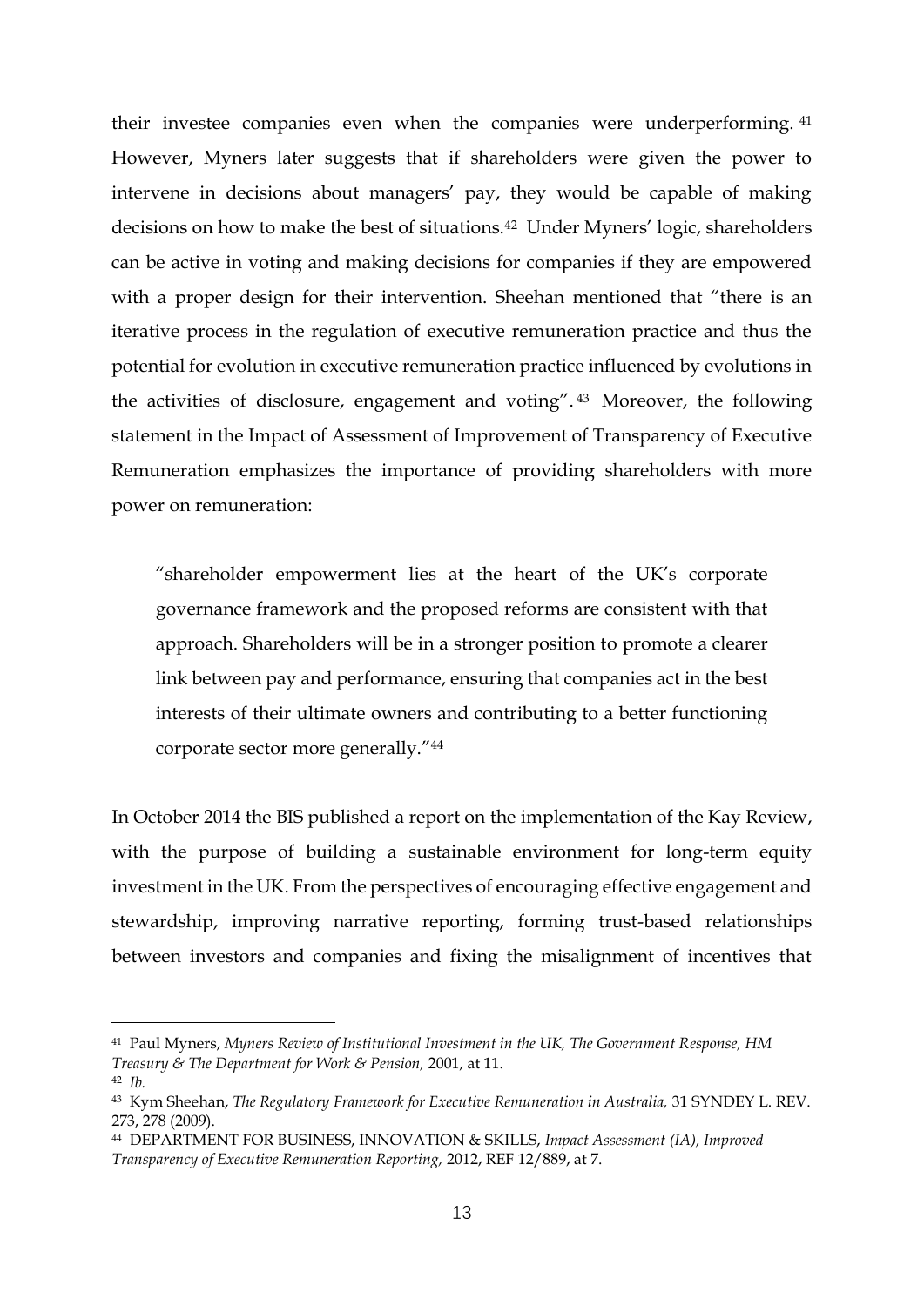their investee companies even when the companies were underperforming. [41] However, Myners later suggests that if shareholders were given the power to intervene in decisions about managers' pay, they would be capable of making decisions on how to make the best of situations.[42] Under Myners' logic, shareholders can be active in voting and making decisions for companies if they are empowered with a proper design for their intervention. Sheehan mentioned that "there is an iterative process in the regulation of executive remuneration practice and thus the potential for evolution in executive remuneration practice influenced by evolutions in the activities of disclosure, engagement and voting". [43] Moreover, the following statement in the Impact of Assessment of Improvement of Transparency of Executive Remuneration emphasizes the importance of providing shareholders with more power on remuneration:

> "shareholder empowerment lies at the heart of the UK's corporate governance framework and the proposed reforms are consistent with that approach. Shareholders will be in a stronger position to promote a clearer link between pay and performance, ensuring that companies act in the best interests of their ultimate owners and contributing to a better functioning corporate sector more generally."[44]

In October 2014 the BIS published a report on the implementation of the Kay Review, with the purpose of building a sustainable environment for long-term equity investment in the UK. From the perspectives of encouraging effective engagement and stewardship, improving narrative reporting, forming trust-based relationships between investors and companies and fixing the misalignment of incentives that

---

[41] Paul Myners, *Myners Review of Institutional Investment in the UK, The Government Response, HM Treasury & The Department for Work & Pension,* 2001, at 11.

[42] *Ib.*

[43] Kym Sheehan, *The Regulatory Framework for Executive Remuneration in Australia,* 31 SYNDEY L. REV. 273, 278 (2009).

[44] DEPARTMENT FOR BUSINESS, INNOVATION & SKILLS, *Impact Assessment (IA), Improved Transparency of Executive Remuneration Reporting,* 2012, REF 12/889, at 7.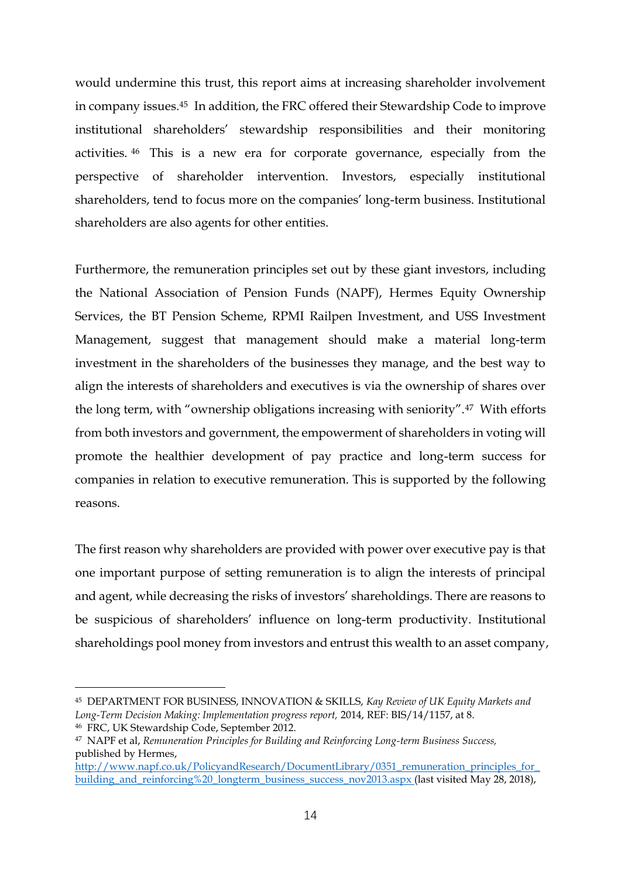would undermine this trust, this report aims at increasing shareholder involvement in company issues.[45] In addition, the FRC offered their Stewardship Code to improve institutional shareholders' stewardship responsibilities and their monitoring activities.[46] This is a new era for corporate governance, especially from the perspective of shareholder intervention. Investors, especially institutional shareholders, tend to focus more on the companies' long-term business. Institutional shareholders are also agents for other entities.

Furthermore, the remuneration principles set out by these giant investors, including the National Association of Pension Funds (NAPF), Hermes Equity Ownership Services, the BT Pension Scheme, RPMI Railpen Investment, and USS Investment Management, suggest that management should make a material long-term investment in the shareholders of the businesses they manage, and the best way to align the interests of shareholders and executives is via the ownership of shares over the long term, with "ownership obligations increasing with seniority".[47] With efforts from both investors and government, the empowerment of shareholders in voting will promote the healthier development of pay practice and long-term success for companies in relation to executive remuneration. This is supported by the following reasons.

The first reason why shareholders are provided with power over executive pay is that one important purpose of setting remuneration is to align the interests of principal and agent, while decreasing the risks of investors' shareholdings. There are reasons to be suspicious of shareholders' influence on long-term productivity. Institutional shareholdings pool money from investors and entrust this wealth to an asset company,

---

[45] DEPARTMENT FOR BUSINESS, INNOVATION & SKILLS, *Kay Review of UK Equity Markets and Long-Term Decision Making: Implementation progress report,* 2014, REF: BIS/14/1157, at 8.

[46] FRC, UK Stewardship Code, September 2012.

[47] NAPF et al, *Remuneration Principles for Building and Reinforcing Long-term Business Success,* published by Hermes, http://www.napf.co.uk/PolicyandResearch/DocumentLibrary/0351_remuneration_principles_for_building_and_reinforcing%20_longterm_business_success_nov2013.aspx (last visited May 28, 2018),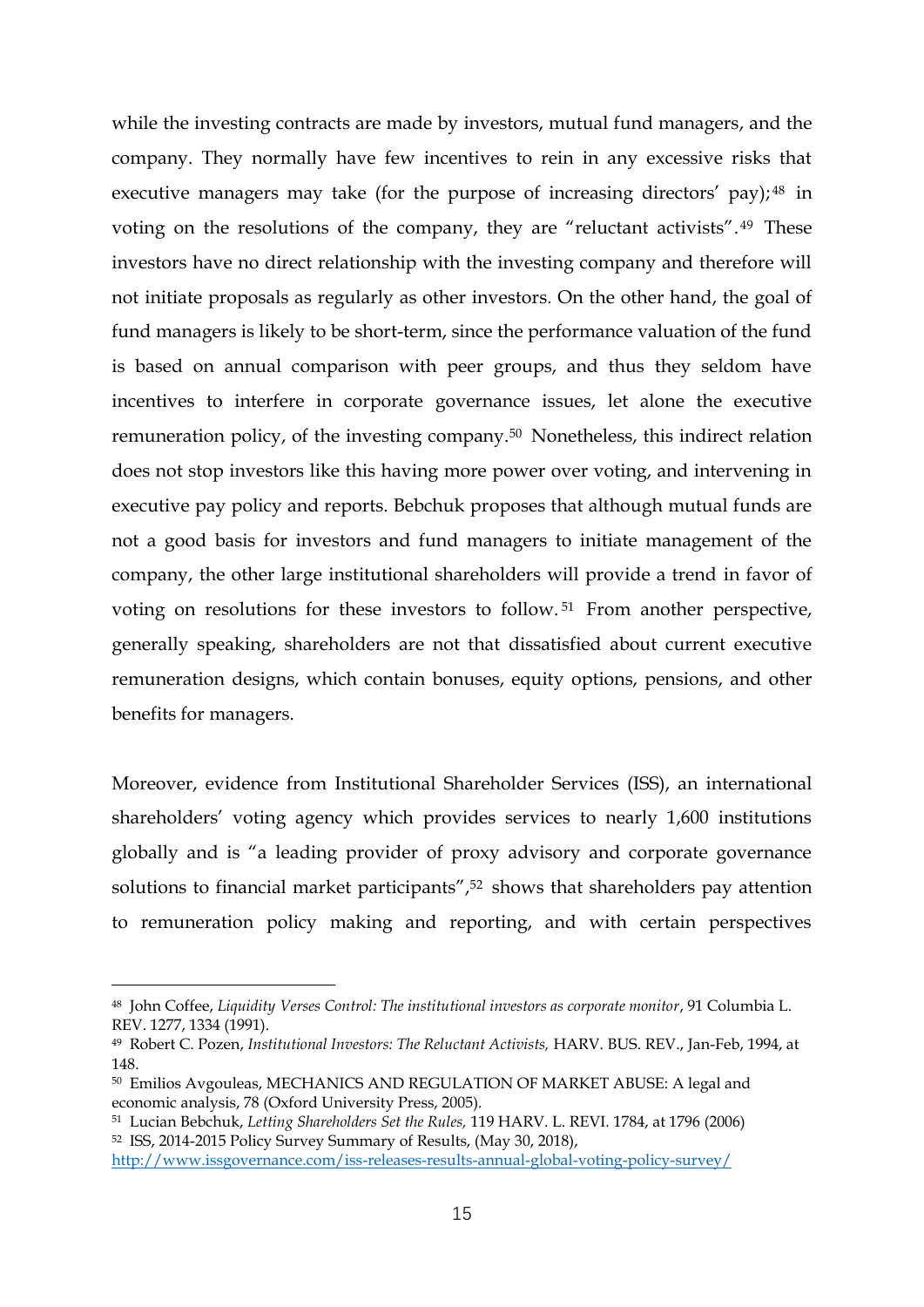while the investing contracts are made by investors, mutual fund managers, and the company. They normally have few incentives to rein in any excessive risks that executive managers may take (for the purpose of increasing directors' pay);[48] in voting on the resolutions of the company, they are "reluctant activists".[49] These investors have no direct relationship with the investing company and therefore will not initiate proposals as regularly as other investors. On the other hand, the goal of fund managers is likely to be short-term, since the performance valuation of the fund is based on annual comparison with peer groups, and thus they seldom have incentives to interfere in corporate governance issues, let alone the executive remuneration policy, of the investing company.[50] Nonetheless, this indirect relation does not stop investors like this having more power over voting, and intervening in executive pay policy and reports. Bebchuk proposes that although mutual funds are not a good basis for investors and fund managers to initiate management of the company, the other large institutional shareholders will provide a trend in favor of voting on resolutions for these investors to follow.[51] From another perspective, generally speaking, shareholders are not that dissatisfied about current executive remuneration designs, which contain bonuses, equity options, pensions, and other benefits for managers.

Moreover, evidence from Institutional Shareholder Services (ISS), an international shareholders' voting agency which provides services to nearly 1,600 institutions globally and is "a leading provider of proxy advisory and corporate governance solutions to financial market participants",[52] shows that shareholders pay attention to remuneration policy making and reporting, and with certain perspectives

---

[48] John Coffee, *Liquidity Verses Control: The institutional investors as corporate monitor*, 91 Columbia L. REV. 1277, 1334 (1991).

[49] Robert C. Pozen, *Institutional Investors: The Reluctant Activists,* HARV. BUS. REV., Jan-Feb, 1994, at 148.

[50] Emilios Avgouleas, MECHANICS AND REGULATION OF MARKET ABUSE: A legal and economic analysis, 78 (Oxford University Press, 2005).

[51] Lucian Bebchuk, *Letting Shareholders Set the Rules,* 119 HARV. L. REVI. 1784, at 1796 (2006)

[52] ISS, 2014-2015 Policy Survey Summary of Results, (May 30, 2018), http://www.issgovernance.com/iss-releases-results-annual-global-voting-policy-survey/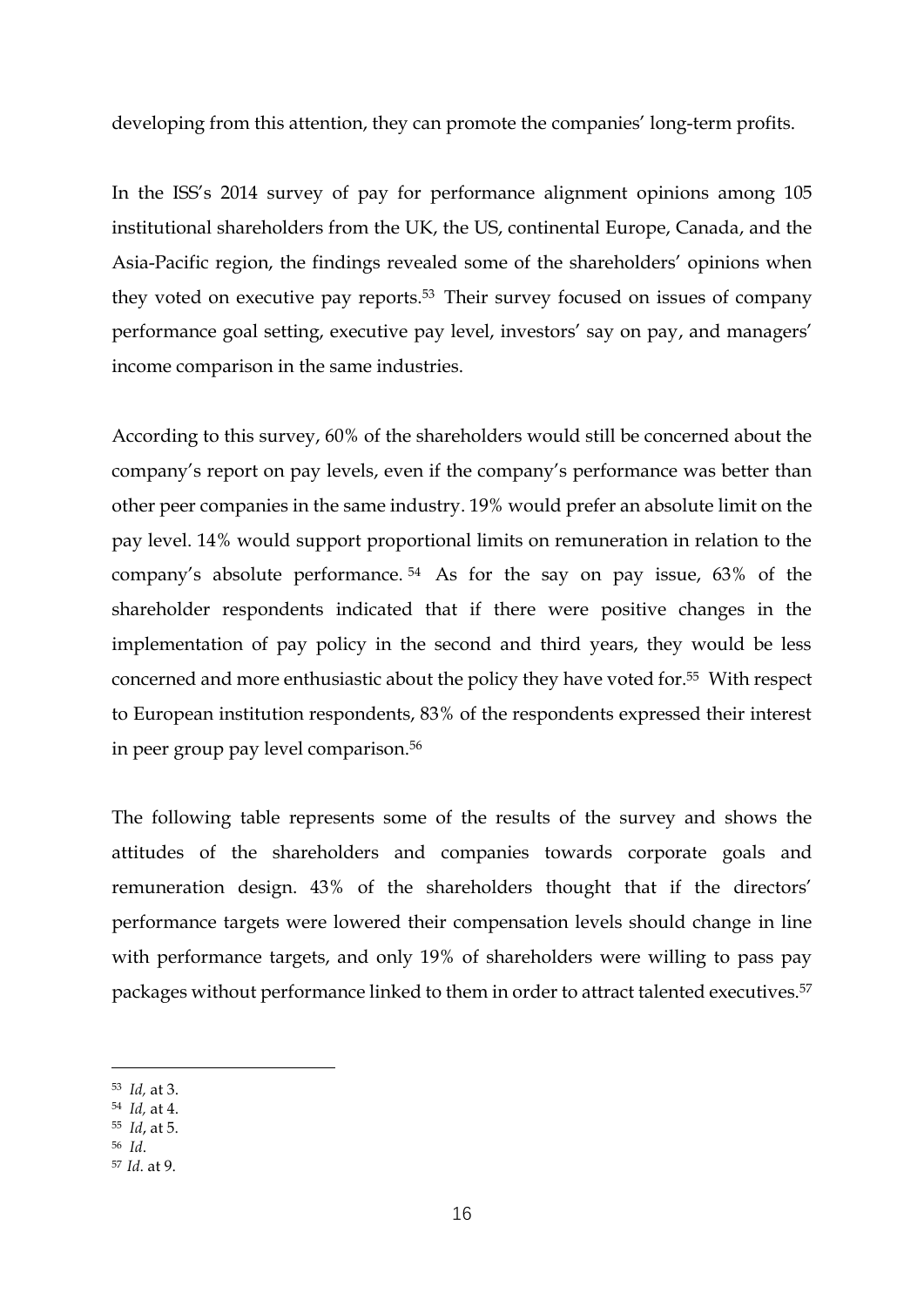developing from this attention, they can promote the companies' long-term profits.

In the ISS's 2014 survey of pay for performance alignment opinions among 105 institutional shareholders from the UK, the US, continental Europe, Canada, and the Asia-Pacific region, the findings revealed some of the shareholders' opinions when they voted on executive pay reports.[53] Their survey focused on issues of company performance goal setting, executive pay level, investors' say on pay, and managers' income comparison in the same industries.

According to this survey, 60% of the shareholders would still be concerned about the company's report on pay levels, even if the company's performance was better than other peer companies in the same industry. 19% would prefer an absolute limit on the pay level. 14% would support proportional limits on remuneration in relation to the company's absolute performance.[54] As for the say on pay issue, 63% of the shareholder respondents indicated that if there were positive changes in the implementation of pay policy in the second and third years, they would be less concerned and more enthusiastic about the policy they have voted for.[55] With respect to European institution respondents, 83% of the respondents expressed their interest in peer group pay level comparison.[56]

The following table represents some of the results of the survey and shows the attitudes of the shareholders and companies towards corporate goals and remuneration design. 43% of the shareholders thought that if the directors' performance targets were lowered their compensation levels should change in line with performance targets, and only 19% of shareholders were willing to pass pay packages without performance linked to them in order to attract talented executives.[57]

[53] *Id,* at 3.
[54] *Id,* at 4.
[55] *Id*, at 5.
[56] *Id*.
[57] *Id*. at 9.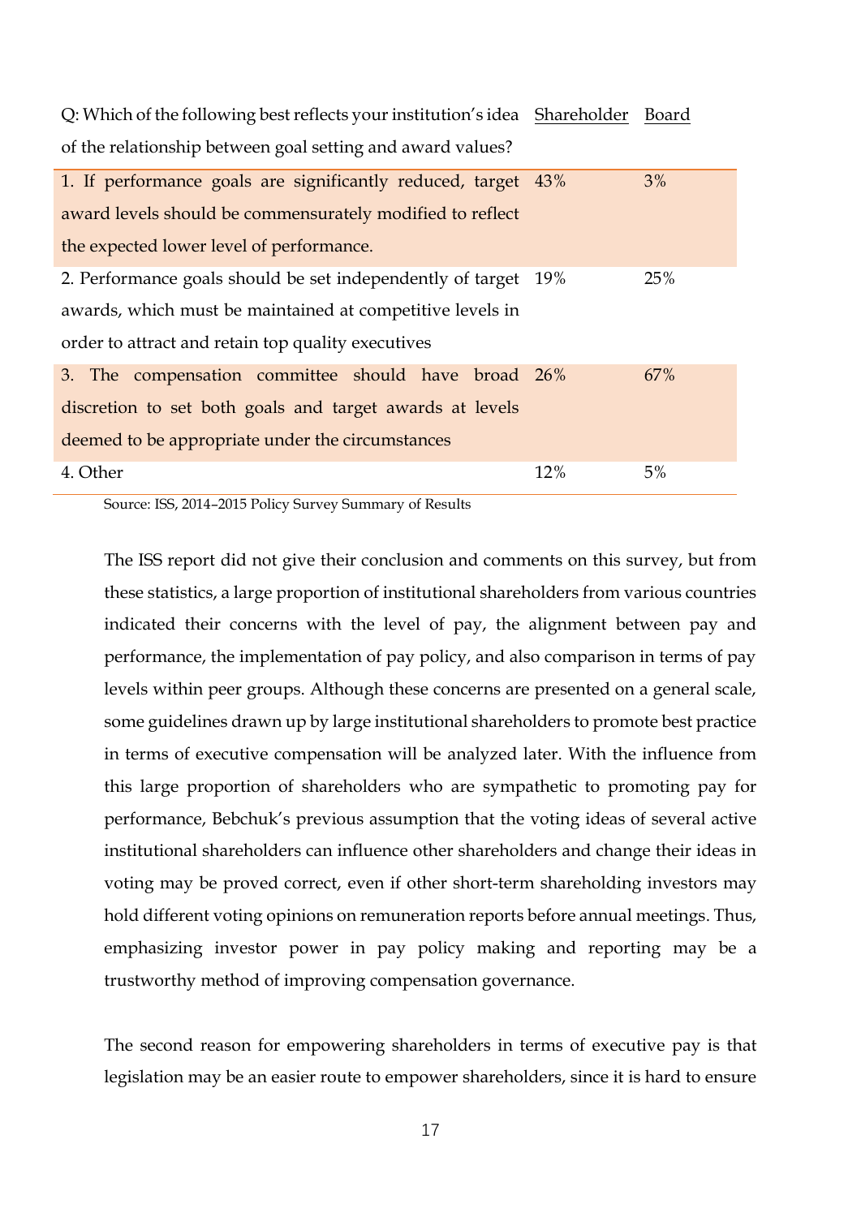| Q: Which of the following best reflects your institution's idea of the relationship between goal setting and award values? | Shareholder | Board |
|---|---|---|
| 1. If performance goals are significantly reduced, target award levels should be commensurately modified to reflect the expected lower level of performance. | 43% | 3% |
| 2. Performance goals should be set independently of target awards, which must be maintained at competitive levels in order to attract and retain top quality executives | 19% | 25% |
| 3. The compensation committee should have broad discretion to set both goals and target awards at levels deemed to be appropriate under the circumstances | 26% | 67% |
| 4. Other | 12% | 5% |

Source: ISS, 2014–2015 Policy Survey Summary of Results

The ISS report did not give their conclusion and comments on this survey, but from these statistics, a large proportion of institutional shareholders from various countries indicated their concerns with the level of pay, the alignment between pay and performance, the implementation of pay policy, and also comparison in terms of pay levels within peer groups. Although these concerns are presented on a general scale, some guidelines drawn up by large institutional shareholders to promote best practice in terms of executive compensation will be analyzed later. With the influence from this large proportion of shareholders who are sympathetic to promoting pay for performance, Bebchuk's previous assumption that the voting ideas of several active institutional shareholders can influence other shareholders and change their ideas in voting may be proved correct, even if other short-term shareholding investors may hold different voting opinions on remuneration reports before annual meetings. Thus, emphasizing investor power in pay policy making and reporting may be a trustworthy method of improving compensation governance.

The second reason for empowering shareholders in terms of executive pay is that legislation may be an easier route to empower shareholders, since it is hard to ensure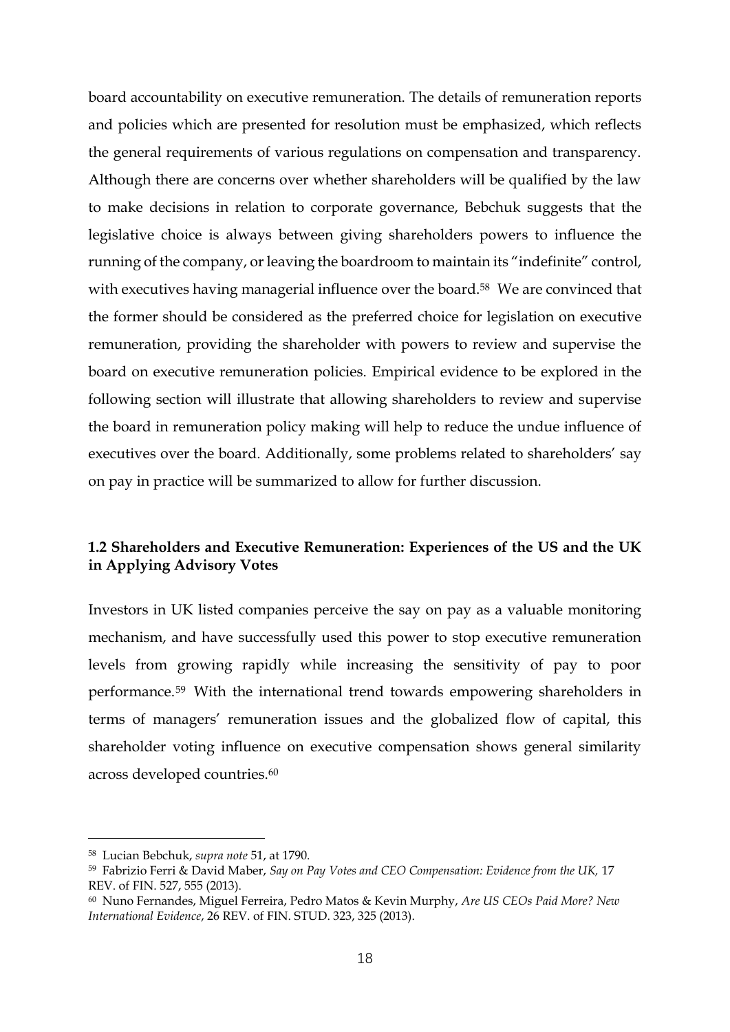board accountability on executive remuneration. The details of remuneration reports and policies which are presented for resolution must be emphasized, which reflects the general requirements of various regulations on compensation and transparency. Although there are concerns over whether shareholders will be qualified by the law to make decisions in relation to corporate governance, Bebchuk suggests that the legislative choice is always between giving shareholders powers to influence the running of the company, or leaving the boardroom to maintain its "indefinite" control, with executives having managerial influence over the board.[58] We are convinced that the former should be considered as the preferred choice for legislation on executive remuneration, providing the shareholder with powers to review and supervise the board on executive remuneration policies. Empirical evidence to be explored in the following section will illustrate that allowing shareholders to review and supervise the board in remuneration policy making will help to reduce the undue influence of executives over the board. Additionally, some problems related to shareholders' say on pay in practice will be summarized to allow for further discussion.

### 1.2 Shareholders and Executive Remuneration: Experiences of the US and the UK in Applying Advisory Votes

Investors in UK listed companies perceive the say on pay as a valuable monitoring mechanism, and have successfully used this power to stop executive remuneration levels from growing rapidly while increasing the sensitivity of pay to poor performance.[59] With the international trend towards empowering shareholders in terms of managers' remuneration issues and the globalized flow of capital, this shareholder voting influence on executive compensation shows general similarity across developed countries.[60]

---

[58] Lucian Bebchuk, *supra note* 51, at 1790.

[59] Fabrizio Ferri & David Maber, *Say on Pay Votes and CEO Compensation: Evidence from the UK,* 17 REV. of FIN. 527, 555 (2013).

[60] Nuno Fernandes, Miguel Ferreira, Pedro Matos & Kevin Murphy, *Are US CEOs Paid More? New International Evidence*, 26 REV. of FIN. STUD. 323, 325 (2013).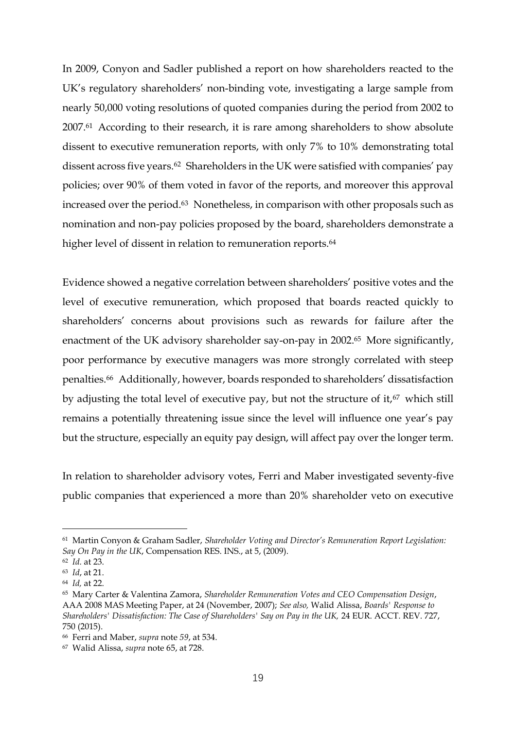In 2009, Conyon and Sadler published a report on how shareholders reacted to the UK's regulatory shareholders' non-binding vote, investigating a large sample from nearly 50,000 voting resolutions of quoted companies during the period from 2002 to 2007.[61] According to their research, it is rare among shareholders to show absolute dissent to executive remuneration reports, with only 7% to 10% demonstrating total dissent across five years.[62] Shareholders in the UK were satisfied with companies' pay policies; over 90% of them voted in favor of the reports, and moreover this approval increased over the period.[63] Nonetheless, in comparison with other proposals such as nomination and non-pay policies proposed by the board, shareholders demonstrate a higher level of dissent in relation to remuneration reports.[64]

Evidence showed a negative correlation between shareholders' positive votes and the level of executive remuneration, which proposed that boards reacted quickly to shareholders' concerns about provisions such as rewards for failure after the enactment of the UK advisory shareholder say-on-pay in 2002.[65] More significantly, poor performance by executive managers was more strongly correlated with steep penalties.[66] Additionally, however, boards responded to shareholders' dissatisfaction by adjusting the total level of executive pay, but not the structure of it,[67] which still remains a potentially threatening issue since the level will influence one year's pay but the structure, especially an equity pay design, will affect pay over the longer term.

In relation to shareholder advisory votes, Ferri and Maber investigated seventy-five public companies that experienced a more than 20% shareholder veto on executive

---

[61] Martin Conyon & Graham Sadler, *Shareholder Voting and Director's Remuneration Report Legislation: Say On Pay in the UK*, Compensation RES. INS., at 5, (2009).

[62] *Id.* at 23.

[63] *Id*, at 21.

[64] *Id,* at 22.

[65] Mary Carter & Valentina Zamora, *Shareholder Remuneration Votes and CEO Compensation Design*, AAA 2008 MAS Meeting Paper, at 24 (November, 2007); *See also,* Walid Alissa, *Boards' Response to Shareholders' Dissatisfaction: The Case of Shareholders' Say on Pay in the UK,* 24 EUR. ACCT. REV. 727, 750 (2015).

[66] Ferri and Maber, *supra* note *59*, at 534.

[67] Walid Alissa, *supra* note 65, at 728.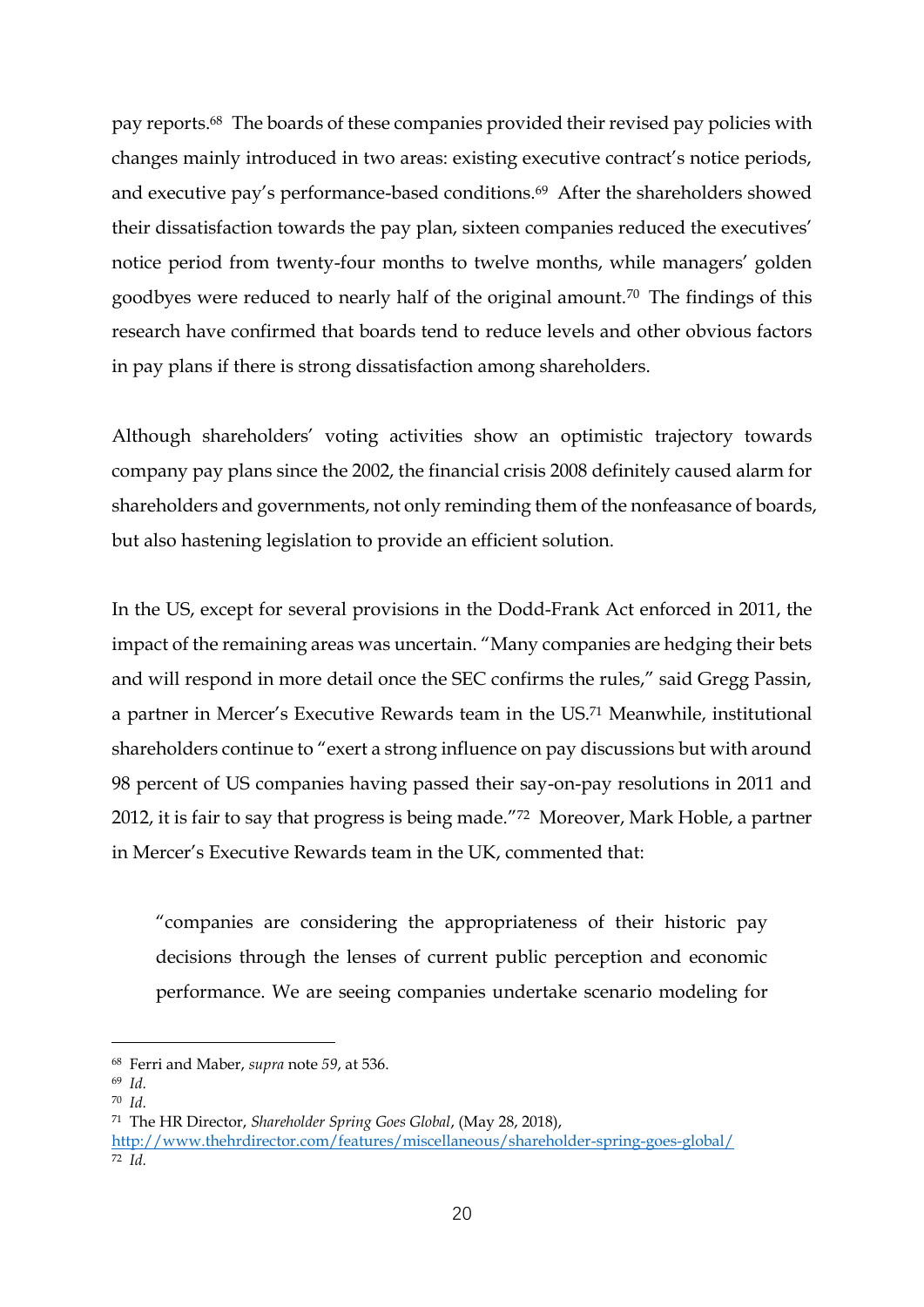pay reports.[68] The boards of these companies provided their revised pay policies with changes mainly introduced in two areas: existing executive contract's notice periods, and executive pay's performance-based conditions.[69] After the shareholders showed their dissatisfaction towards the pay plan, sixteen companies reduced the executives' notice period from twenty-four months to twelve months, while managers' golden goodbyes were reduced to nearly half of the original amount.[70] The findings of this research have confirmed that boards tend to reduce levels and other obvious factors in pay plans if there is strong dissatisfaction among shareholders.

Although shareholders' voting activities show an optimistic trajectory towards company pay plans since the 2002, the financial crisis 2008 definitely caused alarm for shareholders and governments, not only reminding them of the nonfeasance of boards, but also hastening legislation to provide an efficient solution.

In the US, except for several provisions in the Dodd-Frank Act enforced in 2011, the impact of the remaining areas was uncertain. "Many companies are hedging their bets and will respond in more detail once the SEC confirms the rules," said Gregg Passin, a partner in Mercer's Executive Rewards team in the US.[71] Meanwhile, institutional shareholders continue to "exert a strong influence on pay discussions but with around 98 percent of US companies having passed their say-on-pay resolutions in 2011 and 2012, it is fair to say that progress is being made."[72] Moreover, Mark Hoble, a partner in Mercer's Executive Rewards team in the UK, commented that:

> "companies are considering the appropriateness of their historic pay decisions through the lenses of current public perception and economic performance. We are seeing companies undertake scenario modeling for

---

[68] Ferri and Maber, *supra* note *59*, at 536.

[69] *Id.*

[70] *Id.*

[71] The HR Director, *Shareholder Spring Goes Global*, (May 28, 2018), http://www.thehrdirector.com/features/miscellaneous/shareholder-spring-goes-global/

[72] *Id.*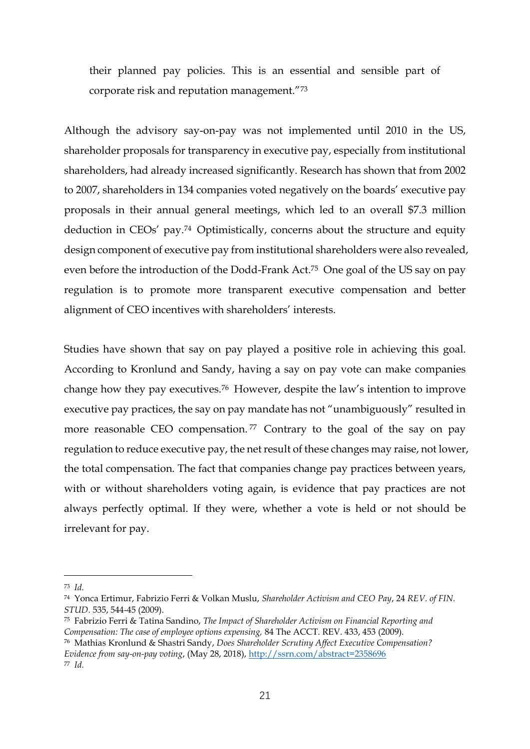their planned pay policies. This is an essential and sensible part of corporate risk and reputation management."[73]

Although the advisory say-on-pay was not implemented until 2010 in the US, shareholder proposals for transparency in executive pay, especially from institutional shareholders, had already increased significantly. Research has shown that from 2002 to 2007, shareholders in 134 companies voted negatively on the boards' executive pay proposals in their annual general meetings, which led to an overall $7.3 million deduction in CEOs' pay.[74] Optimistically, concerns about the structure and equity design component of executive pay from institutional shareholders were also revealed, even before the introduction of the Dodd-Frank Act.[75] One goal of the US say on pay regulation is to promote more transparent executive compensation and better alignment of CEO incentives with shareholders' interests.

Studies have shown that say on pay played a positive role in achieving this goal. According to Kronlund and Sandy, having a say on pay vote can make companies change how they pay executives.[76] However, despite the law's intention to improve executive pay practices, the say on pay mandate has not "unambiguously" resulted in more reasonable CEO compensation.[77] Contrary to the goal of the say on pay regulation to reduce executive pay, the net result of these changes may raise, not lower, the total compensation. The fact that companies change pay practices between years, with or without shareholders voting again, is evidence that pay practices are not always perfectly optimal. If they were, whether a vote is held or not should be irrelevant for pay.

---

[73] *Id.*

[74] Yonca Ertimur, Fabrizio Ferri & Volkan Muslu, *Shareholder Activism and CEO Pay*, 24 *REV. of FIN. STUD.* 535, 544-45 (2009).

[75] Fabrizio Ferri & Tatina Sandino, *The Impact of Shareholder Activism on Financial Reporting and Compensation: The case of employee options expensing,* 84 The ACCT. REV. 433, 453 (2009).

[76] Mathias Kronlund & Shastri Sandy, *Does Shareholder Scrutiny Affect Executive Compensation? Evidence from say-on-pay voting*, (May 28, 2018), http://ssrn.com/abstract=2358696

[77] *Id.*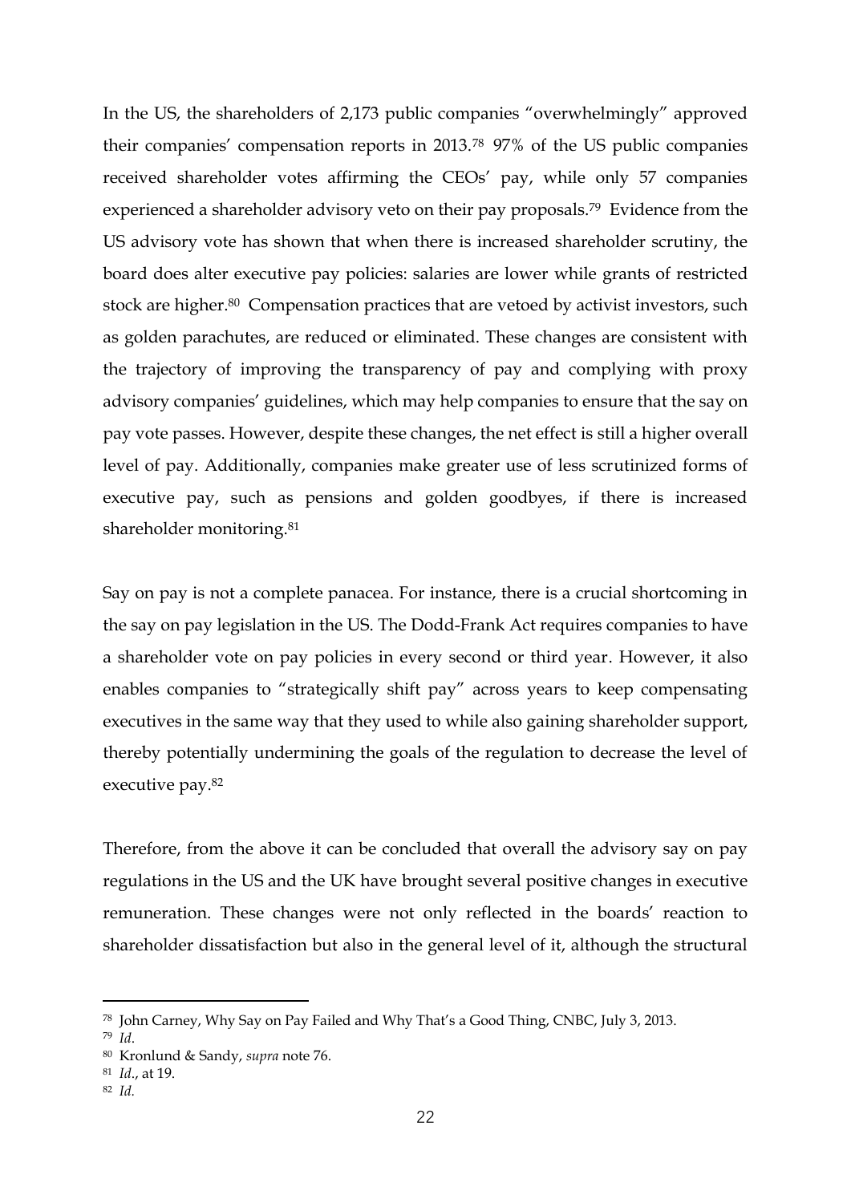In the US, the shareholders of 2,173 public companies "overwhelmingly" approved their companies' compensation reports in 2013.[78] 97% of the US public companies received shareholder votes affirming the CEOs' pay, while only 57 companies experienced a shareholder advisory veto on their pay proposals.[79] Evidence from the US advisory vote has shown that when there is increased shareholder scrutiny, the board does alter executive pay policies: salaries are lower while grants of restricted stock are higher.[80] Compensation practices that are vetoed by activist investors, such as golden parachutes, are reduced or eliminated. These changes are consistent with the trajectory of improving the transparency of pay and complying with proxy advisory companies' guidelines, which may help companies to ensure that the say on pay vote passes. However, despite these changes, the net effect is still a higher overall level of pay. Additionally, companies make greater use of less scrutinized forms of executive pay, such as pensions and golden goodbyes, if there is increased shareholder monitoring.[81]

Say on pay is not a complete panacea. For instance, there is a crucial shortcoming in the say on pay legislation in the US. The Dodd-Frank Act requires companies to have a shareholder vote on pay policies in every second or third year. However, it also enables companies to "strategically shift pay" across years to keep compensating executives in the same way that they used to while also gaining shareholder support, thereby potentially undermining the goals of the regulation to decrease the level of executive pay.[82]

Therefore, from the above it can be concluded that overall the advisory say on pay regulations in the US and the UK have brought several positive changes in executive remuneration. These changes were not only reflected in the boards' reaction to shareholder dissatisfaction but also in the general level of it, although the structural

---

[78] John Carney, Why Say on Pay Failed and Why That's a Good Thing, CNBC, July 3, 2013.

[79] *Id*.

[80] Kronlund & Sandy, *supra* note 76.

[81] *Id*., at 19.

[82] *Id*.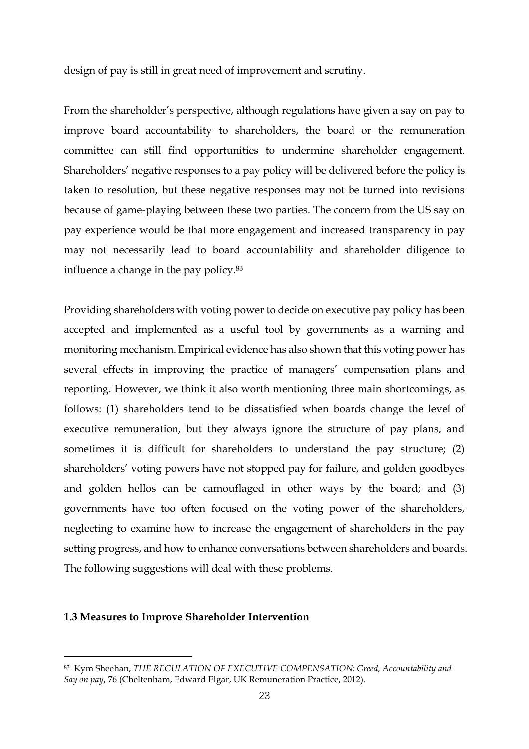design of pay is still in great need of improvement and scrutiny.

From the shareholder's perspective, although regulations have given a say on pay to improve board accountability to shareholders, the board or the remuneration committee can still find opportunities to undermine shareholder engagement. Shareholders' negative responses to a pay policy will be delivered before the policy is taken to resolution, but these negative responses may not be turned into revisions because of game-playing between these two parties. The concern from the US say on pay experience would be that more engagement and increased transparency in pay may not necessarily lead to board accountability and shareholder diligence to influence a change in the pay policy.[83]

Providing shareholders with voting power to decide on executive pay policy has been accepted and implemented as a useful tool by governments as a warning and monitoring mechanism. Empirical evidence has also shown that this voting power has several effects in improving the practice of managers' compensation plans and reporting. However, we think it also worth mentioning three main shortcomings, as follows: (1) shareholders tend to be dissatisfied when boards change the level of executive remuneration, but they always ignore the structure of pay plans, and sometimes it is difficult for shareholders to understand the pay structure; (2) shareholders' voting powers have not stopped pay for failure, and golden goodbyes and golden hellos can be camouflaged in other ways by the board; and (3) governments have too often focused on the voting power of the shareholders, neglecting to examine how to increase the engagement of shareholders in the pay setting progress, and how to enhance conversations between shareholders and boards. The following suggestions will deal with these problems.

### 1.3 Measures to Improve Shareholder Intervention

---

[83] Kym Sheehan, *THE REGULATION OF EXECUTIVE COMPENSATION: Greed, Accountability and Say on pay*, 76 (Cheltenham, Edward Elgar, UK Remuneration Practice, 2012).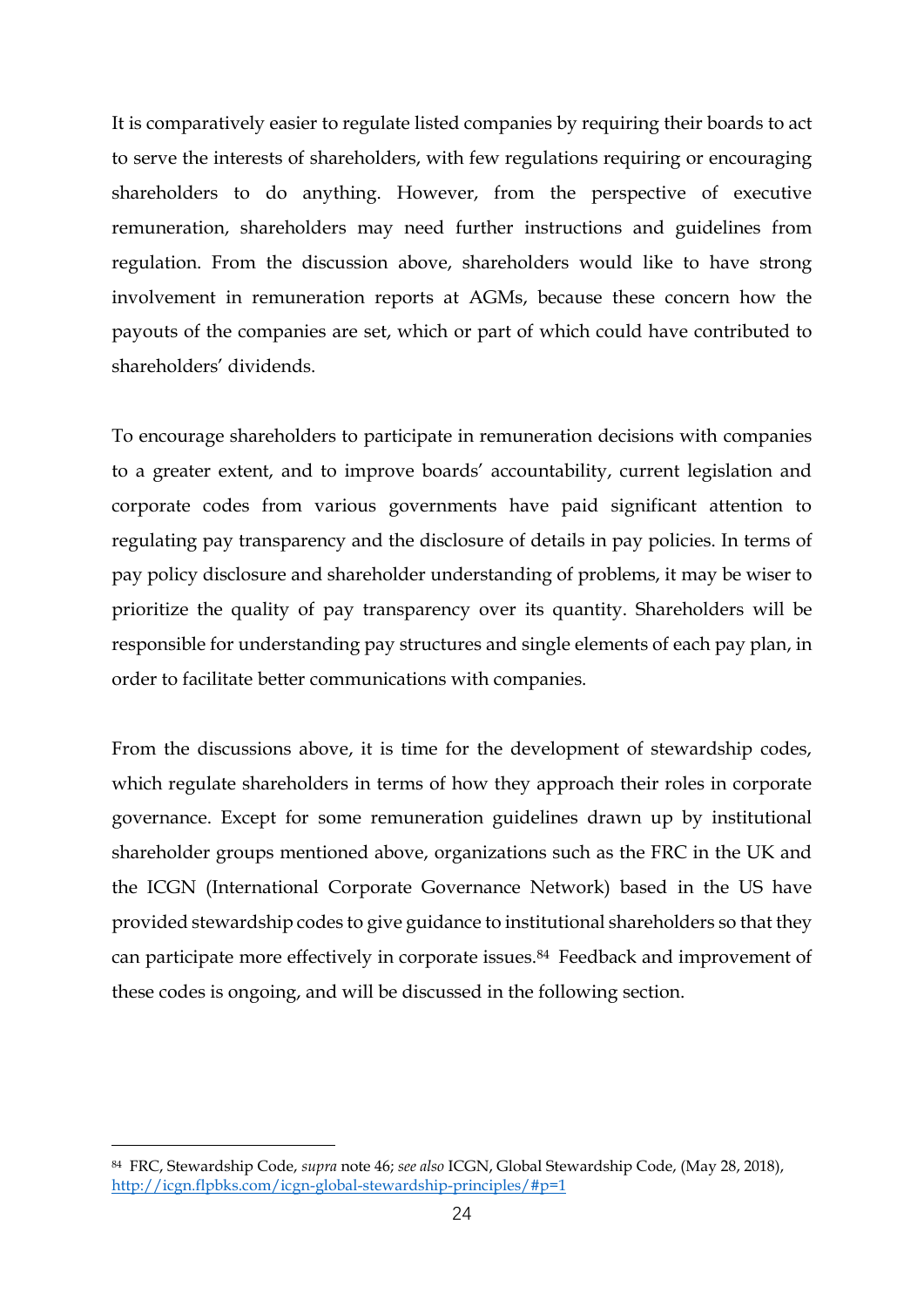It is comparatively easier to regulate listed companies by requiring their boards to act to serve the interests of shareholders, with few regulations requiring or encouraging shareholders to do anything. However, from the perspective of executive remuneration, shareholders may need further instructions and guidelines from regulation. From the discussion above, shareholders would like to have strong involvement in remuneration reports at AGMs, because these concern how the payouts of the companies are set, which or part of which could have contributed to shareholders' dividends.

To encourage shareholders to participate in remuneration decisions with companies to a greater extent, and to improve boards' accountability, current legislation and corporate codes from various governments have paid significant attention to regulating pay transparency and the disclosure of details in pay policies. In terms of pay policy disclosure and shareholder understanding of problems, it may be wiser to prioritize the quality of pay transparency over its quantity. Shareholders will be responsible for understanding pay structures and single elements of each pay plan, in order to facilitate better communications with companies.

From the discussions above, it is time for the development of stewardship codes, which regulate shareholders in terms of how they approach their roles in corporate governance. Except for some remuneration guidelines drawn up by institutional shareholder groups mentioned above, organizations such as the FRC in the UK and the ICGN (International Corporate Governance Network) based in the US have provided stewardship codes to give guidance to institutional shareholders so that they can participate more effectively in corporate issues.[84] Feedback and improvement of these codes is ongoing, and will be discussed in the following section.

---

[84] FRC, Stewardship Code, *supra* note 46; *see also* ICGN, Global Stewardship Code, (May 28, 2018), http://icgn.flpbks.com/icgn-global-stewardship-principles/#p=1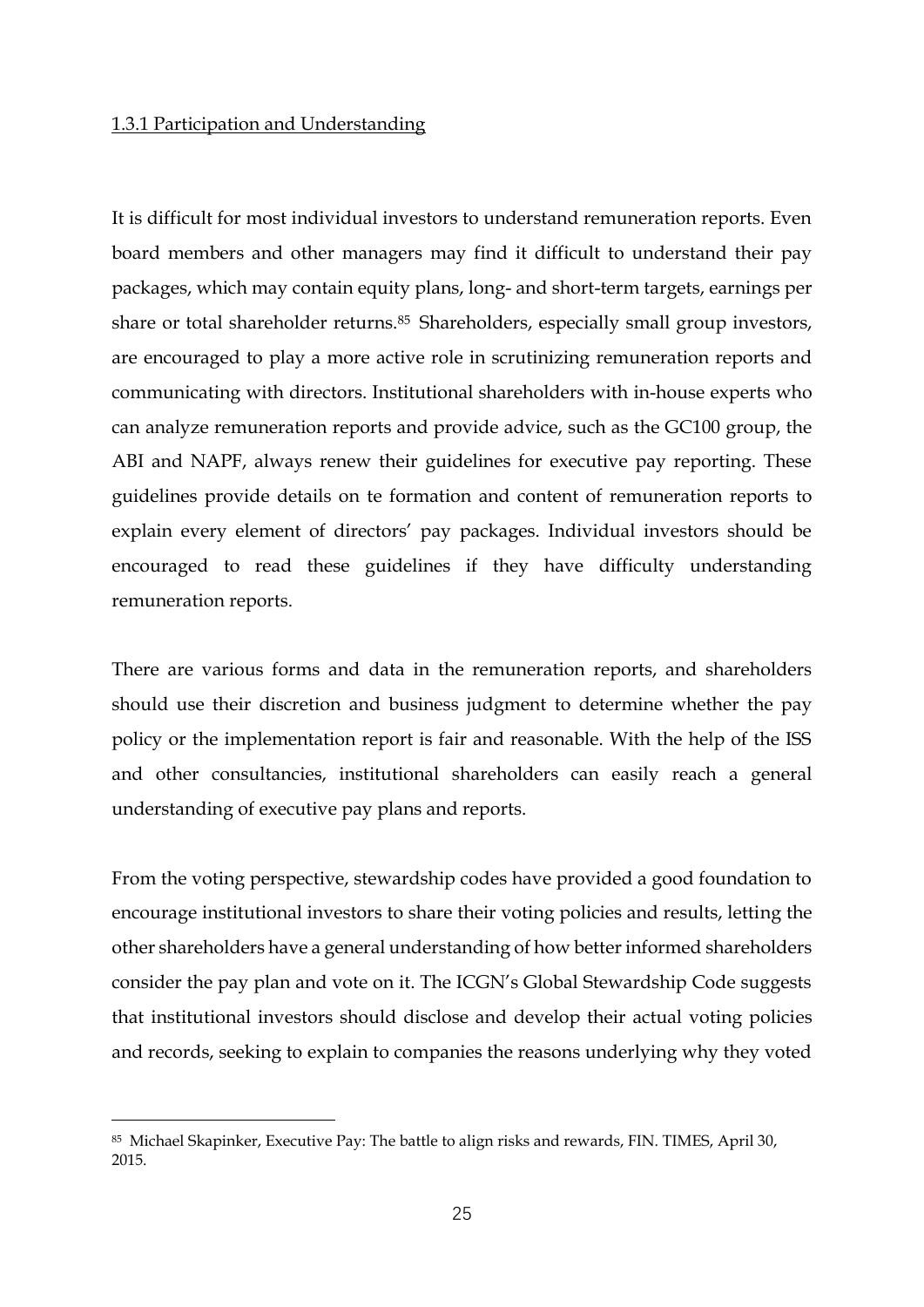1.3.1 Participation and Understanding

It is difficult for most individual investors to understand remuneration reports. Even board members and other managers may find it difficult to understand their pay packages, which may contain equity plans, long- and short-term targets, earnings per share or total shareholder returns.[85] Shareholders, especially small group investors, are encouraged to play a more active role in scrutinizing remuneration reports and communicating with directors. Institutional shareholders with in-house experts who can analyze remuneration reports and provide advice, such as the GC100 group, the ABI and NAPF, always renew their guidelines for executive pay reporting. These guidelines provide details on te formation and content of remuneration reports to explain every element of directors' pay packages. Individual investors should be encouraged to read these guidelines if they have difficulty understanding remuneration reports.

There are various forms and data in the remuneration reports, and shareholders should use their discretion and business judgment to determine whether the pay policy or the implementation report is fair and reasonable. With the help of the ISS and other consultancies, institutional shareholders can easily reach a general understanding of executive pay plans and reports.

From the voting perspective, stewardship codes have provided a good foundation to encourage institutional investors to share their voting policies and results, letting the other shareholders have a general understanding of how better informed shareholders consider the pay plan and vote on it. The ICGN's Global Stewardship Code suggests that institutional investors should disclose and develop their actual voting policies and records, seeking to explain to companies the reasons underlying why they voted

[85] Michael Skapinker, Executive Pay: The battle to align risks and rewards, FIN. TIMES, April 30, 2015.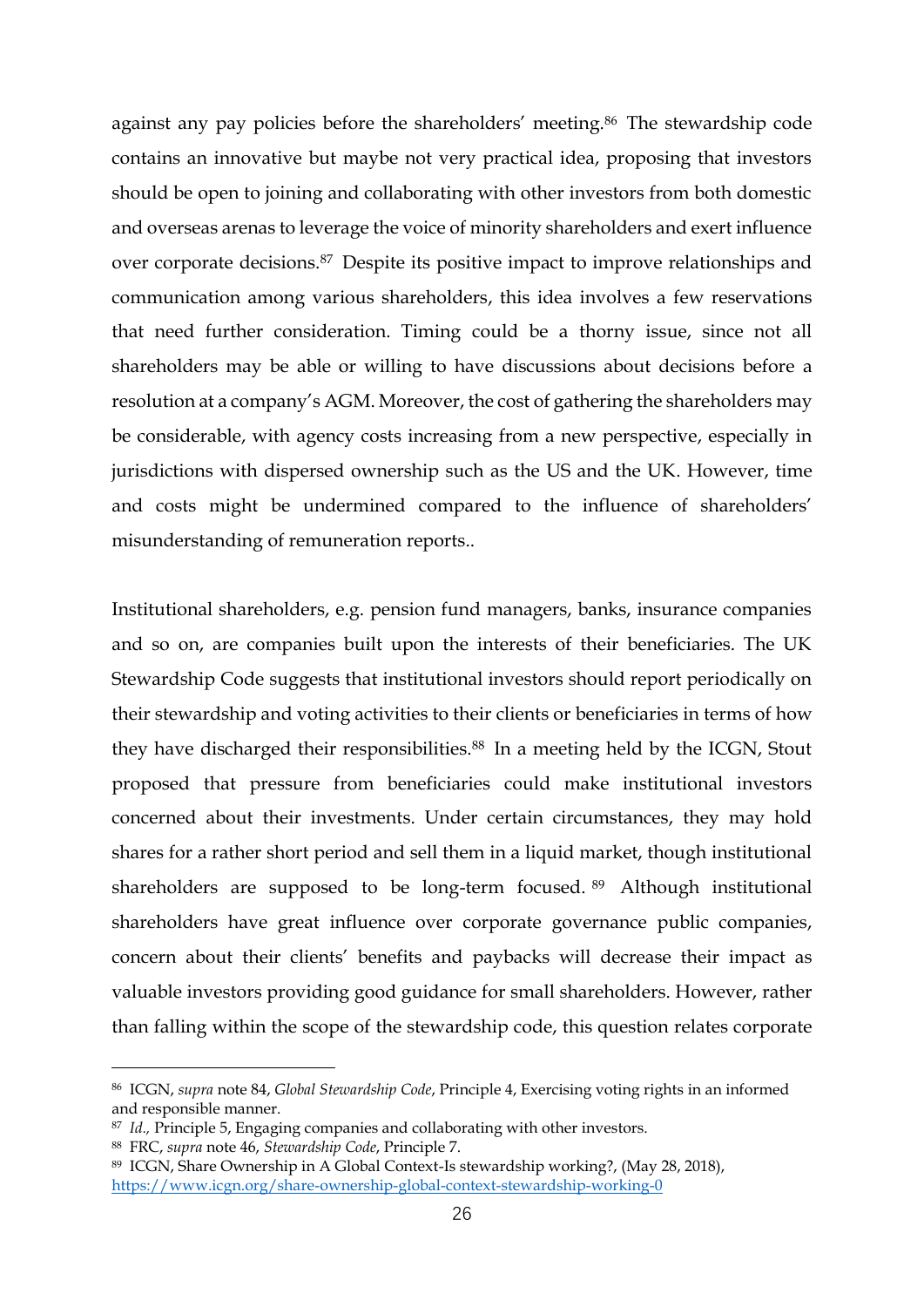against any pay policies before the shareholders' meeting.[86] The stewardship code contains an innovative but maybe not very practical idea, proposing that investors should be open to joining and collaborating with other investors from both domestic and overseas arenas to leverage the voice of minority shareholders and exert influence over corporate decisions.[87] Despite its positive impact to improve relationships and communication among various shareholders, this idea involves a few reservations that need further consideration. Timing could be a thorny issue, since not all shareholders may be able or willing to have discussions about decisions before a resolution at a company's AGM. Moreover, the cost of gathering the shareholders may be considerable, with agency costs increasing from a new perspective, especially in jurisdictions with dispersed ownership such as the US and the UK. However, time and costs might be undermined compared to the influence of shareholders' misunderstanding of remuneration reports..

Institutional shareholders, e.g. pension fund managers, banks, insurance companies and so on, are companies built upon the interests of their beneficiaries. The UK Stewardship Code suggests that institutional investors should report periodically on their stewardship and voting activities to their clients or beneficiaries in terms of how they have discharged their responsibilities.[88] In a meeting held by the ICGN, Stout proposed that pressure from beneficiaries could make institutional investors concerned about their investments. Under certain circumstances, they may hold shares for a rather short period and sell them in a liquid market, though institutional shareholders are supposed to be long-term focused.[89] Although institutional shareholders have great influence over corporate governance public companies, concern about their clients' benefits and paybacks will decrease their impact as valuable investors providing good guidance for small shareholders. However, rather than falling within the scope of the stewardship code, this question relates corporate

---

[86] ICGN, *supra* note 84, *Global Stewardship Code*, Principle 4, Exercising voting rights in an informed and responsible manner.

[87] *Id.,* Principle 5, Engaging companies and collaborating with other investors.

[88] FRC, *supra* note 46, *Stewardship Code*, Principle 7.

[89] ICGN, Share Ownership in A Global Context-Is stewardship working?, (May 28, 2018), https://www.icgn.org/share-ownership-global-context-stewardship-working-0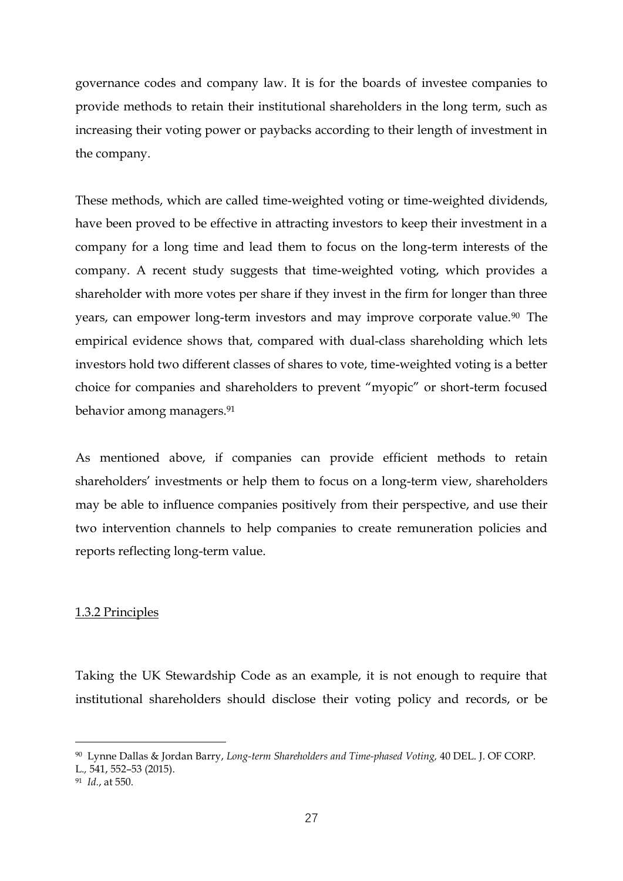governance codes and company law. It is for the boards of investee companies to provide methods to retain their institutional shareholders in the long term, such as increasing their voting power or paybacks according to their length of investment in the company.

These methods, which are called time-weighted voting or time-weighted dividends, have been proved to be effective in attracting investors to keep their investment in a company for a long time and lead them to focus on the long-term interests of the company. A recent study suggests that time-weighted voting, which provides a shareholder with more votes per share if they invest in the firm for longer than three years, can empower long-term investors and may improve corporate value.[90] The empirical evidence shows that, compared with dual-class shareholding which lets investors hold two different classes of shares to vote, time-weighted voting is a better choice for companies and shareholders to prevent "myopic" or short-term focused behavior among managers.[91]

As mentioned above, if companies can provide efficient methods to retain shareholders' investments or help them to focus on a long-term view, shareholders may be able to influence companies positively from their perspective, and use their two intervention channels to help companies to create remuneration policies and reports reflecting long-term value.

### 1.3.2 Principles

Taking the UK Stewardship Code as an example, it is not enough to require that institutional shareholders should disclose their voting policy and records, or be

---

[90] Lynne Dallas & Jordan Barry, *Long-term Shareholders and Time-phased Voting,* 40 DEL. J. OF CORP. L., 541, 552–53 (2015).

[91] *Id.*, at 550.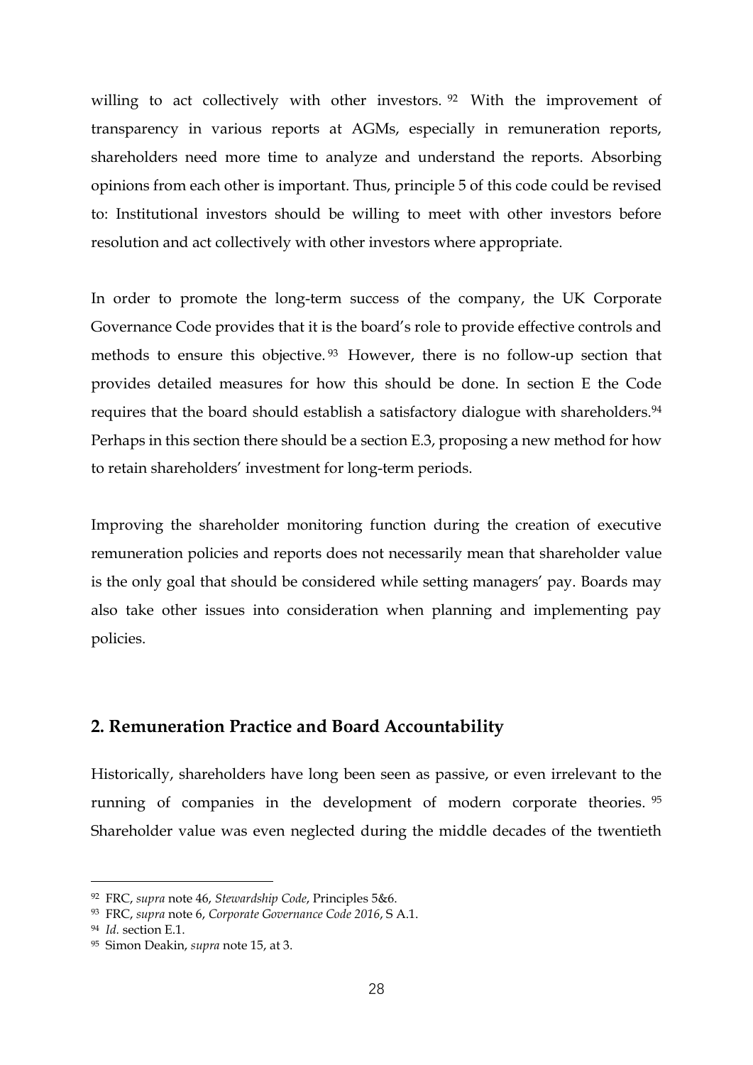willing to act collectively with other investors.[92] With the improvement of transparency in various reports at AGMs, especially in remuneration reports, shareholders need more time to analyze and understand the reports. Absorbing opinions from each other is important. Thus, principle 5 of this code could be revised to: Institutional investors should be willing to meet with other investors before resolution and act collectively with other investors where appropriate.

In order to promote the long-term success of the company, the UK Corporate Governance Code provides that it is the board's role to provide effective controls and methods to ensure this objective.[93] However, there is no follow-up section that provides detailed measures for how this should be done. In section E the Code requires that the board should establish a satisfactory dialogue with shareholders.[94] Perhaps in this section there should be a section E.3, proposing a new method for how to retain shareholders' investment for long-term periods.

Improving the shareholder monitoring function during the creation of executive remuneration policies and reports does not necessarily mean that shareholder value is the only goal that should be considered while setting managers' pay. Boards may also take other issues into consideration when planning and implementing pay policies.

## 2. Remuneration Practice and Board Accountability

Historically, shareholders have long been seen as passive, or even irrelevant to the running of companies in the development of modern corporate theories.[95] Shareholder value was even neglected during the middle decades of the twentieth

---

[92] FRC, *supra* note 46, *Stewardship Code*, Principles 5&6.

[93] FRC, *supra* note 6, *Corporate Governance Code 2016*, S A.1.

[94] *Id.* section E.1.

[95] Simon Deakin, *supra* note 15, at 3.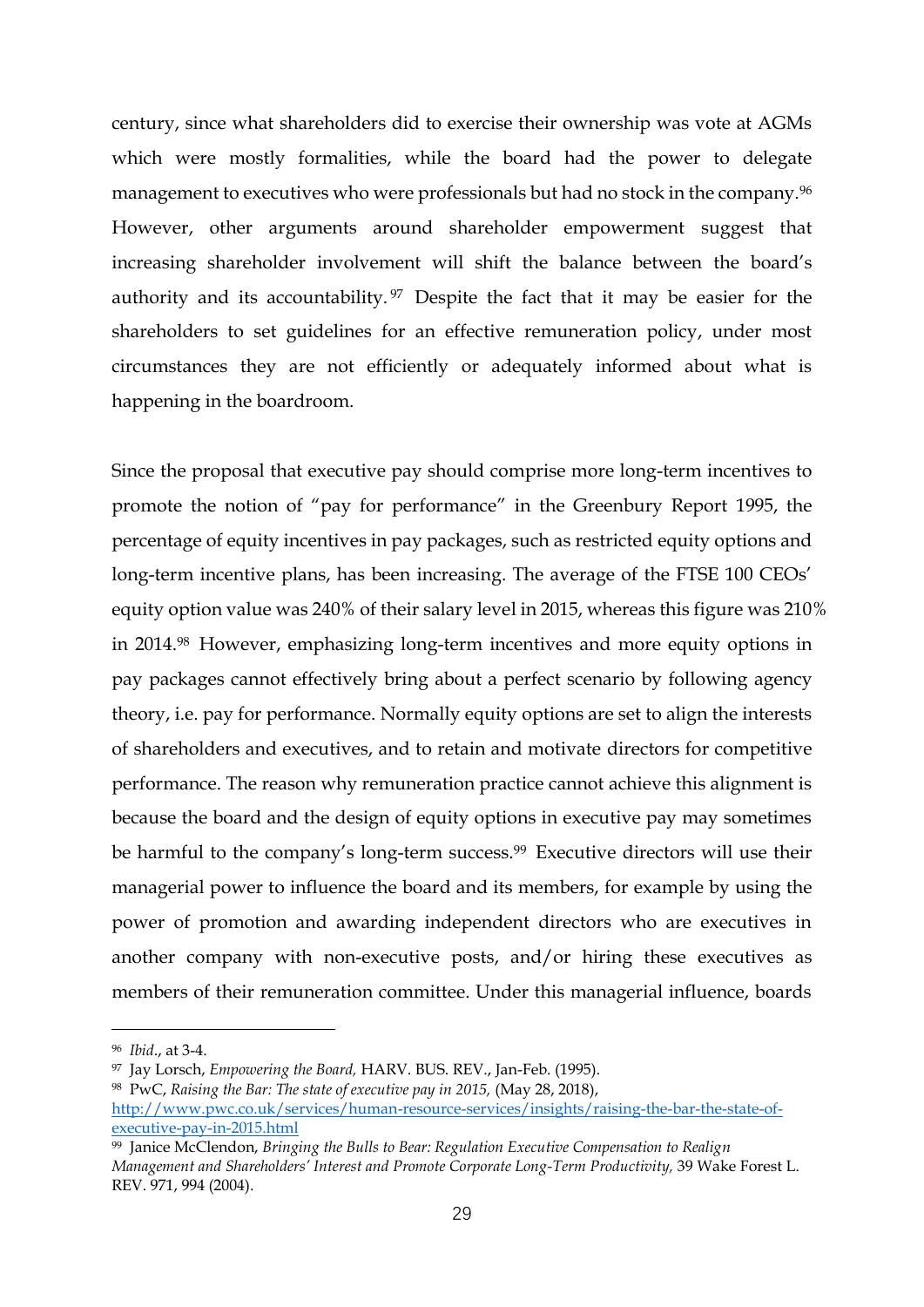century, since what shareholders did to exercise their ownership was vote at AGMs which were mostly formalities, while the board had the power to delegate management to executives who were professionals but had no stock in the company.[96] However, other arguments around shareholder empowerment suggest that increasing shareholder involvement will shift the balance between the board's authority and its accountability.[97] Despite the fact that it may be easier for the shareholders to set guidelines for an effective remuneration policy, under most circumstances they are not efficiently or adequately informed about what is happening in the boardroom.

Since the proposal that executive pay should comprise more long-term incentives to promote the notion of "pay for performance" in the Greenbury Report 1995, the percentage of equity incentives in pay packages, such as restricted equity options and long-term incentive plans, has been increasing. The average of the FTSE 100 CEOs' equity option value was 240% of their salary level in 2015, whereas this figure was 210% in 2014.[98] However, emphasizing long-term incentives and more equity options in pay packages cannot effectively bring about a perfect scenario by following agency theory, i.e. pay for performance. Normally equity options are set to align the interests of shareholders and executives, and to retain and motivate directors for competitive performance. The reason why remuneration practice cannot achieve this alignment is because the board and the design of equity options in executive pay may sometimes be harmful to the company's long-term success.[99] Executive directors will use their managerial power to influence the board and its members, for example by using the power of promotion and awarding independent directors who are executives in another company with non-executive posts, and/or hiring these executives as members of their remuneration committee. Under this managerial influence, boards

---

[96] *Ibid*., at 3-4.

[97] Jay Lorsch, *Empowering the Board,* HARV. BUS. REV., Jan-Feb. (1995).

[98] PwC, *Raising the Bar: The state of executive pay in 2015,* (May 28, 2018), [http://www.pwc.co.uk/services/human-resource-services/insights/raising-the-bar-the-state-of-executive-pay-in-2015.html](http://www.pwc.co.uk/services/human-resource-services/insights/raising-the-bar-the-state-of-executive-pay-in-2015.html)

[99] Janice McClendon, *Bringing the Bulls to Bear: Regulation Executive Compensation to Realign Management and Shareholders' Interest and Promote Corporate Long-Term Productivity,* 39 Wake Forest L. REV. 971, 994 (2004).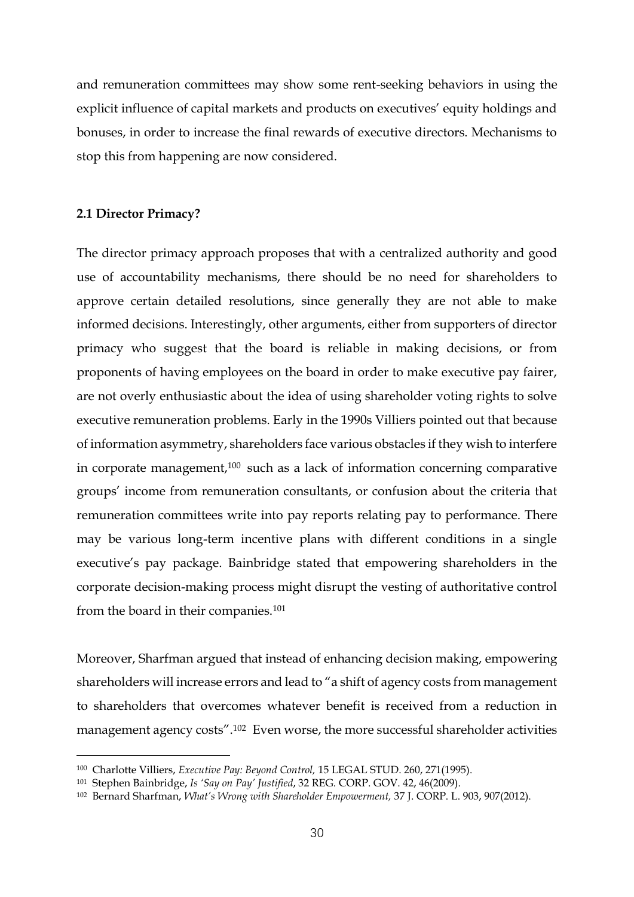and remuneration committees may show some rent-seeking behaviors in using the explicit influence of capital markets and products on executives' equity holdings and bonuses, in order to increase the final rewards of executive directors. Mechanisms to stop this from happening are now considered.

### 2.1 Director Primacy?

The director primacy approach proposes that with a centralized authority and good use of accountability mechanisms, there should be no need for shareholders to approve certain detailed resolutions, since generally they are not able to make informed decisions. Interestingly, other arguments, either from supporters of director primacy who suggest that the board is reliable in making decisions, or from proponents of having employees on the board in order to make executive pay fairer, are not overly enthusiastic about the idea of using shareholder voting rights to solve executive remuneration problems. Early in the 1990s Villiers pointed out that because of information asymmetry, shareholders face various obstacles if they wish to interfere in corporate management,[100] such as a lack of information concerning comparative groups' income from remuneration consultants, or confusion about the criteria that remuneration committees write into pay reports relating pay to performance. There may be various long-term incentive plans with different conditions in a single executive's pay package. Bainbridge stated that empowering shareholders in the corporate decision-making process might disrupt the vesting of authoritative control from the board in their companies.[101]

Moreover, Sharfman argued that instead of enhancing decision making, empowering shareholders will increase errors and lead to "a shift of agency costs from management to shareholders that overcomes whatever benefit is received from a reduction in management agency costs".[102] Even worse, the more successful shareholder activities

---

[100] Charlotte Villiers, *Executive Pay: Beyond Control,* 15 LEGAL STUD. 260, 271(1995).

[101] Stephen Bainbridge, *Is 'Say on Pay' Justified*, 32 REG. CORP. GOV. 42, 46(2009).

[102] Bernard Sharfman, *What's Wrong with Shareholder Empowerment,* 37 J. CORP. L. 903, 907(2012).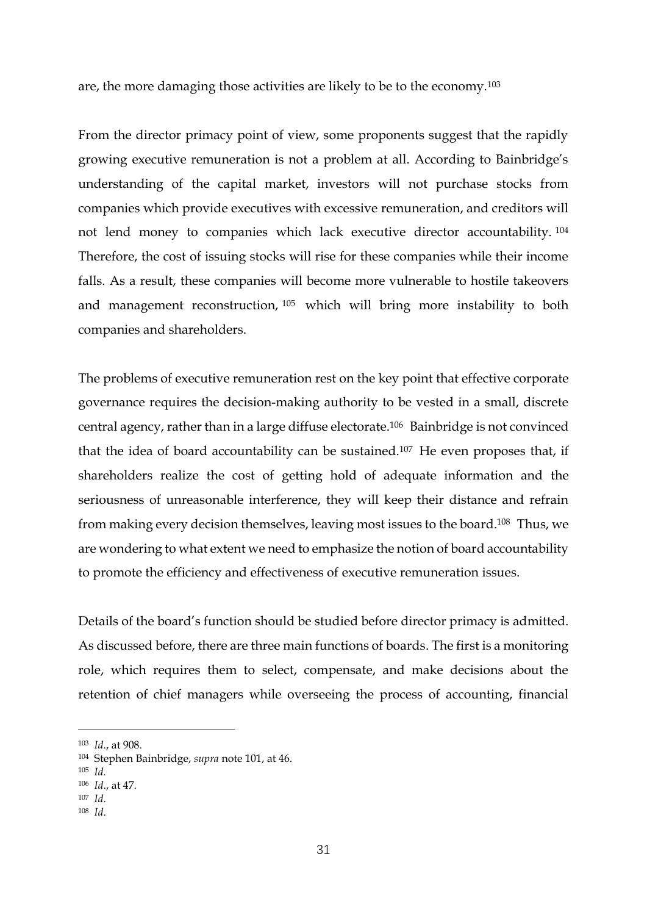are, the more damaging those activities are likely to be to the economy.[103]

From the director primacy point of view, some proponents suggest that the rapidly growing executive remuneration is not a problem at all. According to Bainbridge's understanding of the capital market, investors will not purchase stocks from companies which provide executives with excessive remuneration, and creditors will not lend money to companies which lack executive director accountability.[104] Therefore, the cost of issuing stocks will rise for these companies while their income falls. As a result, these companies will become more vulnerable to hostile takeovers and management reconstruction,[105] which will bring more instability to both companies and shareholders.

The problems of executive remuneration rest on the key point that effective corporate governance requires the decision-making authority to be vested in a small, discrete central agency, rather than in a large diffuse electorate.[106] Bainbridge is not convinced that the idea of board accountability can be sustained.[107] He even proposes that, if shareholders realize the cost of getting hold of adequate information and the seriousness of unreasonable interference, they will keep their distance and refrain from making every decision themselves, leaving most issues to the board.[108] Thus, we are wondering to what extent we need to emphasize the notion of board accountability to promote the efficiency and effectiveness of executive remuneration issues.

Details of the board's function should be studied before director primacy is admitted. As discussed before, there are three main functions of boards. The first is a monitoring role, which requires them to select, compensate, and make decisions about the retention of chief managers while overseeing the process of accounting, financial

---

[103] *Id*., at 908.

[104] Stephen Bainbridge, *supra* note 101, at 46.

[105] *Id.*

[106] *Id*., at 47.

[107] *Id*.

[108] *Id*.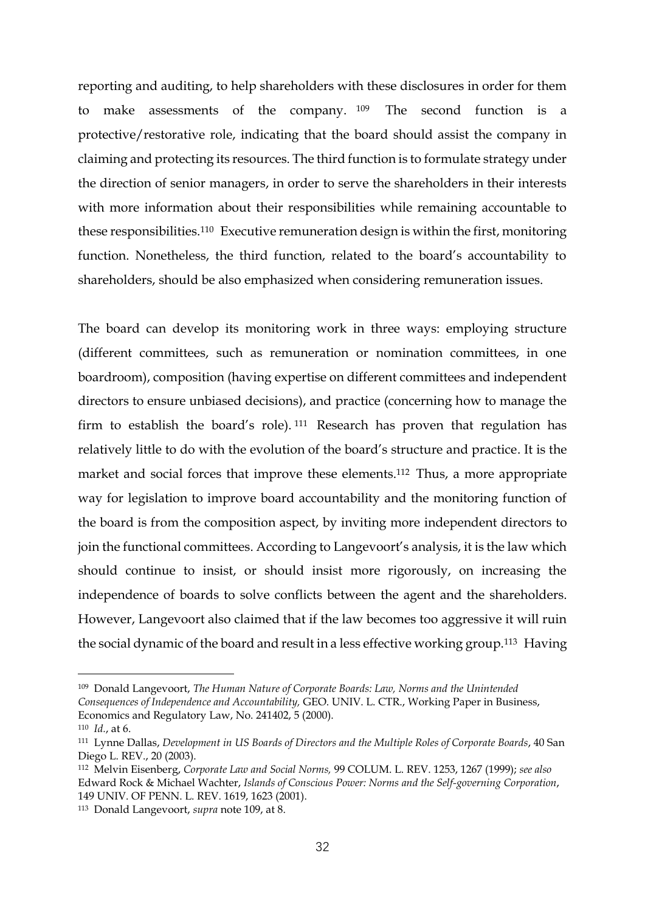reporting and auditing, to help shareholders with these disclosures in order for them to make assessments of the company.[109] The second function is a protective/restorative role, indicating that the board should assist the company in claiming and protecting its resources. The third function is to formulate strategy under the direction of senior managers, in order to serve the shareholders in their interests with more information about their responsibilities while remaining accountable to these responsibilities.[110] Executive remuneration design is within the first, monitoring function. Nonetheless, the third function, related to the board's accountability to shareholders, should be also emphasized when considering remuneration issues.

The board can develop its monitoring work in three ways: employing structure (different committees, such as remuneration or nomination committees, in one boardroom), composition (having expertise on different committees and independent directors to ensure unbiased decisions), and practice (concerning how to manage the firm to establish the board's role).[111] Research has proven that regulation has relatively little to do with the evolution of the board's structure and practice. It is the market and social forces that improve these elements.[112] Thus, a more appropriate way for legislation to improve board accountability and the monitoring function of the board is from the composition aspect, by inviting more independent directors to join the functional committees. According to Langevoort's analysis, it is the law which should continue to insist, or should insist more rigorously, on increasing the independence of boards to solve conflicts between the agent and the shareholders. However, Langevoort also claimed that if the law becomes too aggressive it will ruin the social dynamic of the board and result in a less effective working group.[113] Having

---

[109] Donald Langevoort, *The Human Nature of Corporate Boards: Law, Norms and the Unintended Consequences of Independence and Accountability,* GEO. UNIV. L. CTR., Working Paper in Business, Economics and Regulatory Law, No. 241402, 5 (2000).

[110] *Id.*, at 6.

[111] Lynne Dallas, *Development in US Boards of Directors and the Multiple Roles of Corporate Boards*, 40 San Diego L. REV., 20 (2003).

[112] Melvin Eisenberg, *Corporate Law and Social Norms,* 99 COLUM. L. REV. 1253, 1267 (1999); *see also* Edward Rock & Michael Wachter, *Islands of Conscious Power: Norms and the Self-governing Corporation*, 149 UNIV. OF PENN. L. REV. 1619, 1623 (2001).

[113] Donald Langevoort, *supra* note 109, at 8.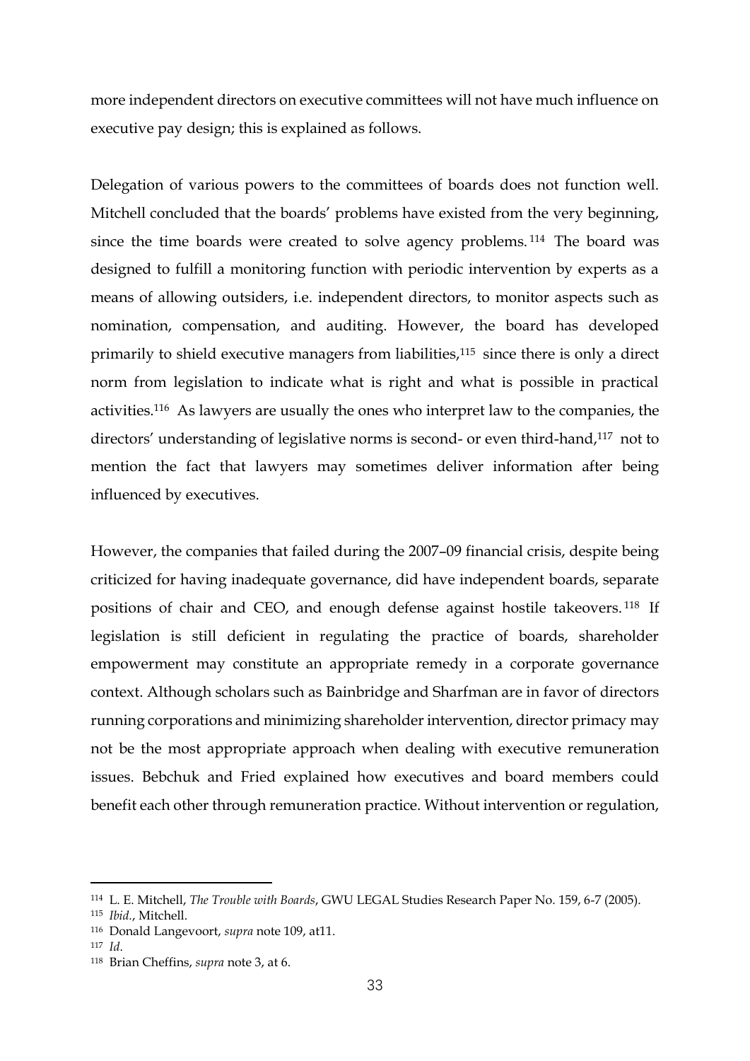more independent directors on executive committees will not have much influence on executive pay design; this is explained as follows.

Delegation of various powers to the committees of boards does not function well. Mitchell concluded that the boards' problems have existed from the very beginning, since the time boards were created to solve agency problems.[114] The board was designed to fulfill a monitoring function with periodic intervention by experts as a means of allowing outsiders, i.e. independent directors, to monitor aspects such as nomination, compensation, and auditing. However, the board has developed primarily to shield executive managers from liabilities,[115] since there is only a direct norm from legislation to indicate what is right and what is possible in practical activities.[116] As lawyers are usually the ones who interpret law to the companies, the directors' understanding of legislative norms is second- or even third-hand,[117] not to mention the fact that lawyers may sometimes deliver information after being influenced by executives.

However, the companies that failed during the 2007–09 financial crisis, despite being criticized for having inadequate governance, did have independent boards, separate positions of chair and CEO, and enough defense against hostile takeovers.[118] If legislation is still deficient in regulating the practice of boards, shareholder empowerment may constitute an appropriate remedy in a corporate governance context. Although scholars such as Bainbridge and Sharfman are in favor of directors running corporations and minimizing shareholder intervention, director primacy may not be the most appropriate approach when dealing with executive remuneration issues. Bebchuk and Fried explained how executives and board members could benefit each other through remuneration practice. Without intervention or regulation,

---

[114] L. E. Mitchell, *The Trouble with Boards*, GWU LEGAL Studies Research Paper No. 159, 6-7 (2005).

[115] *Ibid.*, Mitchell.

[116] Donald Langevoort, *supra* note 109, at11.

[117] *Id*.

[118] Brian Cheffins, *supra* note 3, at 6.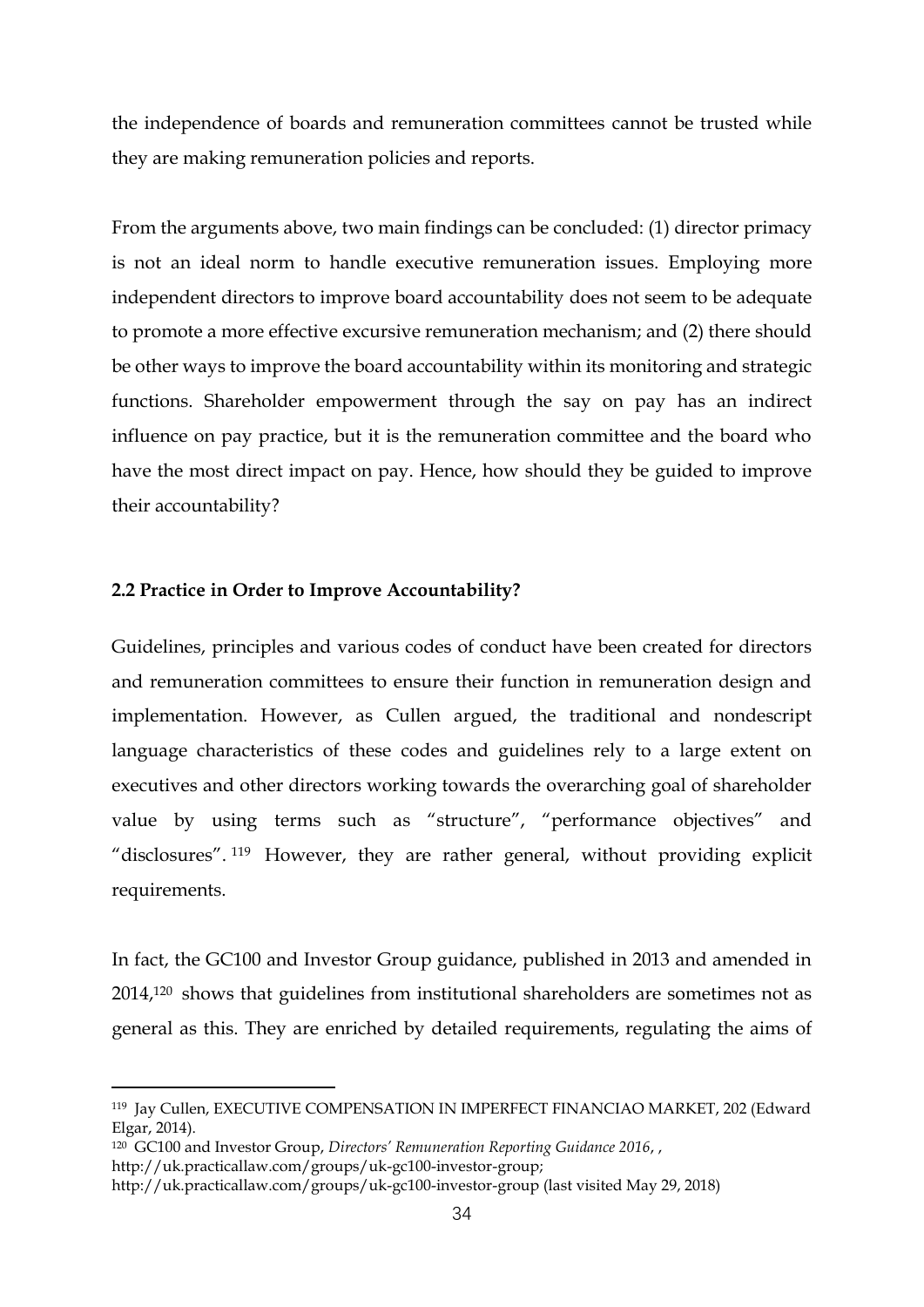the independence of boards and remuneration committees cannot be trusted while they are making remuneration policies and reports.

From the arguments above, two main findings can be concluded: (1) director primacy is not an ideal norm to handle executive remuneration issues. Employing more independent directors to improve board accountability does not seem to be adequate to promote a more effective excursive remuneration mechanism; and (2) there should be other ways to improve the board accountability within its monitoring and strategic functions. Shareholder empowerment through the say on pay has an indirect influence on pay practice, but it is the remuneration committee and the board who have the most direct impact on pay. Hence, how should they be guided to improve their accountability?

### 2.2 Practice in Order to Improve Accountability?

Guidelines, principles and various codes of conduct have been created for directors and remuneration committees to ensure their function in remuneration design and implementation. However, as Cullen argued, the traditional and nondescript language characteristics of these codes and guidelines rely to a large extent on executives and other directors working towards the overarching goal of shareholder value by using terms such as "structure", "performance objectives" and "disclosures".[119] However, they are rather general, without providing explicit requirements.

In fact, the GC100 and Investor Group guidance, published in 2013 and amended in 2014,[120] shows that guidelines from institutional shareholders are sometimes not as general as this. They are enriched by detailed requirements, regulating the aims of

---

[119] Jay Cullen, EXECUTIVE COMPENSATION IN IMPERFECT FINANCIAO MARKET, 202 (Edward Elgar, 2014).

[120] GC100 and Investor Group, *Directors' Remuneration Reporting Guidance 2016*, , http://uk.practicallaw.com/groups/uk-gc100-investor-group; http://uk.practicallaw.com/groups/uk-gc100-investor-group (last visited May 29, 2018)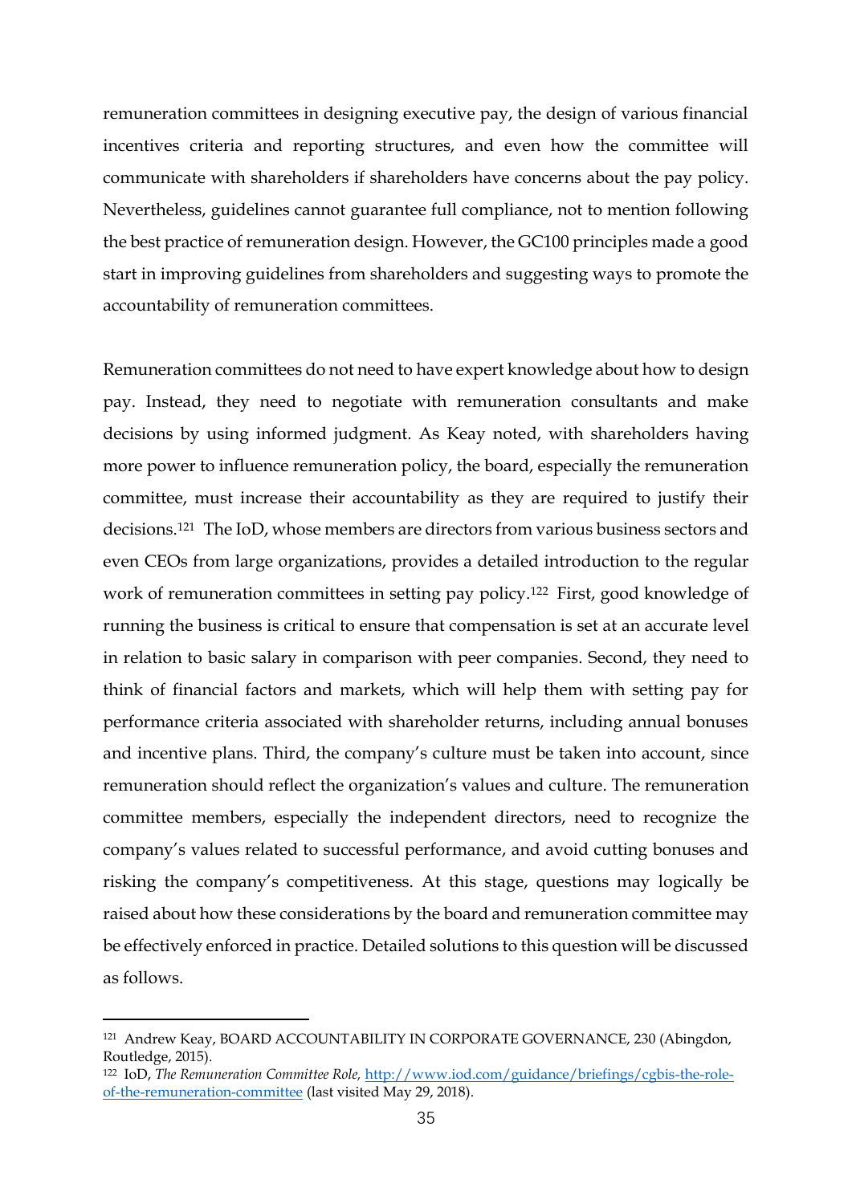remuneration committees in designing executive pay, the design of various financial incentives criteria and reporting structures, and even how the committee will communicate with shareholders if shareholders have concerns about the pay policy. Nevertheless, guidelines cannot guarantee full compliance, not to mention following the best practice of remuneration design. However, the GC100 principles made a good start in improving guidelines from shareholders and suggesting ways to promote the accountability of remuneration committees.

Remuneration committees do not need to have expert knowledge about how to design pay. Instead, they need to negotiate with remuneration consultants and make decisions by using informed judgment. As Keay noted, with shareholders having more power to influence remuneration policy, the board, especially the remuneration committee, must increase their accountability as they are required to justify their decisions.[121] The IoD, whose members are directors from various business sectors and even CEOs from large organizations, provides a detailed introduction to the regular work of remuneration committees in setting pay policy.[122] First, good knowledge of running the business is critical to ensure that compensation is set at an accurate level in relation to basic salary in comparison with peer companies. Second, they need to think of financial factors and markets, which will help them with setting pay for performance criteria associated with shareholder returns, including annual bonuses and incentive plans. Third, the company's culture must be taken into account, since remuneration should reflect the organization's values and culture. The remuneration committee members, especially the independent directors, need to recognize the company's values related to successful performance, and avoid cutting bonuses and risking the company's competitiveness. At this stage, questions may logically be raised about how these considerations by the board and remuneration committee may be effectively enforced in practice. Detailed solutions to this question will be discussed as follows.

---

[121] Andrew Keay, BOARD ACCOUNTABILITY IN CORPORATE GOVERNANCE, 230 (Abingdon, Routledge, 2015).

[122] IoD, *The Remuneration Committee Role,* [http://www.iod.com/guidance/briefings/cgbis-the-role-of-the-remuneration-committee](http://www.iod.com/guidance/briefings/cgbis-the-role-of-the-remuneration-committee) (last visited May 29, 2018).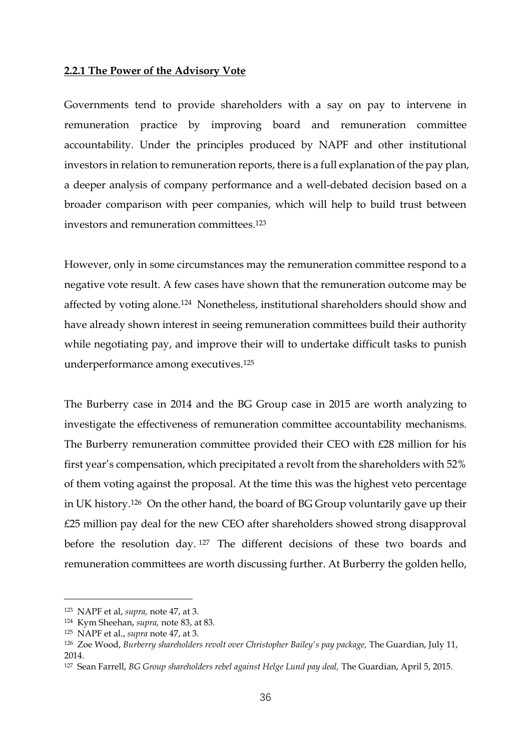**2.2.1 The Power of the Advisory Vote**

Governments tend to provide shareholders with a say on pay to intervene in remuneration practice by improving board and remuneration committee accountability. Under the principles produced by NAPF and other institutional investors in relation to remuneration reports, there is a full explanation of the pay plan, a deeper analysis of company performance and a well-debated decision based on a broader comparison with peer companies, which will help to build trust between investors and remuneration committees.[123]

However, only in some circumstances may the remuneration committee respond to a negative vote result. A few cases have shown that the remuneration outcome may be affected by voting alone.[124] Nonetheless, institutional shareholders should show and have already shown interest in seeing remuneration committees build their authority while negotiating pay, and improve their will to undertake difficult tasks to punish underperformance among executives.[125]

The Burberry case in 2014 and the BG Group case in 2015 are worth analyzing to investigate the effectiveness of remuneration committee accountability mechanisms. The Burberry remuneration committee provided their CEO with £28 million for his first year's compensation, which precipitated a revolt from the shareholders with 52% of them voting against the proposal. At the time this was the highest veto percentage in UK history.[126] On the other hand, the board of BG Group voluntarily gave up their £25 million pay deal for the new CEO after shareholders showed strong disapproval before the resolution day.[127] The different decisions of these two boards and remuneration committees are worth discussing further. At Burberry the golden hello,

---

[123] NAPF et al, *supra,* note 47, at 3.

[124] Kym Sheehan, *supra,* note 83, at 83.

[125] NAPF et al., *supra* note 47, at 3.

[126] Zoe Wood, *Burberry shareholders revolt over Christopher Bailey's pay package,* The Guardian, July 11, 2014.

[127] Sean Farrell, *BG Group shareholders rebel against Helge Lund pay deal,* The Guardian, April 5, 2015.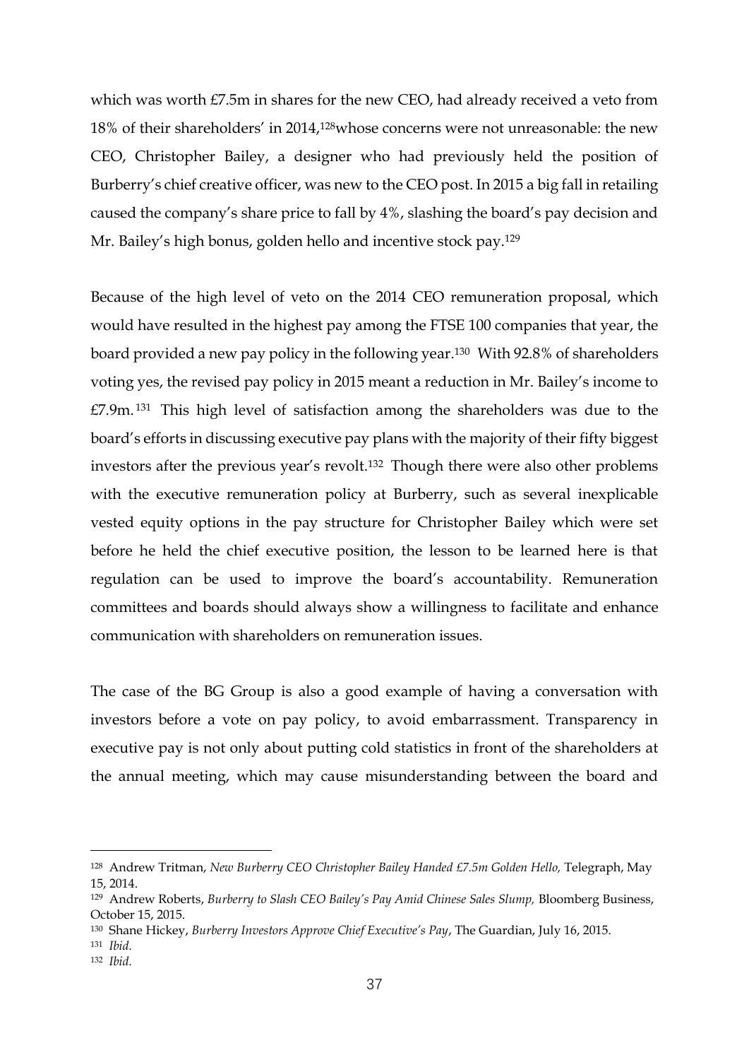which was worth £7.5m in shares for the new CEO, had already received a veto from 18% of their shareholders' in 2014,[128]whose concerns were not unreasonable: the new CEO, Christopher Bailey, a designer who had previously held the position of Burberry's chief creative officer, was new to the CEO post. In 2015 a big fall in retailing caused the company's share price to fall by 4%, slashing the board's pay decision and Mr. Bailey's high bonus, golden hello and incentive stock pay.[129]

Because of the high level of veto on the 2014 CEO remuneration proposal, which would have resulted in the highest pay among the FTSE 100 companies that year, the board provided a new pay policy in the following year.[130] With 92.8% of shareholders voting yes, the revised pay policy in 2015 meant a reduction in Mr. Bailey's income to £7.9m.[131] This high level of satisfaction among the shareholders was due to the board's efforts in discussing executive pay plans with the majority of their fifty biggest investors after the previous year's revolt.[132] Though there were also other problems with the executive remuneration policy at Burberry, such as several inexplicable vested equity options in the pay structure for Christopher Bailey which were set before he held the chief executive position, the lesson to be learned here is that regulation can be used to improve the board's accountability. Remuneration committees and boards should always show a willingness to facilitate and enhance communication with shareholders on remuneration issues.

The case of the BG Group is also a good example of having a conversation with investors before a vote on pay policy, to avoid embarrassment. Transparency in executive pay is not only about putting cold statistics in front of the shareholders at the annual meeting, which may cause misunderstanding between the board and

---

[128] Andrew Tritman, *New Burberry CEO Christopher Bailey Handed £7.5m Golden Hello,* Telegraph, May 15, 2014.

[129] Andrew Roberts, *Burberry to Slash CEO Bailey's Pay Amid Chinese Sales Slump,* Bloomberg Business, October 15, 2015.

[130] Shane Hickey, *Burberry Investors Approve Chief Executive's Pay*, The Guardian, July 16, 2015.

[131] *Ibid.*

[132] *Ibid.*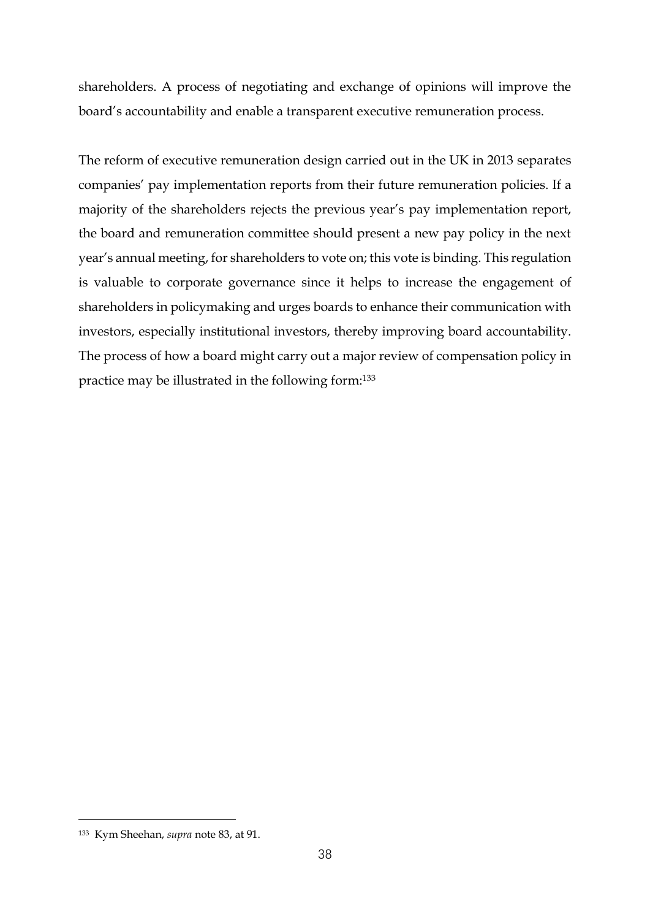shareholders. A process of negotiating and exchange of opinions will improve the board's accountability and enable a transparent executive remuneration process.

The reform of executive remuneration design carried out in the UK in 2013 separates companies' pay implementation reports from their future remuneration policies. If a majority of the shareholders rejects the previous year's pay implementation report, the board and remuneration committee should present a new pay policy in the next year's annual meeting, for shareholders to vote on; this vote is binding. This regulation is valuable to corporate governance since it helps to increase the engagement of shareholders in policymaking and urges boards to enhance their communication with investors, especially institutional investors, thereby improving board accountability. The process of how a board might carry out a major review of compensation policy in practice may be illustrated in the following form:[133]

---

[133] Kym Sheehan, *supra* note 83, at 91.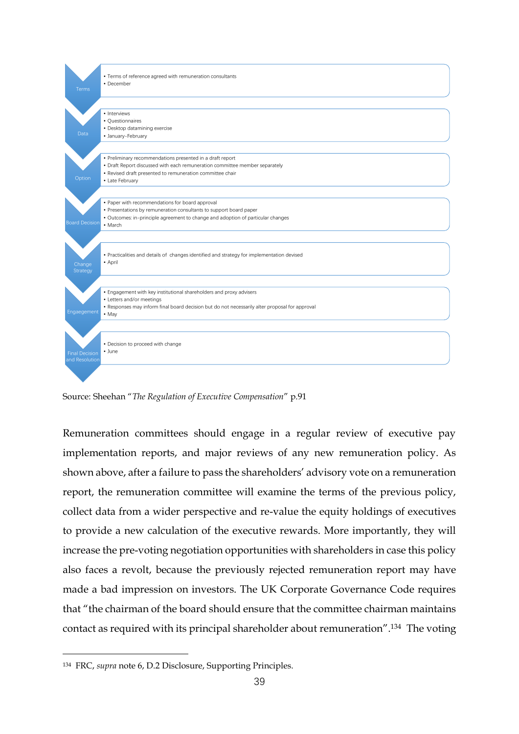| Stage | Details |
| --- | --- |
| Terms | • Terms of reference agreed with remuneration consultants<br>• December |
| Data | • Interviews<br>• Questionnaires<br>• Desktop datamining exercise<br>• January-February |
| Option | • Preliminary recommendations presented in a draft report<br>• Draft Report discussed with each remuneration committee member separately<br>• Revised draft presented to remuneration committee chair<br>• Late February |
| Board Decision | • Paper with recommendations for board approval<br>• Presentations by remuneration consultants to support board paper<br>• Outcomes: in-principle agreement to change and adoption of particular changes<br>• March |
| Change Strategy | • Practicalities and details of changes identified and strategy for implementation devised<br>• April |
| Engagement | • Engagement with key institutional shareholders and proxy advisers<br>• Letters and/or meetings<br>• Responses may inform final board decision but do not necessarily alter proposal for approval<br>• May |
| Final Decision and Resolution | • Decision to proceed with change<br>• June |

Source: Sheehan "*The Regulation of Executive Compensation*" p.91

Remuneration committees should engage in a regular review of executive pay implementation reports, and major reviews of any new remuneration policy. As shown above, after a failure to pass the shareholders' advisory vote on a remuneration report, the remuneration committee will examine the terms of the previous policy, collect data from a wider perspective and re-value the equity holdings of executives to provide a new calculation of the executive rewards. More importantly, they will increase the pre-voting negotiation opportunities with shareholders in case this policy also faces a revolt, because the previously rejected remuneration report may have made a bad impression on investors. The UK Corporate Governance Code requires that "the chairman of the board should ensure that the committee chairman maintains contact as required with its principal shareholder about remuneration".[134] The voting

[134] FRC, *supra* note 6, D.2 Disclosure, Supporting Principles.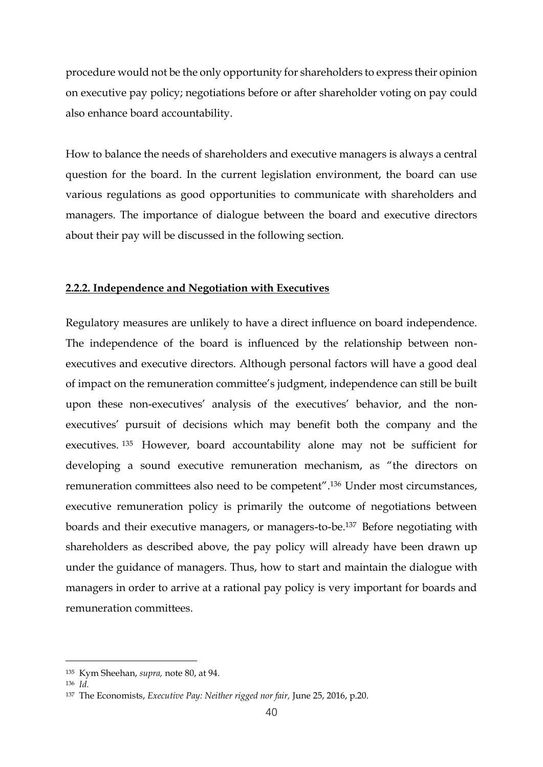procedure would not be the only opportunity for shareholders to express their opinion on executive pay policy; negotiations before or after shareholder voting on pay could also enhance board accountability.

How to balance the needs of shareholders and executive managers is always a central question for the board. In the current legislation environment, the board can use various regulations as good opportunities to communicate with shareholders and managers. The importance of dialogue between the board and executive directors about their pay will be discussed in the following section.

### **2.2.2. Independence and Negotiation with Executives**

Regulatory measures are unlikely to have a direct influence on board independence. The independence of the board is influenced by the relationship between non-executives and executive directors. Although personal factors will have a good deal of impact on the remuneration committee's judgment, independence can still be built upon these non-executives' analysis of the executives' behavior, and the non-executives' pursuit of decisions which may benefit both the company and the executives.[135] However, board accountability alone may not be sufficient for developing a sound executive remuneration mechanism, as "the directors on remuneration committees also need to be competent".[136] Under most circumstances, executive remuneration policy is primarily the outcome of negotiations between boards and their executive managers, or managers-to-be.[137] Before negotiating with shareholders as described above, the pay policy will already have been drawn up under the guidance of managers. Thus, how to start and maintain the dialogue with managers in order to arrive at a rational pay policy is very important for boards and remuneration committees.

---

[135] Kym Sheehan, *supra,* note 80, at 94.

[136] *Id.*

[137] The Economists, *Executive Pay: Neither rigged nor fair,* June 25, 2016, p.20.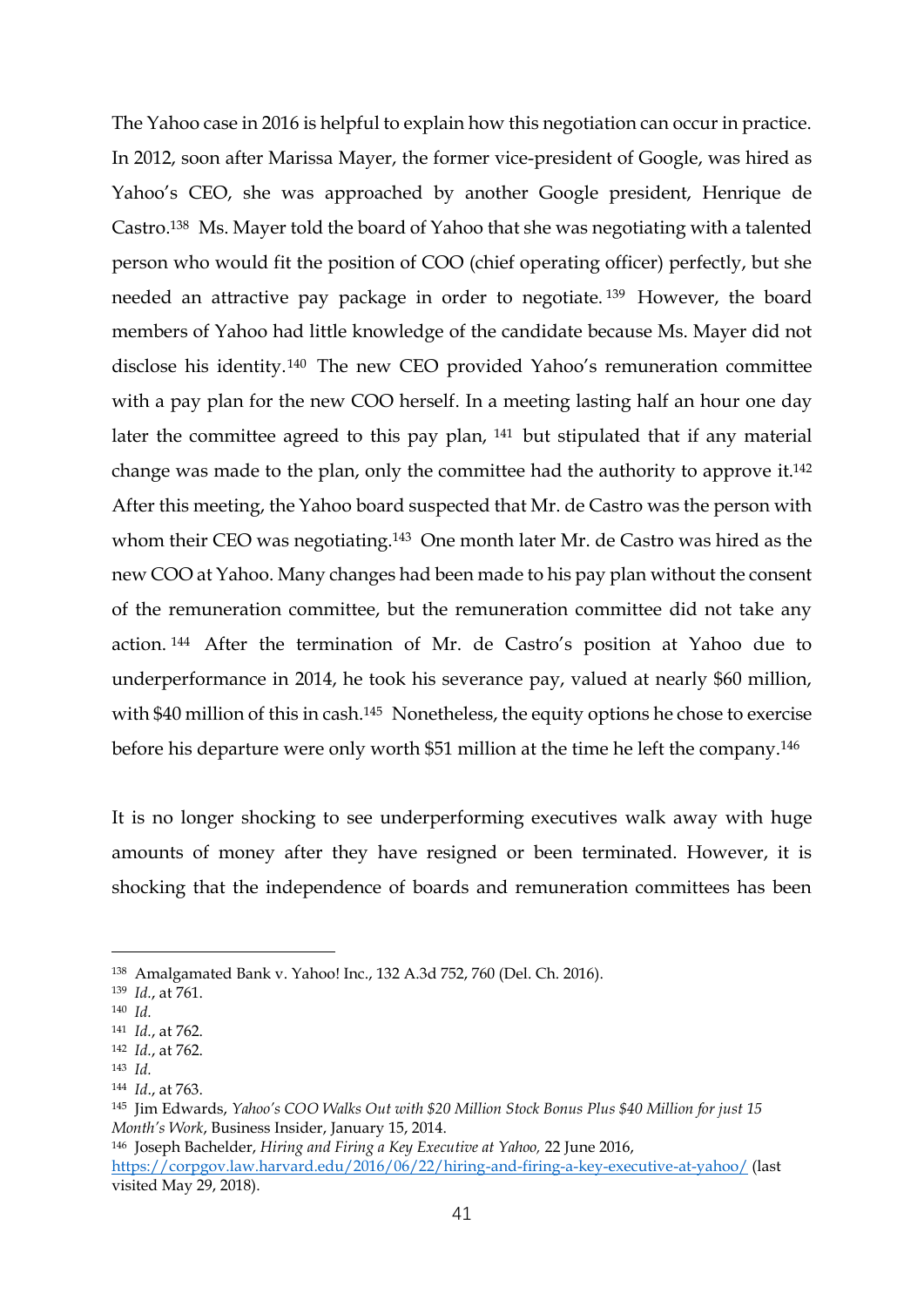The Yahoo case in 2016 is helpful to explain how this negotiation can occur in practice. In 2012, soon after Marissa Mayer, the former vice-president of Google, was hired as Yahoo's CEO, she was approached by another Google president, Henrique de Castro.[138] Ms. Mayer told the board of Yahoo that she was negotiating with a talented person who would fit the position of COO (chief operating officer) perfectly, but she needed an attractive pay package in order to negotiate.[139] However, the board members of Yahoo had little knowledge of the candidate because Ms. Mayer did not disclose his identity.[140] The new CEO provided Yahoo's remuneration committee with a pay plan for the new COO herself. In a meeting lasting half an hour one day later the committee agreed to this pay plan,[141] but stipulated that if any material change was made to the plan, only the committee had the authority to approve it.[142] After this meeting, the Yahoo board suspected that Mr. de Castro was the person with whom their CEO was negotiating.[143] One month later Mr. de Castro was hired as the new COO at Yahoo. Many changes had been made to his pay plan without the consent of the remuneration committee, but the remuneration committee did not take any action.[144] After the termination of Mr. de Castro's position at Yahoo due to underperformance in 2014, he took his severance pay, valued at nearly $60 million, with $40 million of this in cash.[145] Nonetheless, the equity options he chose to exercise before his departure were only worth $51 million at the time he left the company.[146]

It is no longer shocking to see underperforming executives walk away with huge amounts of money after they have resigned or been terminated. However, it is shocking that the independence of boards and remuneration committees has been

---

[138] Amalgamated Bank v. Yahoo! Inc., 132 A.3d 752, 760 (Del. Ch. 2016).

[139] *Id.*, at 761.

[140] *Id.*

[141] *Id.*, at 762.

[142] *Id.*, at 762.

[143] *Id.*

[144] *Id.*, at 763.

[145] Jim Edwards, *Yahoo's COO Walks Out with $20 Million Stock Bonus Plus $40 Million for just 15 Month's Work*, Business Insider, January 15, 2014.

[146] Joseph Bachelder, *Hiring and Firing a Key Executive at Yahoo,* 22 June 2016, https://corpgov.law.harvard.edu/2016/06/22/hiring-and-firing-a-key-executive-at-yahoo/ (last visited May 29, 2018).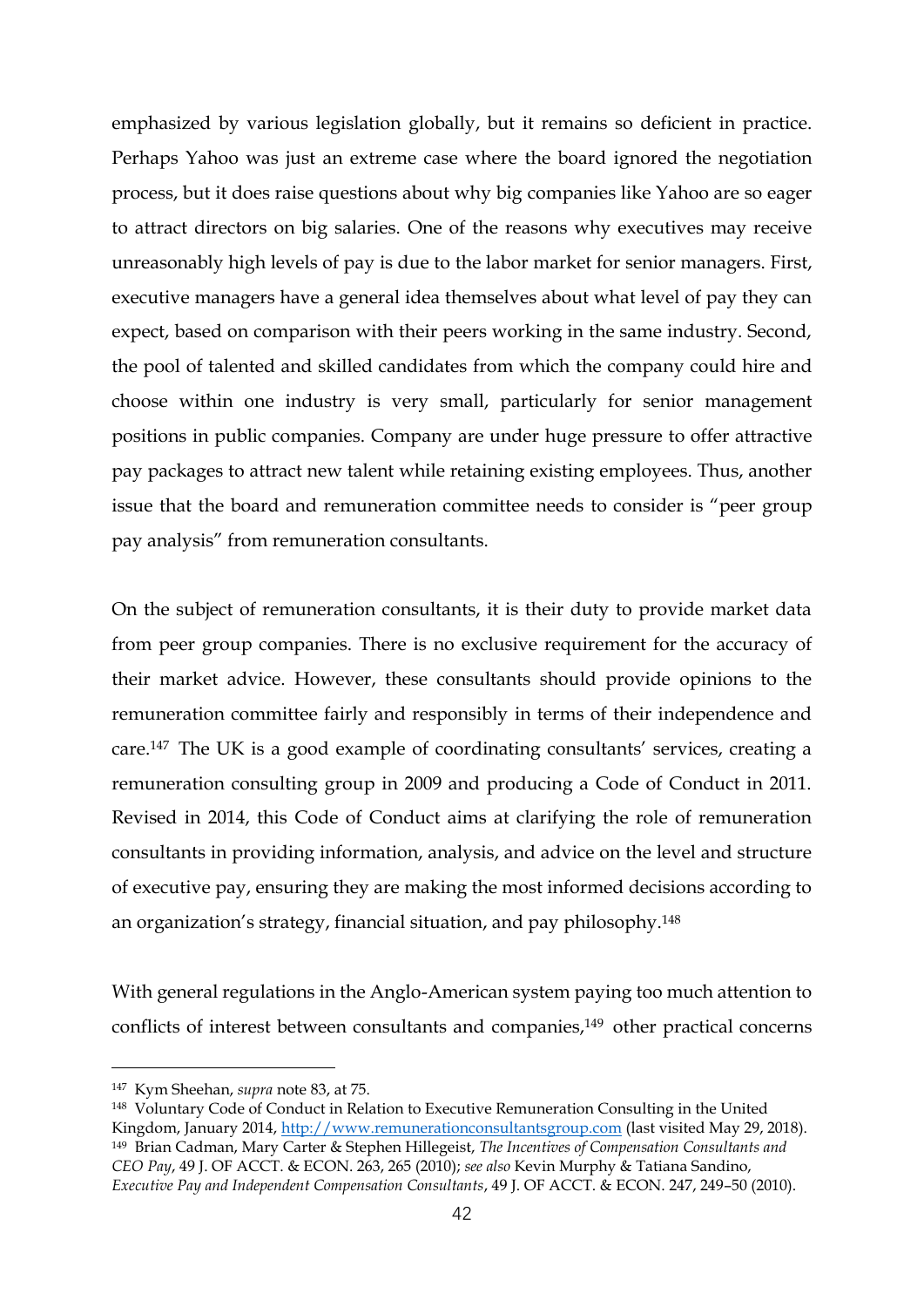emphasized by various legislation globally, but it remains so deficient in practice. Perhaps Yahoo was just an extreme case where the board ignored the negotiation process, but it does raise questions about why big companies like Yahoo are so eager to attract directors on big salaries. One of the reasons why executives may receive unreasonably high levels of pay is due to the labor market for senior managers. First, executive managers have a general idea themselves about what level of pay they can expect, based on comparison with their peers working in the same industry. Second, the pool of talented and skilled candidates from which the company could hire and choose within one industry is very small, particularly for senior management positions in public companies. Company are under huge pressure to offer attractive pay packages to attract new talent while retaining existing employees. Thus, another issue that the board and remuneration committee needs to consider is "peer group pay analysis" from remuneration consultants.

On the subject of remuneration consultants, it is their duty to provide market data from peer group companies. There is no exclusive requirement for the accuracy of their market advice. However, these consultants should provide opinions to the remuneration committee fairly and responsibly in terms of their independence and care.[147] The UK is a good example of coordinating consultants' services, creating a remuneration consulting group in 2009 and producing a Code of Conduct in 2011. Revised in 2014, this Code of Conduct aims at clarifying the role of remuneration consultants in providing information, analysis, and advice on the level and structure of executive pay, ensuring they are making the most informed decisions according to an organization's strategy, financial situation, and pay philosophy.[148]

With general regulations in the Anglo-American system paying too much attention to conflicts of interest between consultants and companies,[149] other practical concerns

---

[147] Kym Sheehan, *supra* note 83, at 75.

[148] Voluntary Code of Conduct in Relation to Executive Remuneration Consulting in the United Kingdom, January 2014, http://www.remunerationconsultantsgroup.com (last visited May 29, 2018).

[149] Brian Cadman, Mary Carter & Stephen Hillegeist, *The Incentives of Compensation Consultants and CEO Pay*, 49 J. OF ACCT. & ECON. 263, 265 (2010); *see also* Kevin Murphy & Tatiana Sandino, *Executive Pay and Independent Compensation Consultants*, 49 J. OF ACCT. & ECON. 247, 249–50 (2010).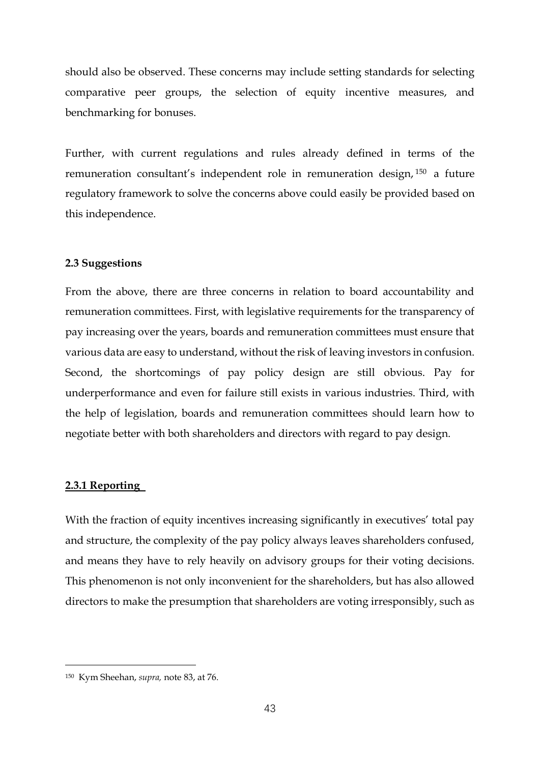should also be observed. These concerns may include setting standards for selecting comparative peer groups, the selection of equity incentive measures, and benchmarking for bonuses.

Further, with current regulations and rules already defined in terms of the remuneration consultant's independent role in remuneration design,[150] a future regulatory framework to solve the concerns above could easily be provided based on this independence.

### 2.3 Suggestions

From the above, there are three concerns in relation to board accountability and remuneration committees. First, with legislative requirements for the transparency of pay increasing over the years, boards and remuneration committees must ensure that various data are easy to understand, without the risk of leaving investors in confusion. Second, the shortcomings of pay policy design are still obvious. Pay for underperformance and even for failure still exists in various industries. Third, with the help of legislation, boards and remuneration committees should learn how to negotiate better with both shareholders and directors with regard to pay design.

#### 2.3.1 Reporting

With the fraction of equity incentives increasing significantly in executives' total pay and structure, the complexity of the pay policy always leaves shareholders confused, and means they have to rely heavily on advisory groups for their voting decisions. This phenomenon is not only inconvenient for the shareholders, but has also allowed directors to make the presumption that shareholders are voting irresponsibly, such as

---

[150] Kym Sheehan, *supra,* note 83, at 76.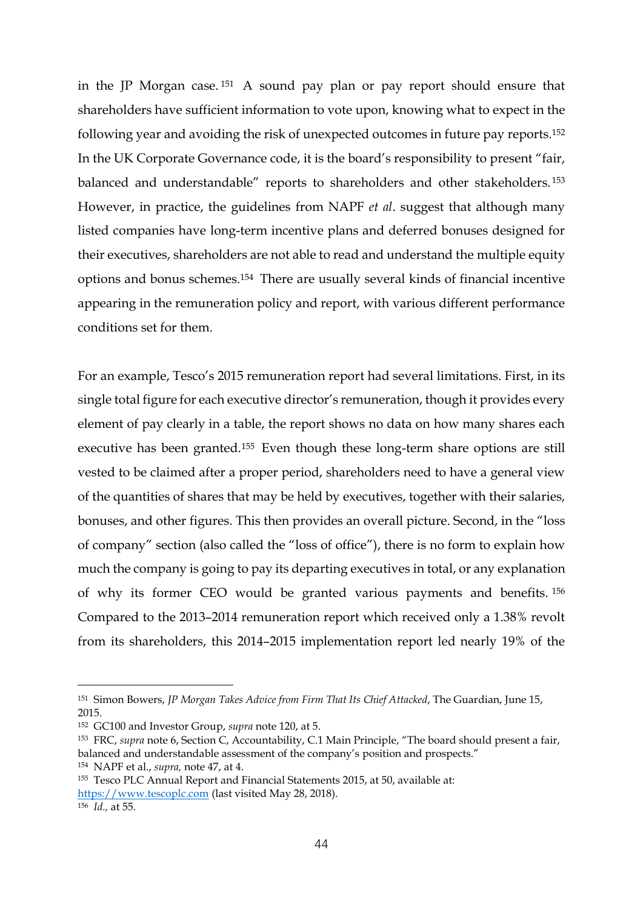in the JP Morgan case.[151] A sound pay plan or pay report should ensure that shareholders have sufficient information to vote upon, knowing what to expect in the following year and avoiding the risk of unexpected outcomes in future pay reports.[152] In the UK Corporate Governance code, it is the board's responsibility to present "fair, balanced and understandable" reports to shareholders and other stakeholders.[153] However, in practice, the guidelines from NAPF *et al*. suggest that although many listed companies have long-term incentive plans and deferred bonuses designed for their executives, shareholders are not able to read and understand the multiple equity options and bonus schemes.[154] There are usually several kinds of financial incentive appearing in the remuneration policy and report, with various different performance conditions set for them.

For an example, Tesco's 2015 remuneration report had several limitations. First, in its single total figure for each executive director's remuneration, though it provides every element of pay clearly in a table, the report shows no data on how many shares each executive has been granted.[155] Even though these long-term share options are still vested to be claimed after a proper period, shareholders need to have a general view of the quantities of shares that may be held by executives, together with their salaries, bonuses, and other figures. This then provides an overall picture. Second, in the "loss of company" section (also called the "loss of office"), there is no form to explain how much the company is going to pay its departing executives in total, or any explanation of why its former CEO would be granted various payments and benefits.[156] Compared to the 2013–2014 remuneration report which received only a 1.38% revolt from its shareholders, this 2014–2015 implementation report led nearly 19% of the

---

[151] Simon Bowers, *JP Morgan Takes Advice from Firm That Its Chief Attacked*, The Guardian, June 15, 2015.

[152] GC100 and Investor Group, *supra* note 120, at 5.

[153] FRC, *supra* note 6, Section C, Accountability, C.1 Main Principle, "The board should present a fair, balanced and understandable assessment of the company's position and prospects."

[154] NAPF et al., *supra,* note 47, at 4.

[155] Tesco PLC Annual Report and Financial Statements 2015, at 50, available at: https://www.tescoplc.com (last visited May 28, 2018).

[156] *Id.,* at 55.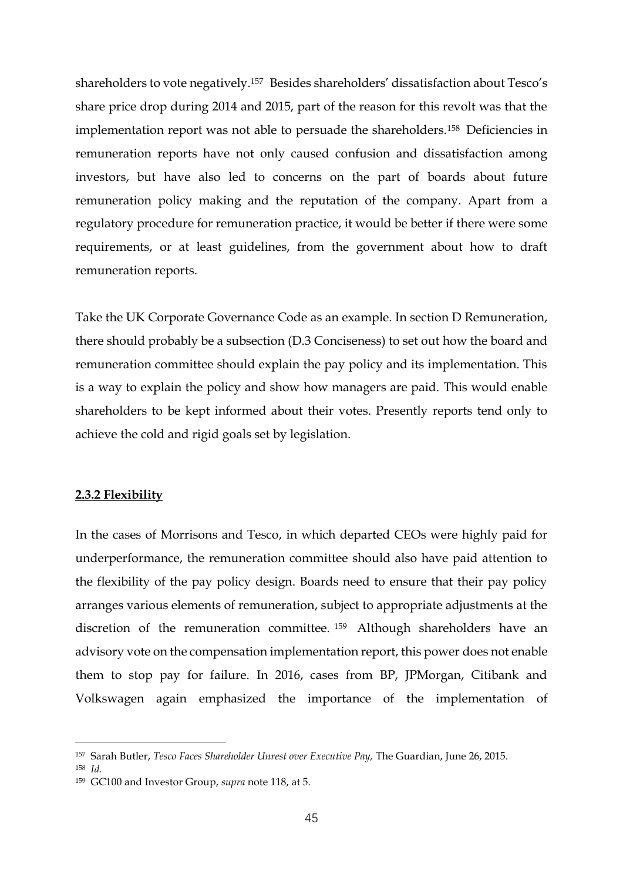shareholders to vote negatively.[157] Besides shareholders' dissatisfaction about Tesco's share price drop during 2014 and 2015, part of the reason for this revolt was that the implementation report was not able to persuade the shareholders.[158] Deficiencies in remuneration reports have not only caused confusion and dissatisfaction among investors, but have also led to concerns on the part of boards about future remuneration policy making and the reputation of the company. Apart from a regulatory procedure for remuneration practice, it would be better if there were some requirements, or at least guidelines, from the government about how to draft remuneration reports.

Take the UK Corporate Governance Code as an example. In section D Remuneration, there should probably be a subsection (D.3 Conciseness) to set out how the board and remuneration committee should explain the pay policy and its implementation. This is a way to explain the policy and show how managers are paid. This would enable shareholders to be kept informed about their votes. Presently reports tend only to achieve the cold and rigid goals set by legislation.

### 2.3.2 Flexibility

In the cases of Morrisons and Tesco, in which departed CEOs were highly paid for underperformance, the remuneration committee should also have paid attention to the flexibility of the pay policy design. Boards need to ensure that their pay policy arranges various elements of remuneration, subject to appropriate adjustments at the discretion of the remuneration committee.[159] Although shareholders have an advisory vote on the compensation implementation report, this power does not enable them to stop pay for failure. In 2016, cases from BP, JPMorgan, Citibank and Volkswagen again emphasized the importance of the implementation of

---

[157] Sarah Butler, *Tesco Faces Shareholder Unrest over Executive Pay,* The Guardian, June 26, 2015.

[158] *Id.*

[159] GC100 and Investor Group, *supra* note 118, at 5.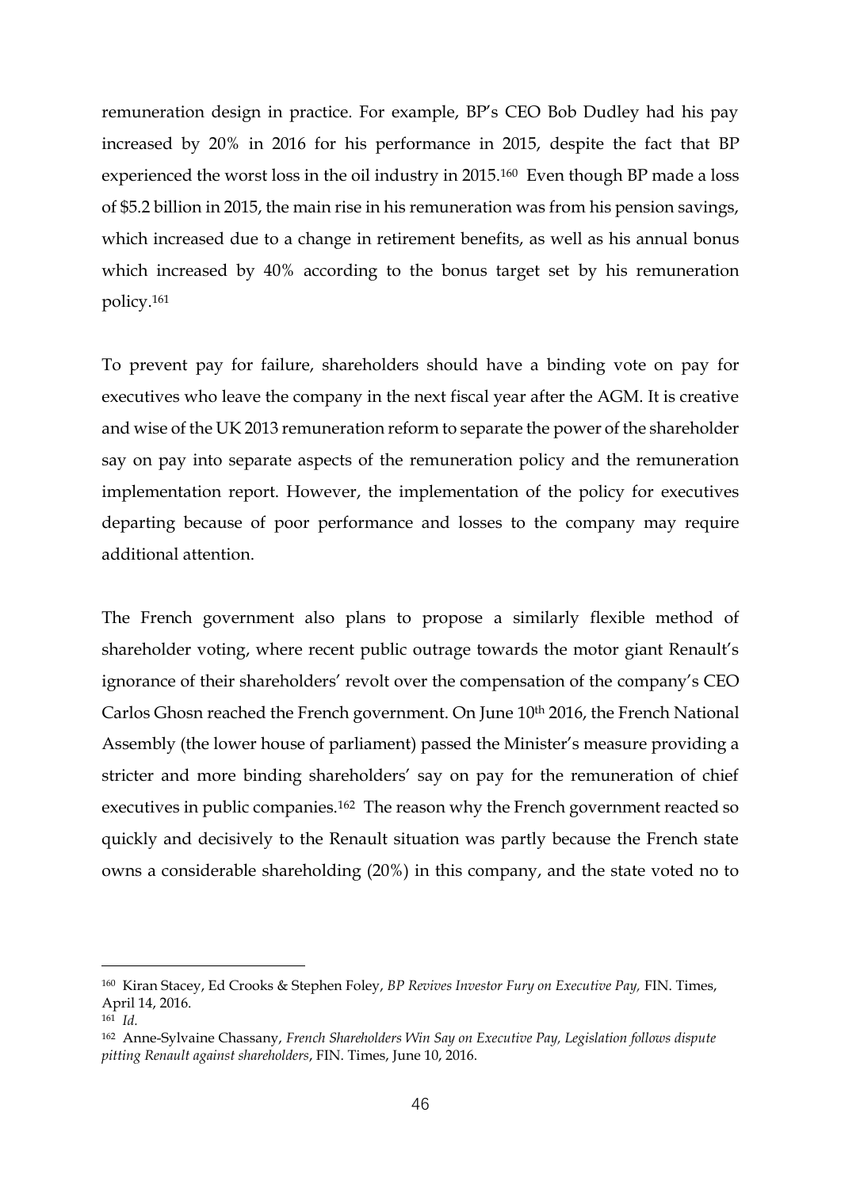remuneration design in practice. For example, BP's CEO Bob Dudley had his pay increased by 20% in 2016 for his performance in 2015, despite the fact that BP experienced the worst loss in the oil industry in 2015.[160] Even though BP made a loss of $5.2 billion in 2015, the main rise in his remuneration was from his pension savings, which increased due to a change in retirement benefits, as well as his annual bonus which increased by 40% according to the bonus target set by his remuneration policy.[161]

To prevent pay for failure, shareholders should have a binding vote on pay for executives who leave the company in the next fiscal year after the AGM. It is creative and wise of the UK 2013 remuneration reform to separate the power of the shareholder say on pay into separate aspects of the remuneration policy and the remuneration implementation report. However, the implementation of the policy for executives departing because of poor performance and losses to the company may require additional attention.

The French government also plans to propose a similarly flexible method of shareholder voting, where recent public outrage towards the motor giant Renault's ignorance of their shareholders' revolt over the compensation of the company's CEO Carlos Ghosn reached the French government. On June 10th 2016, the French National Assembly (the lower house of parliament) passed the Minister's measure providing a stricter and more binding shareholders' say on pay for the remuneration of chief executives in public companies.[162] The reason why the French government reacted so quickly and decisively to the Renault situation was partly because the French state owns a considerable shareholding (20%) in this company, and the state voted no to

---

[160] Kiran Stacey, Ed Crooks & Stephen Foley, *BP Revives Investor Fury on Executive Pay,* FIN. Times, April 14, 2016.

[161] *Id.*

[162] Anne-Sylvaine Chassany, *French Shareholders Win Say on Executive Pay, Legislation follows dispute pitting Renault against shareholders*, FIN. Times, June 10, 2016.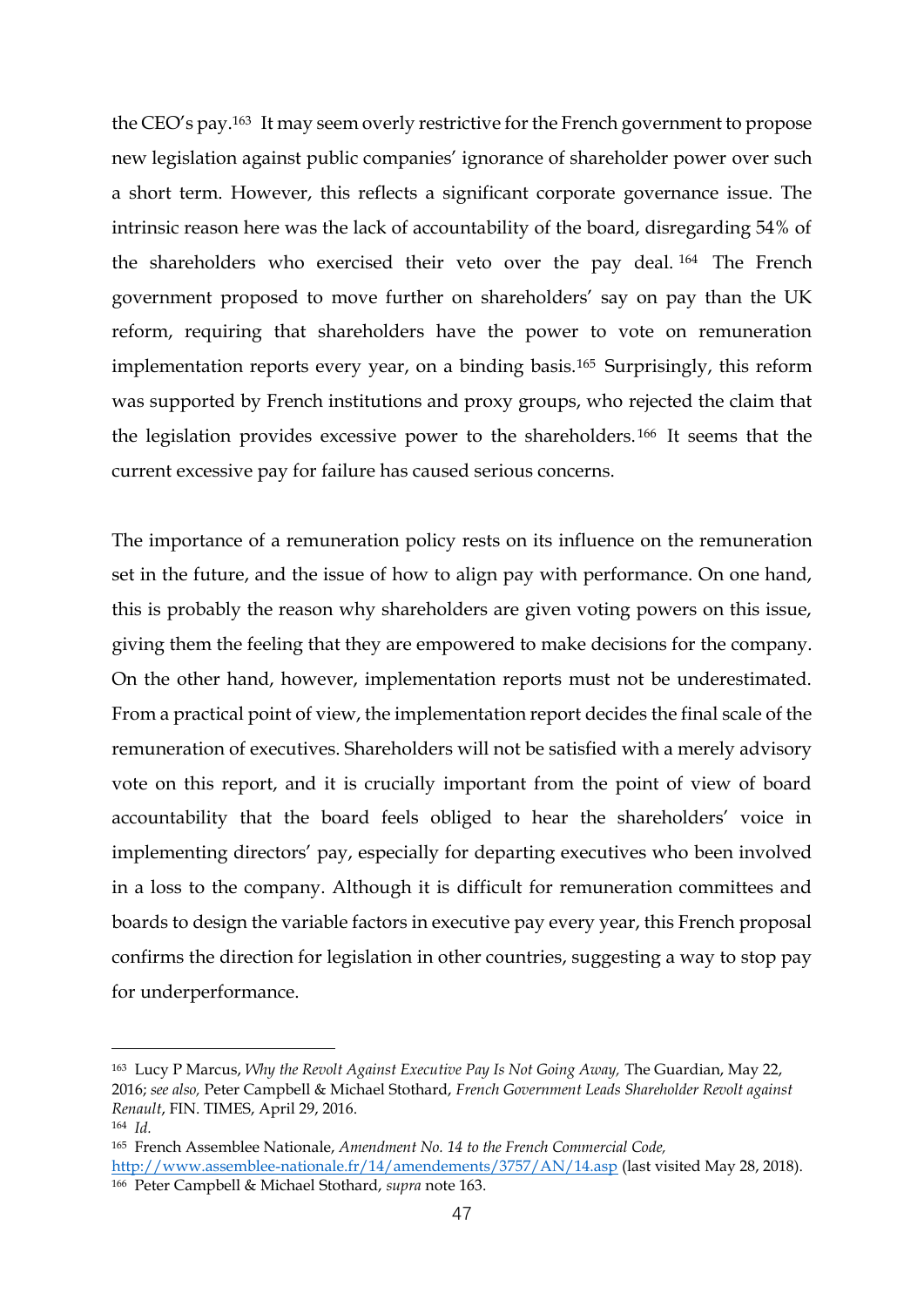the CEO's pay.[163] It may seem overly restrictive for the French government to propose new legislation against public companies' ignorance of shareholder power over such a short term. However, this reflects a significant corporate governance issue. The intrinsic reason here was the lack of accountability of the board, disregarding 54% of the shareholders who exercised their veto over the pay deal.[164] The French government proposed to move further on shareholders' say on pay than the UK reform, requiring that shareholders have the power to vote on remuneration implementation reports every year, on a binding basis.[165] Surprisingly, this reform was supported by French institutions and proxy groups, who rejected the claim that the legislation provides excessive power to the shareholders.[166] It seems that the current excessive pay for failure has caused serious concerns.

The importance of a remuneration policy rests on its influence on the remuneration set in the future, and the issue of how to align pay with performance. On one hand, this is probably the reason why shareholders are given voting powers on this issue, giving them the feeling that they are empowered to make decisions for the company. On the other hand, however, implementation reports must not be underestimated. From a practical point of view, the implementation report decides the final scale of the remuneration of executives. Shareholders will not be satisfied with a merely advisory vote on this report, and it is crucially important from the point of view of board accountability that the board feels obliged to hear the shareholders' voice in implementing directors' pay, especially for departing executives who been involved in a loss to the company. Although it is difficult for remuneration committees and boards to design the variable factors in executive pay every year, this French proposal confirms the direction for legislation in other countries, suggesting a way to stop pay for underperformance.

---

[163] Lucy P Marcus, *Why the Revolt Against Executive Pay Is Not Going Away,* The Guardian, May 22, 2016; *see also,* Peter Campbell & Michael Stothard, *French Government Leads Shareholder Revolt against Renault*, FIN. TIMES, April 29, 2016.

[164] *Id.*

[165] French Assemblee Nationale, *Amendment No. 14 to the French Commercial Code,* http://www.assemblee-nationale.fr/14/amendements/3757/AN/14.asp (last visited May 28, 2018).

[166] Peter Campbell & Michael Stothard, *supra* note 163.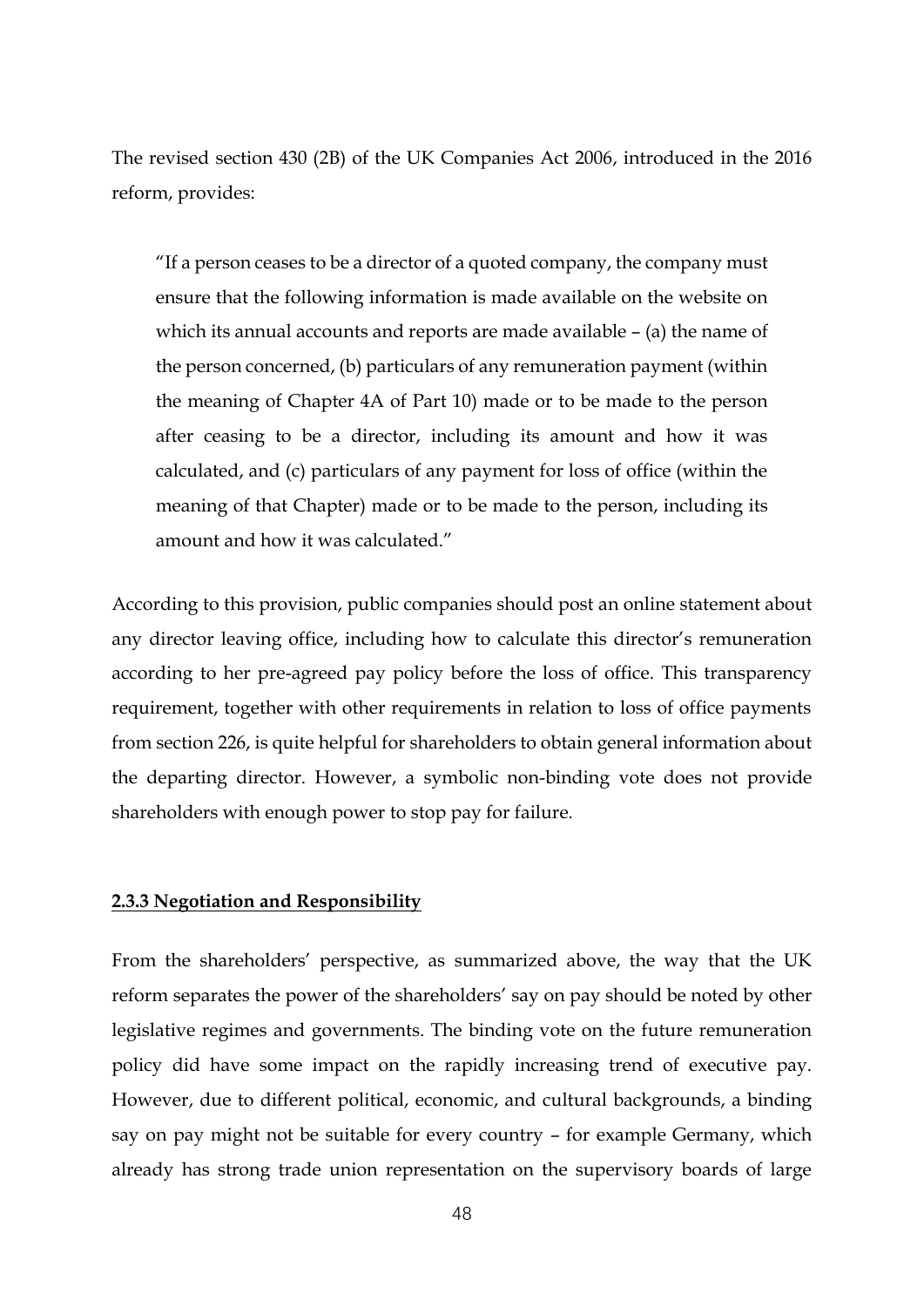The revised section 430 (2B) of the UK Companies Act 2006, introduced in the 2016 reform, provides:

> "If a person ceases to be a director of a quoted company, the company must ensure that the following information is made available on the website on which its annual accounts and reports are made available – (a) the name of the person concerned, (b) particulars of any remuneration payment (within the meaning of Chapter 4A of Part 10) made or to be made to the person after ceasing to be a director, including its amount and how it was calculated, and (c) particulars of any payment for loss of office (within the meaning of that Chapter) made or to be made to the person, including its amount and how it was calculated."

According to this provision, public companies should post an online statement about any director leaving office, including how to calculate this director's remuneration according to her pre-agreed pay policy before the loss of office. This transparency requirement, together with other requirements in relation to loss of office payments from section 226, is quite helpful for shareholders to obtain general information about the departing director. However, a symbolic non-binding vote does not provide shareholders with enough power to stop pay for failure.

#### **2.3.3 Negotiation and Responsibility**

From the shareholders' perspective, as summarized above, the way that the UK reform separates the power of the shareholders' say on pay should be noted by other legislative regimes and governments. The binding vote on the future remuneration policy did have some impact on the rapidly increasing trend of executive pay. However, due to different political, economic, and cultural backgrounds, a binding say on pay might not be suitable for every country – for example Germany, which already has strong trade union representation on the supervisory boards of large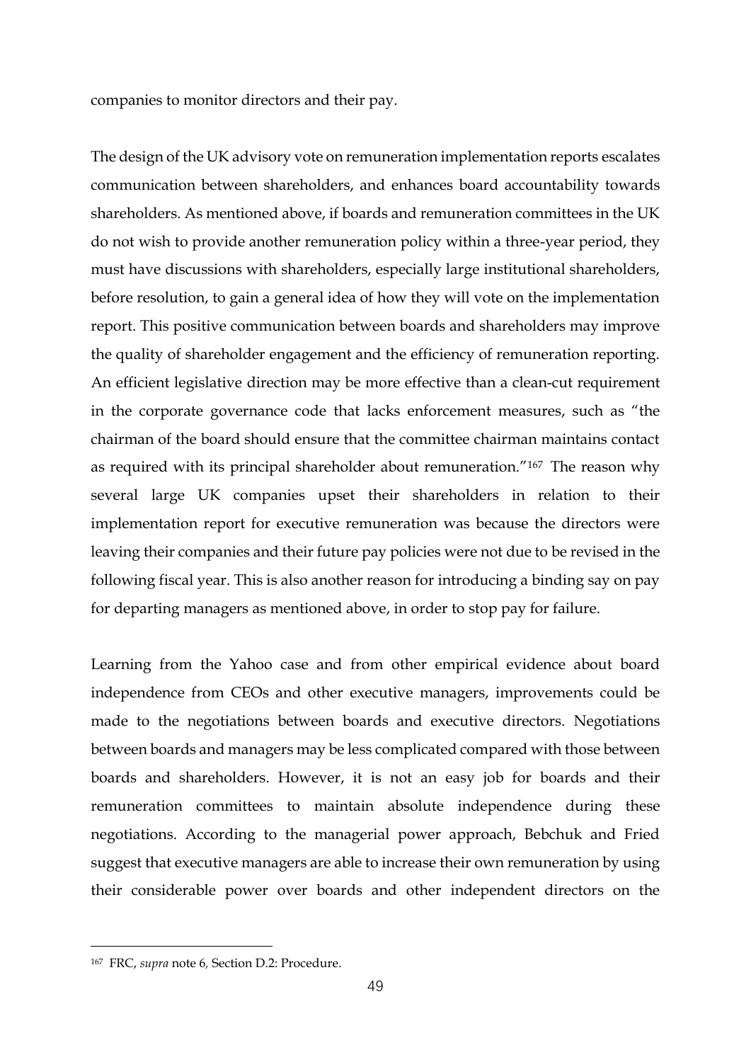companies to monitor directors and their pay.

The design of the UK advisory vote on remuneration implementation reports escalates communication between shareholders, and enhances board accountability towards shareholders. As mentioned above, if boards and remuneration committees in the UK do not wish to provide another remuneration policy within a three-year period, they must have discussions with shareholders, especially large institutional shareholders, before resolution, to gain a general idea of how they will vote on the implementation report. This positive communication between boards and shareholders may improve the quality of shareholder engagement and the efficiency of remuneration reporting. An efficient legislative direction may be more effective than a clean-cut requirement in the corporate governance code that lacks enforcement measures, such as "the chairman of the board should ensure that the committee chairman maintains contact as required with its principal shareholder about remuneration."[167] The reason why several large UK companies upset their shareholders in relation to their implementation report for executive remuneration was because the directors were leaving their companies and their future pay policies were not due to be revised in the following fiscal year. This is also another reason for introducing a binding say on pay for departing managers as mentioned above, in order to stop pay for failure.

Learning from the Yahoo case and from other empirical evidence about board independence from CEOs and other executive managers, improvements could be made to the negotiations between boards and executive directors. Negotiations between boards and managers may be less complicated compared with those between boards and shareholders. However, it is not an easy job for boards and their remuneration committees to maintain absolute independence during these negotiations. According to the managerial power approach, Bebchuk and Fried suggest that executive managers are able to increase their own remuneration by using their considerable power over boards and other independent directors on the

---

[167] FRC, *supra* note 6, Section D.2: Procedure.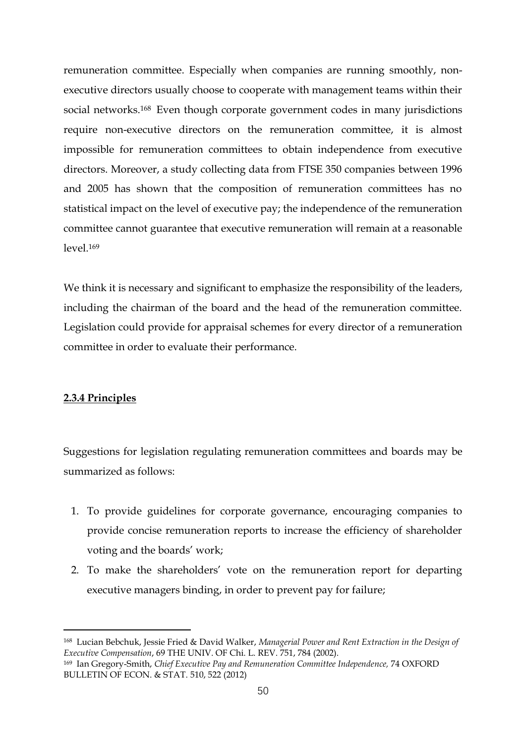remuneration committee. Especially when companies are running smoothly, non-executive directors usually choose to cooperate with management teams within their social networks.[168] Even though corporate government codes in many jurisdictions require non-executive directors on the remuneration committee, it is almost impossible for remuneration committees to obtain independence from executive directors. Moreover, a study collecting data from FTSE 350 companies between 1996 and 2005 has shown that the composition of remuneration committees has no statistical impact on the level of executive pay; the independence of the remuneration committee cannot guarantee that executive remuneration will remain at a reasonable level.[169]

We think it is necessary and significant to emphasize the responsibility of the leaders, including the chairman of the board and the head of the remuneration committee. Legislation could provide for appraisal schemes for every director of a remuneration committee in order to evaluate their performance.

#### **2.3.4 Principles**

Suggestions for legislation regulating remuneration committees and boards may be summarized as follows:

1. To provide guidelines for corporate governance, encouraging companies to provide concise remuneration reports to increase the efficiency of shareholder voting and the boards' work;
2. To make the shareholders' vote on the remuneration report for departing executive managers binding, in order to prevent pay for failure;

---

[168] Lucian Bebchuk, Jessie Fried & David Walker, *Managerial Power and Rent Extraction in the Design of Executive Compensation*, 69 THE UNIV. OF Chi. L. REV. 751, 784 (2002).

[169] Ian Gregory-Smith, *Chief Executive Pay and Remuneration Committee Independence,* 74 OXFORD BULLETIN OF ECON. & STAT. 510, 522 (2012)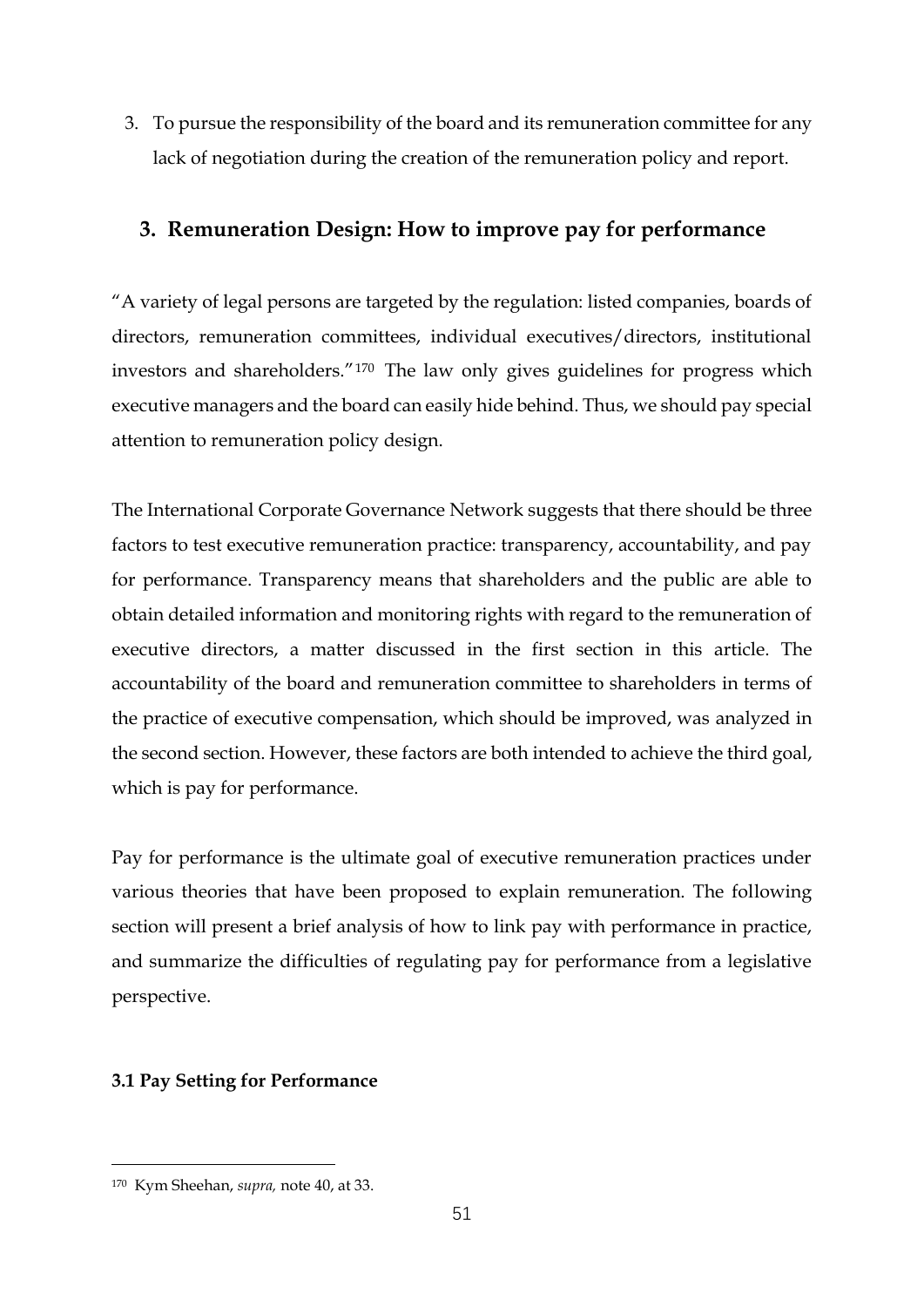3. To pursue the responsibility of the board and its remuneration committee for any lack of negotiation during the creation of the remuneration policy and report.

## 3. Remuneration Design: How to improve pay for performance

"A variety of legal persons are targeted by the regulation: listed companies, boards of directors, remuneration committees, individual executives/directors, institutional investors and shareholders."[170] The law only gives guidelines for progress which executive managers and the board can easily hide behind. Thus, we should pay special attention to remuneration policy design.

The International Corporate Governance Network suggests that there should be three factors to test executive remuneration practice: transparency, accountability, and pay for performance. Transparency means that shareholders and the public are able to obtain detailed information and monitoring rights with regard to the remuneration of executive directors, a matter discussed in the first section in this article. The accountability of the board and remuneration committee to shareholders in terms of the practice of executive compensation, which should be improved, was analyzed in the second section. However, these factors are both intended to achieve the third goal, which is pay for performance.

Pay for performance is the ultimate goal of executive remuneration practices under various theories that have been proposed to explain remuneration. The following section will present a brief analysis of how to link pay with performance in practice, and summarize the difficulties of regulating pay for performance from a legislative perspective.

### 3.1 Pay Setting for Performance

---

[170] Kym Sheehan, *supra,* note 40, at 33.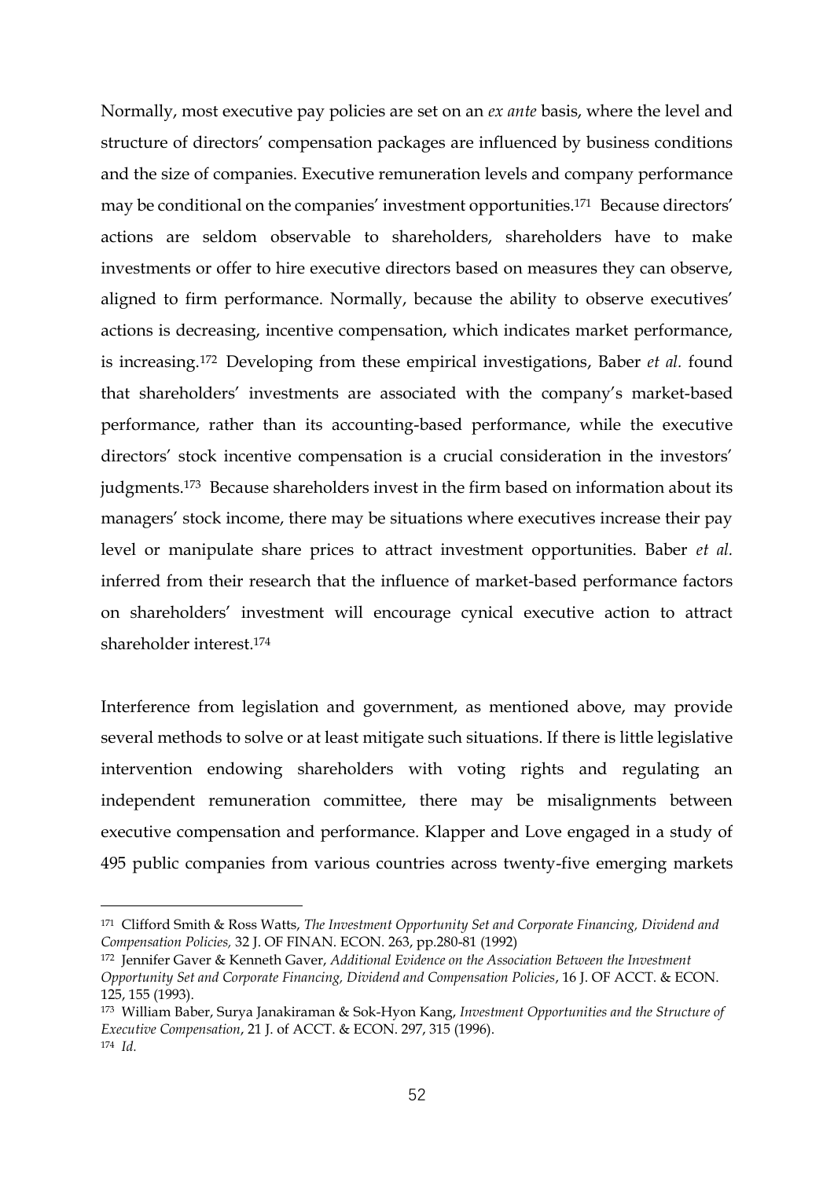Normally, most executive pay policies are set on an *ex ante* basis, where the level and structure of directors' compensation packages are influenced by business conditions and the size of companies. Executive remuneration levels and company performance may be conditional on the companies' investment opportunities.[171] Because directors' actions are seldom observable to shareholders, shareholders have to make investments or offer to hire executive directors based on measures they can observe, aligned to firm performance. Normally, because the ability to observe executives' actions is decreasing, incentive compensation, which indicates market performance, is increasing.[172] Developing from these empirical investigations, Baber *et al.* found that shareholders' investments are associated with the company's market-based performance, rather than its accounting-based performance, while the executive directors' stock incentive compensation is a crucial consideration in the investors' judgments.[173] Because shareholders invest in the firm based on information about its managers' stock income, there may be situations where executives increase their pay level or manipulate share prices to attract investment opportunities. Baber *et al.* inferred from their research that the influence of market-based performance factors on shareholders' investment will encourage cynical executive action to attract shareholder interest.[174]

Interference from legislation and government, as mentioned above, may provide several methods to solve or at least mitigate such situations. If there is little legislative intervention endowing shareholders with voting rights and regulating an independent remuneration committee, there may be misalignments between executive compensation and performance. Klapper and Love engaged in a study of 495 public companies from various countries across twenty-five emerging markets

---

[171] Clifford Smith & Ross Watts, *The Investment Opportunity Set and Corporate Financing, Dividend and Compensation Policies,* 32 J. OF FINAN. ECON. 263, pp.280-81 (1992)

[172] Jennifer Gaver & Kenneth Gaver, *Additional Evidence on the Association Between the Investment Opportunity Set and Corporate Financing, Dividend and Compensation Policies*, 16 J. OF ACCT. & ECON. 125, 155 (1993).

[173] William Baber, Surya Janakiraman & Sok-Hyon Kang, *Investment Opportunities and the Structure of Executive Compensation*, 21 J. of ACCT. & ECON. 297, 315 (1996).

[174] *Id.*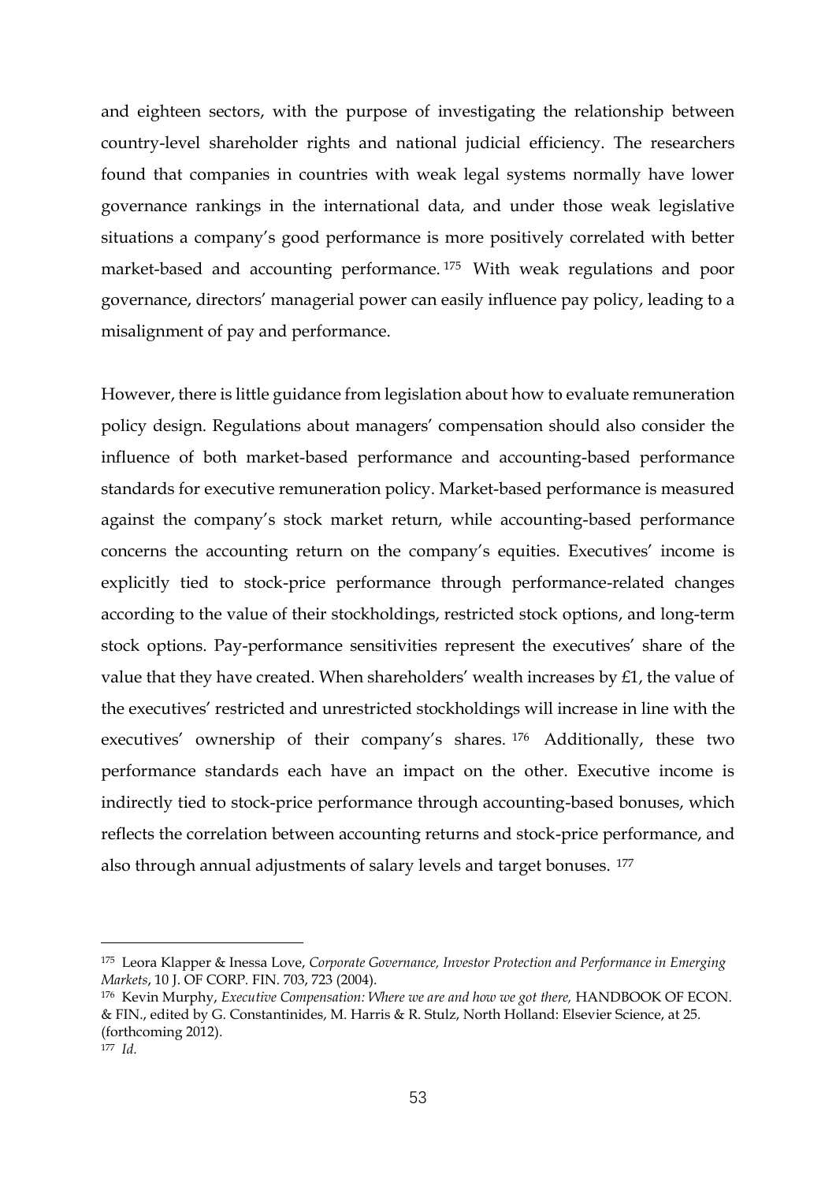and eighteen sectors, with the purpose of investigating the relationship between country-level shareholder rights and national judicial efficiency. The researchers found that companies in countries with weak legal systems normally have lower governance rankings in the international data, and under those weak legislative situations a company's good performance is more positively correlated with better market-based and accounting performance.[175] With weak regulations and poor governance, directors' managerial power can easily influence pay policy, leading to a misalignment of pay and performance.

However, there is little guidance from legislation about how to evaluate remuneration policy design. Regulations about managers' compensation should also consider the influence of both market-based performance and accounting-based performance standards for executive remuneration policy. Market-based performance is measured against the company's stock market return, while accounting-based performance concerns the accounting return on the company's equities. Executives' income is explicitly tied to stock-price performance through performance-related changes according to the value of their stockholdings, restricted stock options, and long-term stock options. Pay-performance sensitivities represent the executives' share of the value that they have created. When shareholders' wealth increases by £1, the value of the executives' restricted and unrestricted stockholdings will increase in line with the executives' ownership of their company's shares.[176] Additionally, these two performance standards each have an impact on the other. Executive income is indirectly tied to stock-price performance through accounting-based bonuses, which reflects the correlation between accounting returns and stock-price performance, and also through annual adjustments of salary levels and target bonuses.[177]

---

[175] Leora Klapper & Inessa Love, *Corporate Governance, Investor Protection and Performance in Emerging Markets*, 10 J. OF CORP. FIN. 703, 723 (2004).

[176] Kevin Murphy, *Executive Compensation: Where we are and how we got there,* HANDBOOK OF ECON. & FIN., edited by G. Constantinides, M. Harris & R. Stulz, North Holland: Elsevier Science, at 25. (forthcoming 2012).

[177] *Id.*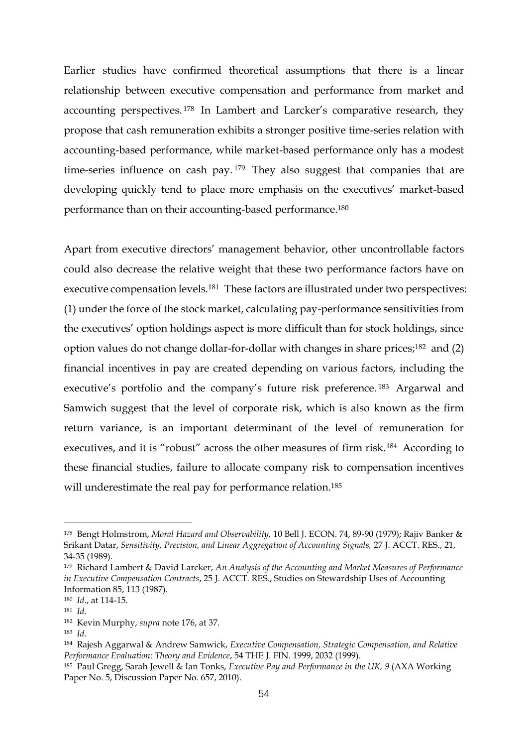Earlier studies have confirmed theoretical assumptions that there is a linear relationship between executive compensation and performance from market and accounting perspectives.[178] In Lambert and Larcker's comparative research, they propose that cash remuneration exhibits a stronger positive time-series relation with accounting-based performance, while market-based performance only has a modest time-series influence on cash pay.[179] They also suggest that companies that are developing quickly tend to place more emphasis on the executives' market-based performance than on their accounting-based performance.[180]

Apart from executive directors' management behavior, other uncontrollable factors could also decrease the relative weight that these two performance factors have on executive compensation levels.[181] These factors are illustrated under two perspectives: (1) under the force of the stock market, calculating pay-performance sensitivities from the executives' option holdings aspect is more difficult than for stock holdings, since option values do not change dollar-for-dollar with changes in share prices;[182] and (2) financial incentives in pay are created depending on various factors, including the executive's portfolio and the company's future risk preference.[183] Argarwal and Samwich suggest that the level of corporate risk, which is also known as the firm return variance, is an important determinant of the level of remuneration for executives, and it is "robust" across the other measures of firm risk.[184] According to these financial studies, failure to allocate company risk to compensation incentives will underestimate the real pay for performance relation.[185]

---

[178] Bengt Holmstrom, *Moral Hazard and Observability,* 10 Bell J. ECON. 74, 89-90 (1979); Rajiv Banker & Srikant Datar, *Sensitivity, Precision, and Linear Aggregation of Accounting Signals,* 27 J. ACCT. RES., 21, 34-35 (1989).

[179] Richard Lambert & David Larcker, *An Analysis of the Accounting and Market Measures of Performance in Executive Compensation Contracts*, 25 J. ACCT. RES., Studies on Stewardship Uses of Accounting Information 85, 113 (1987).

[180] *Id*., at 114-15.

[181] *Id.*

[182] Kevin Murphy, *supra* note 176, at 37.

[183] *Id.*

[184] Rajesh Aggarwal & Andrew Samwick, *Executive Compensation, Strategic Compensation, and Relative Performance Evaluation: Theory and Evidence*, 54 THE J. FIN. 1999, 2032 (1999).

[185] Paul Gregg, Sarah Jewell & Ian Tonks, *Executive Pay and Performance in the UK, 9* (AXA Working Paper No. 5, Discussion Paper No. 657, 2010).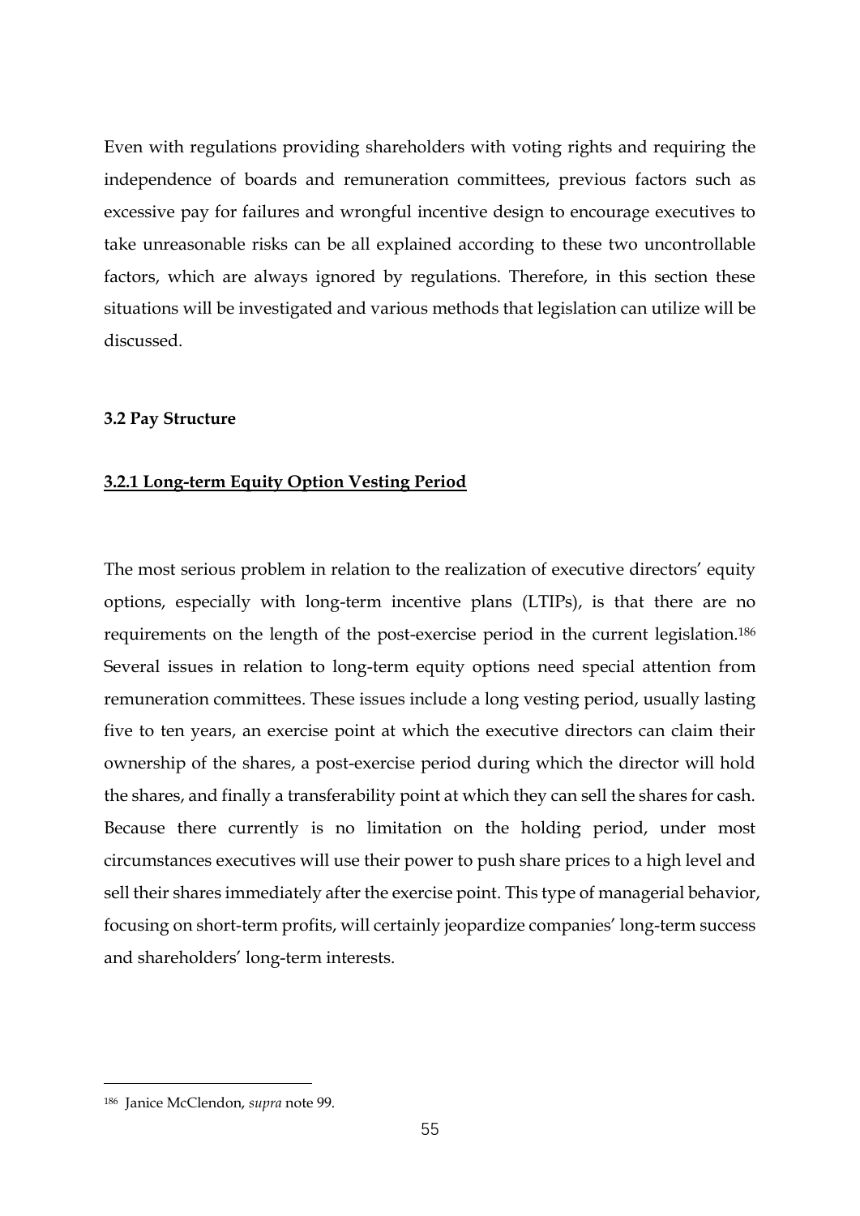Even with regulations providing shareholders with voting rights and requiring the independence of boards and remuneration committees, previous factors such as excessive pay for failures and wrongful incentive design to encourage executives to take unreasonable risks can be all explained according to these two uncontrollable factors, which are always ignored by regulations. Therefore, in this section these situations will be investigated and various methods that legislation can utilize will be discussed.

### 3.2 Pay Structure

#### <u>3.2.1 Long-term Equity Option Vesting Period</u>

The most serious problem in relation to the realization of executive directors' equity options, especially with long-term incentive plans (LTIPs), is that there are no requirements on the length of the post-exercise period in the current legislation.[186] Several issues in relation to long-term equity options need special attention from remuneration committees. These issues include a long vesting period, usually lasting five to ten years, an exercise point at which the executive directors can claim their ownership of the shares, a post-exercise period during which the director will hold the shares, and finally a transferability point at which they can sell the shares for cash. Because there currently is no limitation on the holding period, under most circumstances executives will use their power to push share prices to a high level and sell their shares immediately after the exercise point. This type of managerial behavior, focusing on short-term profits, will certainly jeopardize companies' long-term success and shareholders' long-term interests.

---

[186] Janice McClendon, *supra* note 99.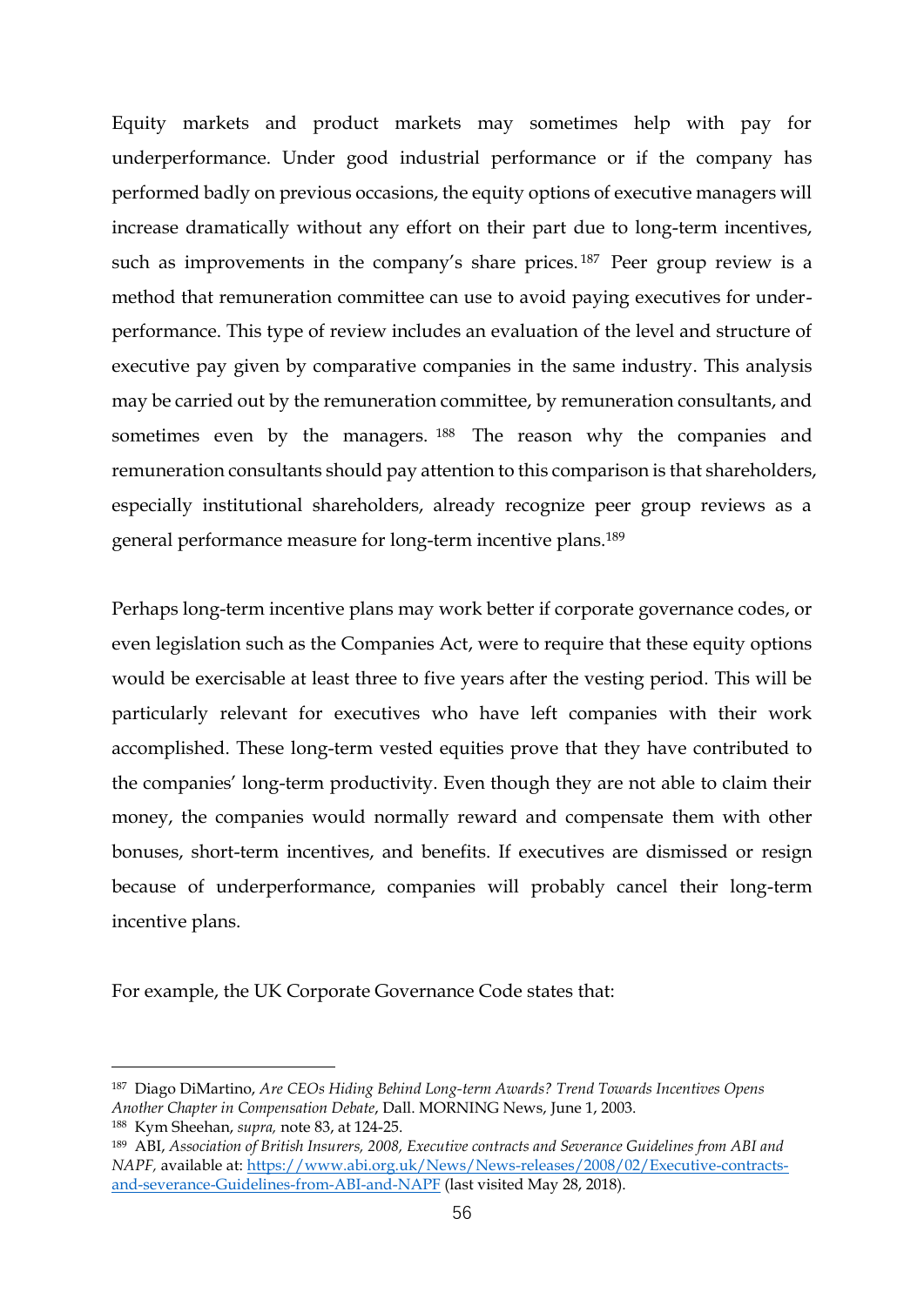Equity markets and product markets may sometimes help with pay for underperformance. Under good industrial performance or if the company has performed badly on previous occasions, the equity options of executive managers will increase dramatically without any effort on their part due to long-term incentives, such as improvements in the company's share prices.[187] Peer group review is a method that remuneration committee can use to avoid paying executives for under-performance. This type of review includes an evaluation of the level and structure of executive pay given by comparative companies in the same industry. This analysis may be carried out by the remuneration committee, by remuneration consultants, and sometimes even by the managers.[188] The reason why the companies and remuneration consultants should pay attention to this comparison is that shareholders, especially institutional shareholders, already recognize peer group reviews as a general performance measure for long-term incentive plans.[189]

Perhaps long-term incentive plans may work better if corporate governance codes, or even legislation such as the Companies Act, were to require that these equity options would be exercisable at least three to five years after the vesting period. This will be particularly relevant for executives who have left companies with their work accomplished. These long-term vested equities prove that they have contributed to the companies' long-term productivity. Even though they are not able to claim their money, the companies would normally reward and compensate them with other bonuses, short-term incentives, and benefits. If executives are dismissed or resign because of underperformance, companies will probably cancel their long-term incentive plans.

For example, the UK Corporate Governance Code states that:

---

[187] Diago DiMartino, *Are CEOs Hiding Behind Long-term Awards? Trend Towards Incentives Opens Another Chapter in Compensation Debate*, Dall. MORNING News, June 1, 2003.

[188] Kym Sheehan, *supra,* note 83, at 124-25.

[189] ABI, *Association of British Insurers, 2008, Executive contracts and Severance Guidelines from ABI and NAPF,* available at: [https://www.abi.org.uk/News/News-releases/2008/02/Executive-contracts-and-severance-Guidelines-from-ABI-and-NAPF](https://www.abi.org.uk/News/News-releases/2008/02/Executive-contracts-and-severance-Guidelines-from-ABI-and-NAPF) (last visited May 28, 2018).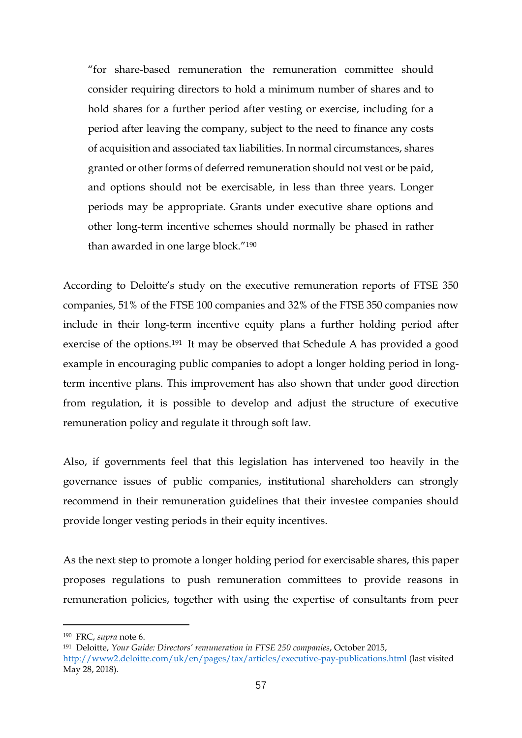> "for share-based remuneration the remuneration committee should consider requiring directors to hold a minimum number of shares and to hold shares for a further period after vesting or exercise, including for a period after leaving the company, subject to the need to finance any costs of acquisition and associated tax liabilities. In normal circumstances, shares granted or other forms of deferred remuneration should not vest or be paid, and options should not be exercisable, in less than three years. Longer periods may be appropriate. Grants under executive share options and other long-term incentive schemes should normally be phased in rather than awarded in one large block."[190]

According to Deloitte's study on the executive remuneration reports of FTSE 350 companies, 51% of the FTSE 100 companies and 32% of the FTSE 350 companies now include in their long-term incentive equity plans a further holding period after exercise of the options.[191] It may be observed that Schedule A has provided a good example in encouraging public companies to adopt a longer holding period in long-term incentive plans. This improvement has also shown that under good direction from regulation, it is possible to develop and adjust the structure of executive remuneration policy and regulate it through soft law.

Also, if governments feel that this legislation has intervened too heavily in the governance issues of public companies, institutional shareholders can strongly recommend in their remuneration guidelines that their investee companies should provide longer vesting periods in their equity incentives.

As the next step to promote a longer holding period for exercisable shares, this paper proposes regulations to push remuneration committees to provide reasons in remuneration policies, together with using the expertise of consultants from peer

---

[190] FRC, *supra* note 6.

[191] Deloitte, *Your Guide: Directors' remuneration in FTSE 250 companies*, October 2015, http://www2.deloitte.com/uk/en/pages/tax/articles/executive-pay-publications.html (last visited May 28, 2018).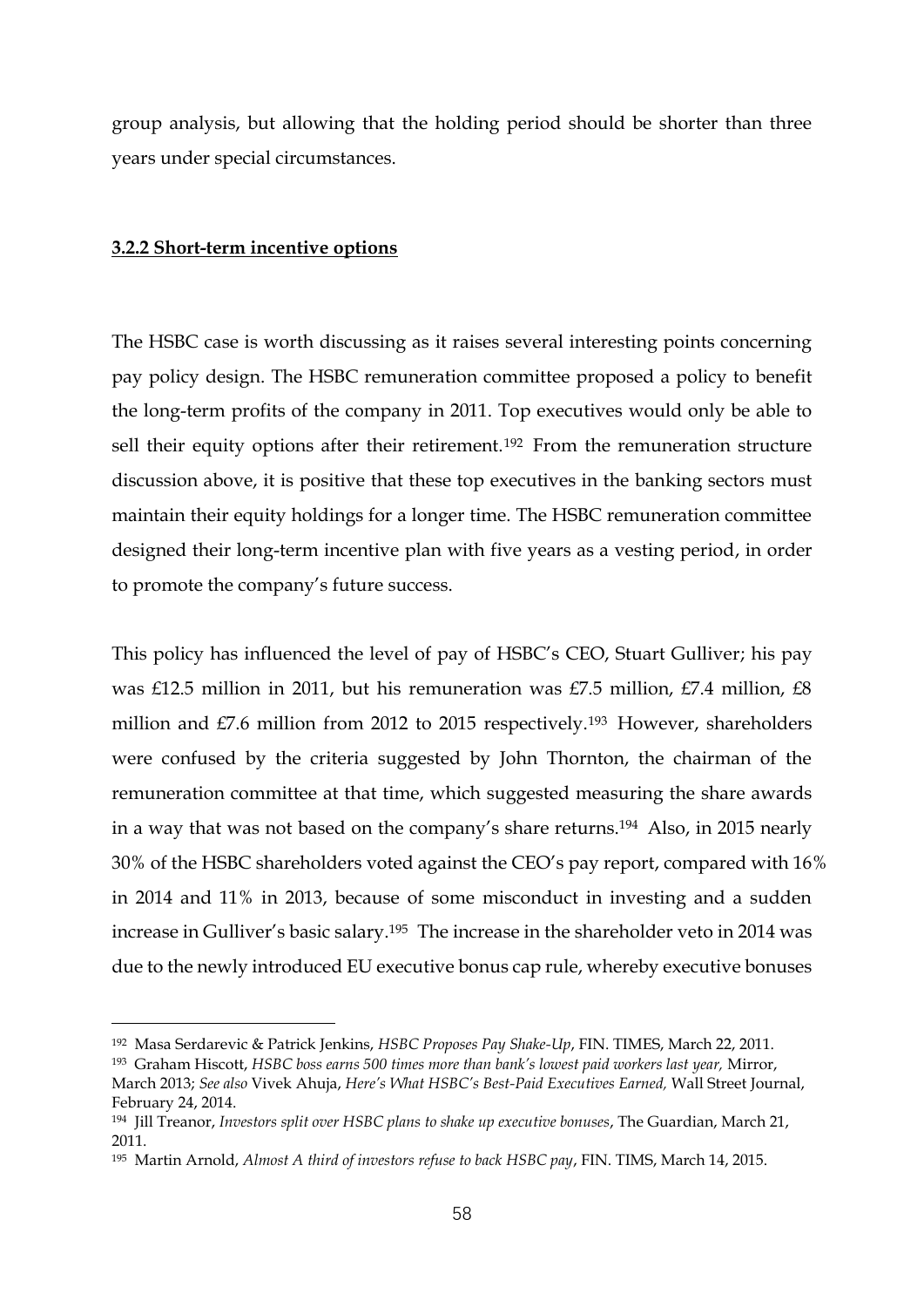group analysis, but allowing that the holding period should be shorter than three years under special circumstances.

**3.2.2 Short-term incentive options**

The HSBC case is worth discussing as it raises several interesting points concerning pay policy design. The HSBC remuneration committee proposed a policy to benefit the long-term profits of the company in 2011. Top executives would only be able to sell their equity options after their retirement.[192] From the remuneration structure discussion above, it is positive that these top executives in the banking sectors must maintain their equity holdings for a longer time. The HSBC remuneration committee designed their long-term incentive plan with five years as a vesting period, in order to promote the company's future success.

This policy has influenced the level of pay of HSBC's CEO, Stuart Gulliver; his pay was £12.5 million in 2011, but his remuneration was £7.5 million, £7.4 million, £8 million and £7.6 million from 2012 to 2015 respectively.[193] However, shareholders were confused by the criteria suggested by John Thornton, the chairman of the remuneration committee at that time, which suggested measuring the share awards in a way that was not based on the company's share returns.[194] Also, in 2015 nearly 30% of the HSBC shareholders voted against the CEO's pay report, compared with 16% in 2014 and 11% in 2013, because of some misconduct in investing and a sudden increase in Gulliver's basic salary.[195] The increase in the shareholder veto in 2014 was due to the newly introduced EU executive bonus cap rule, whereby executive bonuses

---

[192] Masa Serdarevic & Patrick Jenkins, *HSBC Proposes Pay Shake-Up*, FIN. TIMES, March 22, 2011.

[193] Graham Hiscott, *HSBC boss earns 500 times more than bank's lowest paid workers last year,* Mirror, March 2013; *See also* Vivek Ahuja, *Here's What HSBC's Best-Paid Executives Earned,* Wall Street Journal, February 24, 2014.

[194] Jill Treanor, *Investors split over HSBC plans to shake up executive bonuses*, The Guardian, March 21, 2011.

[195] Martin Arnold, *Almost A third of investors refuse to back HSBC pay*, FIN. TIMS, March 14, 2015.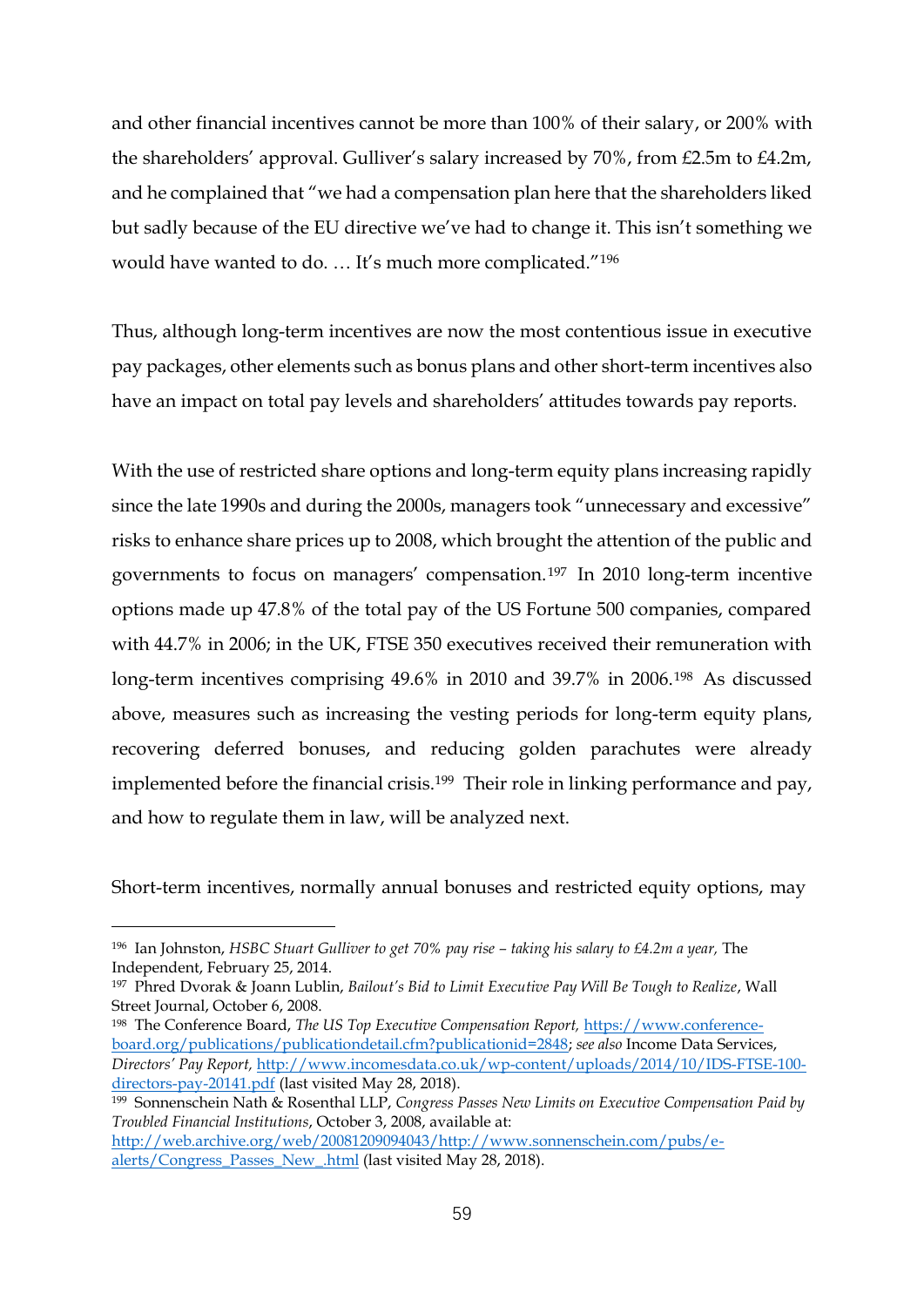and other financial incentives cannot be more than 100% of their salary, or 200% with the shareholders' approval. Gulliver's salary increased by 70%, from £2.5m to £4.2m, and he complained that "we had a compensation plan here that the shareholders liked but sadly because of the EU directive we've had to change it. This isn't something we would have wanted to do. … It's much more complicated."[196]

Thus, although long-term incentives are now the most contentious issue in executive pay packages, other elements such as bonus plans and other short-term incentives also have an impact on total pay levels and shareholders' attitudes towards pay reports.

With the use of restricted share options and long-term equity plans increasing rapidly since the late 1990s and during the 2000s, managers took "unnecessary and excessive" risks to enhance share prices up to 2008, which brought the attention of the public and governments to focus on managers' compensation.[197] In 2010 long-term incentive options made up 47.8% of the total pay of the US Fortune 500 companies, compared with 44.7% in 2006; in the UK, FTSE 350 executives received their remuneration with long-term incentives comprising 49.6% in 2010 and 39.7% in 2006.[198] As discussed above, measures such as increasing the vesting periods for long-term equity plans, recovering deferred bonuses, and reducing golden parachutes were already implemented before the financial crisis.[199] Their role in linking performance and pay, and how to regulate them in law, will be analyzed next.

Short-term incentives, normally annual bonuses and restricted equity options, may

---

[196] Ian Johnston, *HSBC Stuart Gulliver to get 70% pay rise – taking his salary to £4.2m a year,* The Independent, February 25, 2014.

[197] Phred Dvorak & Joann Lublin, *Bailout's Bid to Limit Executive Pay Will Be Tough to Realize*, Wall Street Journal, October 6, 2008.

[198] The Conference Board, *The US Top Executive Compensation Report,* https://www.conference-board.org/publications/publicationdetail.cfm?publicationid=2848; *see also* Income Data Services, *Directors' Pay Report,* http://www.incomesdata.co.uk/wp-content/uploads/2014/10/IDS-FTSE-100-directors-pay-20141.pdf (last visited May 28, 2018).

[199] Sonnenschein Nath & Rosenthal LLP, *Congress Passes New Limits on Executive Compensation Paid by Troubled Financial Institutions*, October 3, 2008, available at: http://web.archive.org/web/20081209094043/http://www.sonnenschein.com/pubs/e-alerts/Congress_Passes_New_.html (last visited May 28, 2018).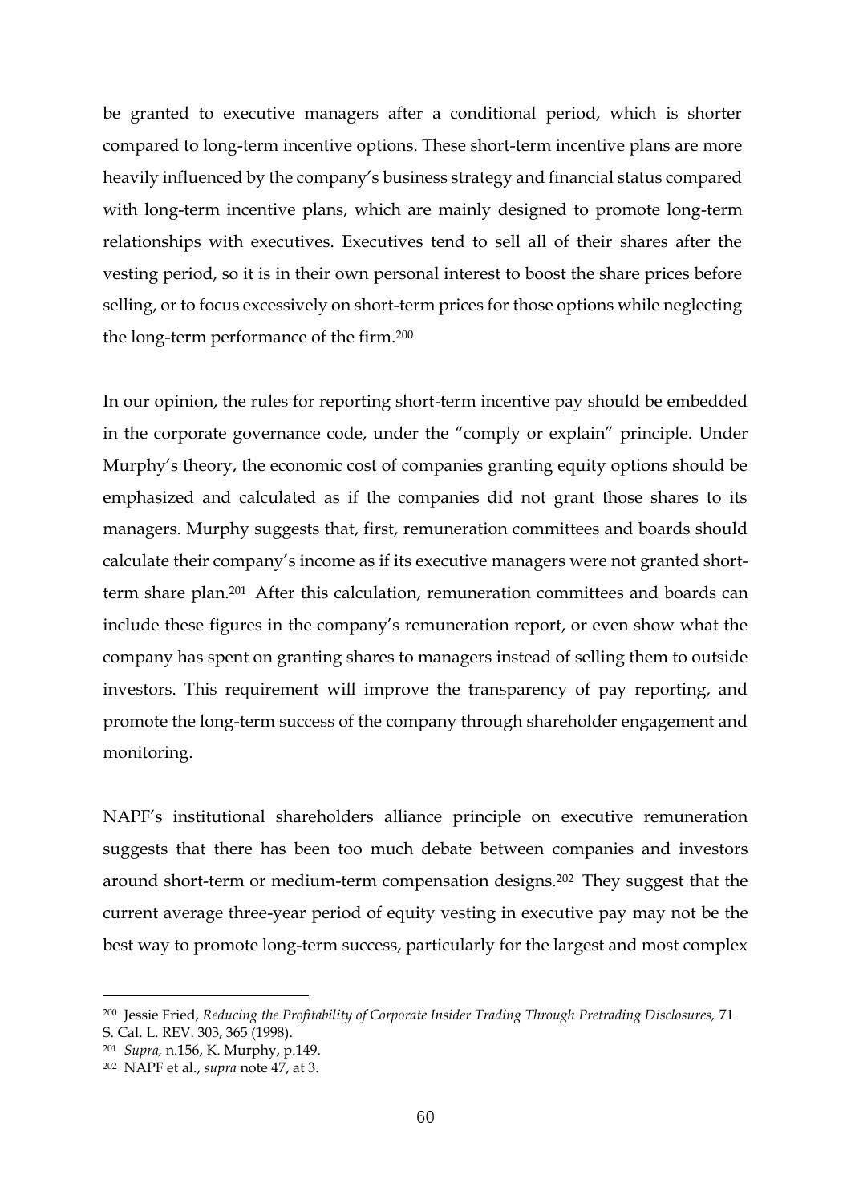be granted to executive managers after a conditional period, which is shorter compared to long-term incentive options. These short-term incentive plans are more heavily influenced by the company's business strategy and financial status compared with long-term incentive plans, which are mainly designed to promote long-term relationships with executives. Executives tend to sell all of their shares after the vesting period, so it is in their own personal interest to boost the share prices before selling, or to focus excessively on short-term prices for those options while neglecting the long-term performance of the firm.[200]

In our opinion, the rules for reporting short-term incentive pay should be embedded in the corporate governance code, under the "comply or explain" principle. Under Murphy's theory, the economic cost of companies granting equity options should be emphasized and calculated as if the companies did not grant those shares to its managers. Murphy suggests that, first, remuneration committees and boards should calculate their company's income as if its executive managers were not granted short-term share plan.[201] After this calculation, remuneration committees and boards can include these figures in the company's remuneration report, or even show what the company has spent on granting shares to managers instead of selling them to outside investors. This requirement will improve the transparency of pay reporting, and promote the long-term success of the company through shareholder engagement and monitoring.

NAPF's institutional shareholders alliance principle on executive remuneration suggests that there has been too much debate between companies and investors around short-term or medium-term compensation designs.[202] They suggest that the current average three-year period of equity vesting in executive pay may not be the best way to promote long-term success, particularly for the largest and most complex

---

[200] Jessie Fried, *Reducing the Profitability of Corporate Insider Trading Through Pretrading Disclosures,* 71 S. Cal. L. REV. 303, 365 (1998).

[201] *Supra,* n.156, K. Murphy, p.149.

[202] NAPF et al., *supra* note 47, at 3.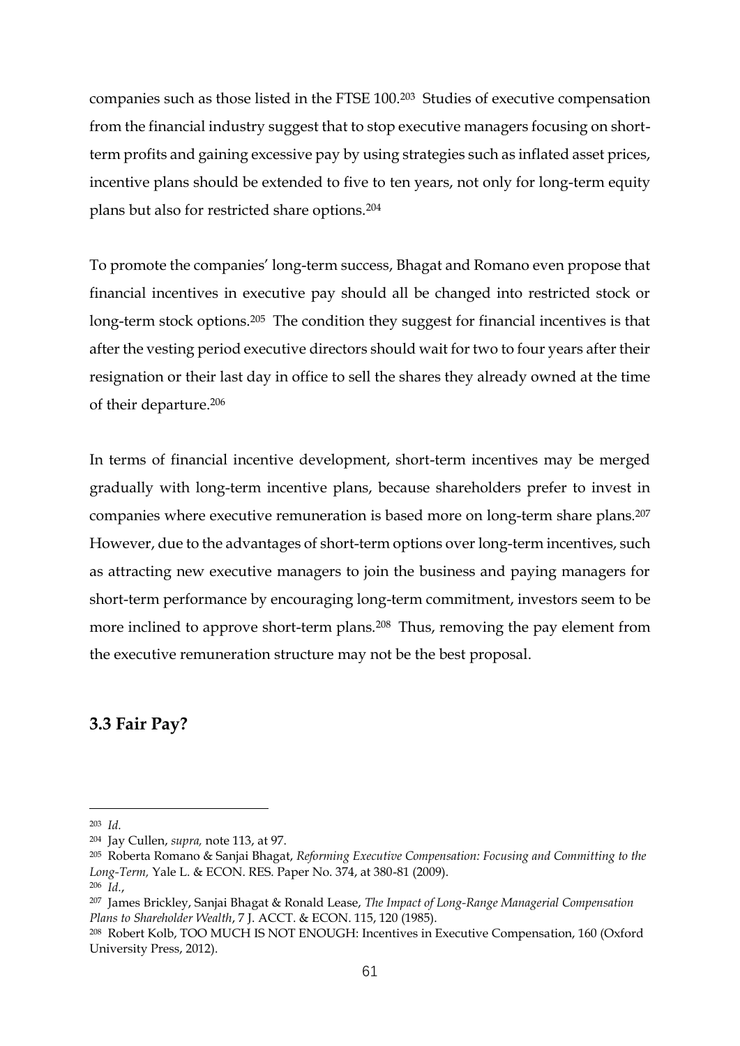companies such as those listed in the FTSE 100.[203] Studies of executive compensation from the financial industry suggest that to stop executive managers focusing on short-term profits and gaining excessive pay by using strategies such as inflated asset prices, incentive plans should be extended to five to ten years, not only for long-term equity plans but also for restricted share options.[204]

To promote the companies' long-term success, Bhagat and Romano even propose that financial incentives in executive pay should all be changed into restricted stock or long-term stock options.[205] The condition they suggest for financial incentives is that after the vesting period executive directors should wait for two to four years after their resignation or their last day in office to sell the shares they already owned at the time of their departure.[206]

In terms of financial incentive development, short-term incentives may be merged gradually with long-term incentive plans, because shareholders prefer to invest in companies where executive remuneration is based more on long-term share plans.[207] However, due to the advantages of short-term options over long-term incentives, such as attracting new executive managers to join the business and paying managers for short-term performance by encouraging long-term commitment, investors seem to be more inclined to approve short-term plans.[208] Thus, removing the pay element from the executive remuneration structure may not be the best proposal.

## 3.3 Fair Pay?

---

[203] *Id.*

[204] Jay Cullen, *supra,* note 113, at 97.

[205] Roberta Romano & Sanjai Bhagat, *Reforming Executive Compensation: Focusing and Committing to the Long-Term,* Yale L. & ECON. RES. Paper No. 374, at 380-81 (2009).

[206] *Id.*,

[207] James Brickley, Sanjai Bhagat & Ronald Lease, *The Impact of Long-Range Managerial Compensation Plans to Shareholder Wealth*, 7 J. ACCT. & ECON. 115, 120 (1985).

[208] Robert Kolb, TOO MUCH IS NOT ENOUGH: Incentives in Executive Compensation, 160 (Oxford University Press, 2012).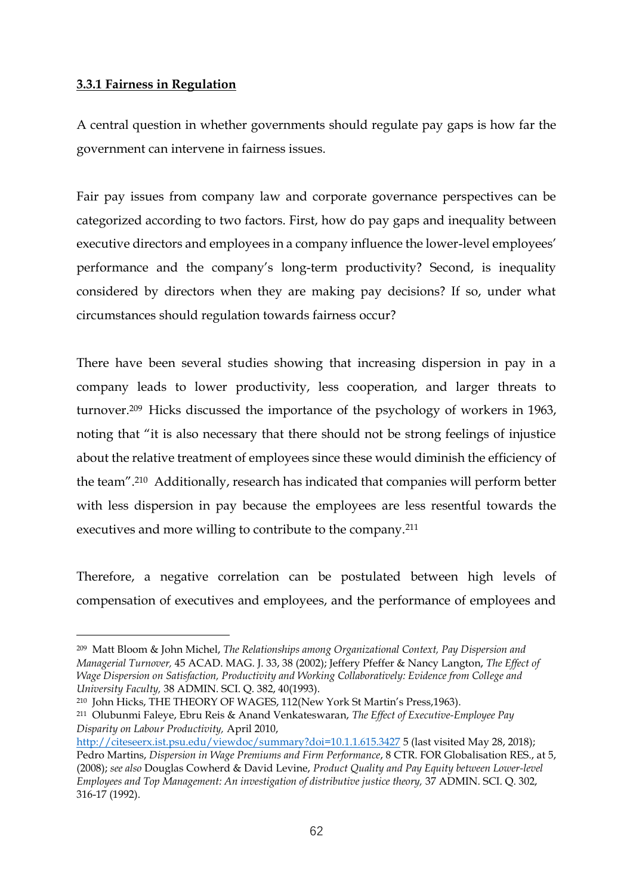### **3.3.1 Fairness in Regulation**

A central question in whether governments should regulate pay gaps is how far the government can intervene in fairness issues.

Fair pay issues from company law and corporate governance perspectives can be categorized according to two factors. First, how do pay gaps and inequality between executive directors and employees in a company influence the lower-level employees' performance and the company's long-term productivity? Second, is inequality considered by directors when they are making pay decisions? If so, under what circumstances should regulation towards fairness occur?

There have been several studies showing that increasing dispersion in pay in a company leads to lower productivity, less cooperation, and larger threats to turnover.[209] Hicks discussed the importance of the psychology of workers in 1963, noting that "it is also necessary that there should not be strong feelings of injustice about the relative treatment of employees since these would diminish the efficiency of the team".[210] Additionally, research has indicated that companies will perform better with less dispersion in pay because the employees are less resentful towards the executives and more willing to contribute to the company.[211]

Therefore, a negative correlation can be postulated between high levels of compensation of executives and employees, and the performance of employees and

---

[209] Matt Bloom & John Michel, *The Relationships among Organizational Context, Pay Dispersion and Managerial Turnover,* 45 ACAD. MAG. J. 33, 38 (2002); Jeffery Pfeffer & Nancy Langton, *The Effect of Wage Dispersion on Satisfaction, Productivity and Working Collaboratively: Evidence from College and University Faculty,* 38 ADMIN. SCI. Q. 382, 40(1993).

[210] John Hicks, THE THEORY OF WAGES, 112(New York St Martin's Press,1963).

[211] Olubunmi Faleye, Ebru Reis & Anand Venkateswaran, *The Effect of Executive-Employee Pay Disparity on Labour Productivity,* April 2010, http://citeseerx.ist.psu.edu/viewdoc/summary?doi=10.1.1.615.3427 5 (last visited May 28, 2018); Pedro Martins, *Dispersion in Wage Premiums and Firm Performance*, 8 CTR. FOR Globalisation RES., at 5, (2008); *see also* Douglas Cowherd & David Levine, *Product Quality and Pay Equity between Lower-level Employees and Top Management: An investigation of distributive justice theory,* 37 ADMIN. SCI. Q. 302, 316-17 (1992).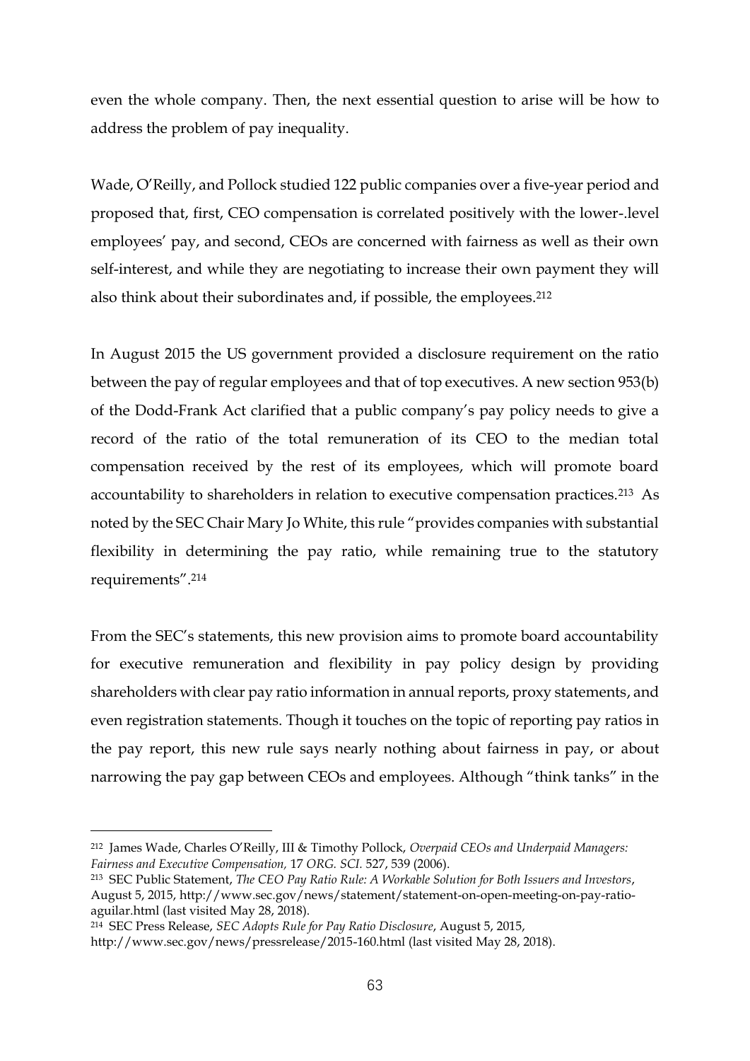even the whole company. Then, the next essential question to arise will be how to address the problem of pay inequality.

Wade, O'Reilly, and Pollock studied 122 public companies over a five-year period and proposed that, first, CEO compensation is correlated positively with the lower-.level employees' pay, and second, CEOs are concerned with fairness as well as their own self-interest, and while they are negotiating to increase their own payment they will also think about their subordinates and, if possible, the employees.[212]

In August 2015 the US government provided a disclosure requirement on the ratio between the pay of regular employees and that of top executives. A new section 953(b) of the Dodd-Frank Act clarified that a public company's pay policy needs to give a record of the ratio of the total remuneration of its CEO to the median total compensation received by the rest of its employees, which will promote board accountability to shareholders in relation to executive compensation practices.[213] As noted by the SEC Chair Mary Jo White, this rule "provides companies with substantial flexibility in determining the pay ratio, while remaining true to the statutory requirements".[214]

From the SEC's statements, this new provision aims to promote board accountability for executive remuneration and flexibility in pay policy design by providing shareholders with clear pay ratio information in annual reports, proxy statements, and even registration statements. Though it touches on the topic of reporting pay ratios in the pay report, this new rule says nearly nothing about fairness in pay, or about narrowing the pay gap between CEOs and employees. Although "think tanks" in the

---

[212] James Wade, Charles O'Reilly, III & Timothy Pollock, *Overpaid CEOs and Underpaid Managers: Fairness and Executive Compensation,* 17 *ORG. SCI.* 527, 539 (2006).

[213] SEC Public Statement, *The CEO Pay Ratio Rule: A Workable Solution for Both Issuers and Investors*, August 5, 2015, http://www.sec.gov/news/statement/statement-on-open-meeting-on-pay-ratio-aguilar.html (last visited May 28, 2018).

[214] SEC Press Release, *SEC Adopts Rule for Pay Ratio Disclosure*, August 5, 2015, http://www.sec.gov/news/pressrelease/2015-160.html (last visited May 28, 2018).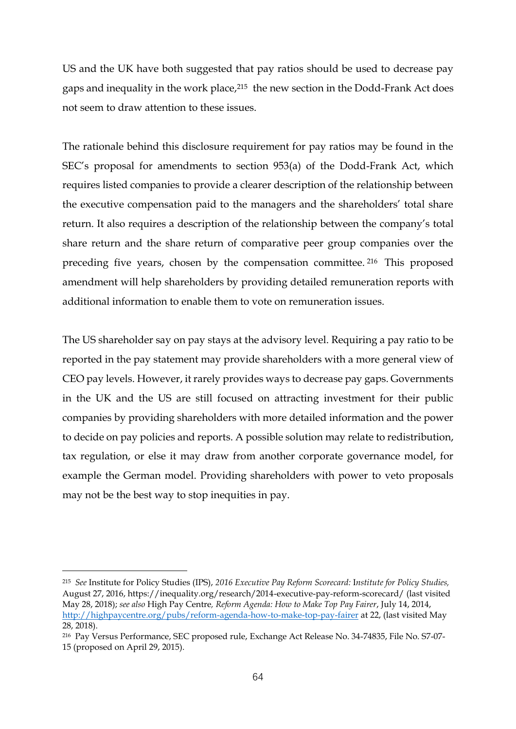US and the UK have both suggested that pay ratios should be used to decrease pay gaps and inequality in the work place,[215] the new section in the Dodd-Frank Act does not seem to draw attention to these issues.

The rationale behind this disclosure requirement for pay ratios may be found in the SEC's proposal for amendments to section 953(a) of the Dodd-Frank Act, which requires listed companies to provide a clearer description of the relationship between the executive compensation paid to the managers and the shareholders' total share return. It also requires a description of the relationship between the company's total share return and the share return of comparative peer group companies over the preceding five years, chosen by the compensation committee.[216] This proposed amendment will help shareholders by providing detailed remuneration reports with additional information to enable them to vote on remuneration issues.

The US shareholder say on pay stays at the advisory level. Requiring a pay ratio to be reported in the pay statement may provide shareholders with a more general view of CEO pay levels. However, it rarely provides ways to decrease pay gaps. Governments in the UK and the US are still focused on attracting investment for their public companies by providing shareholders with more detailed information and the power to decide on pay policies and reports. A possible solution may relate to redistribution, tax regulation, or else it may draw from another corporate governance model, for example the German model. Providing shareholders with power to veto proposals may not be the best way to stop inequities in pay.

---

[215] *See* Institute for Policy Studies (IPS), *2016 Executive Pay Reform Scorecard:* I*nstitute for Policy Studies,* August 27, 2016, https://inequality.org/research/2014-executive-pay-reform-scorecard/ (last visited May 28, 2018); *see also* High Pay Centre*, Reform Agenda: How to Make Top Pay Fairer*, July 14, 2014, http://highpaycentre.org/pubs/reform-agenda-how-to-make-top-pay-fairer at 22, (last visited May 28, 2018).

[216] Pay Versus Performance, SEC proposed rule, Exchange Act Release No. 34-74835, File No. S7-07-15 (proposed on April 29, 2015).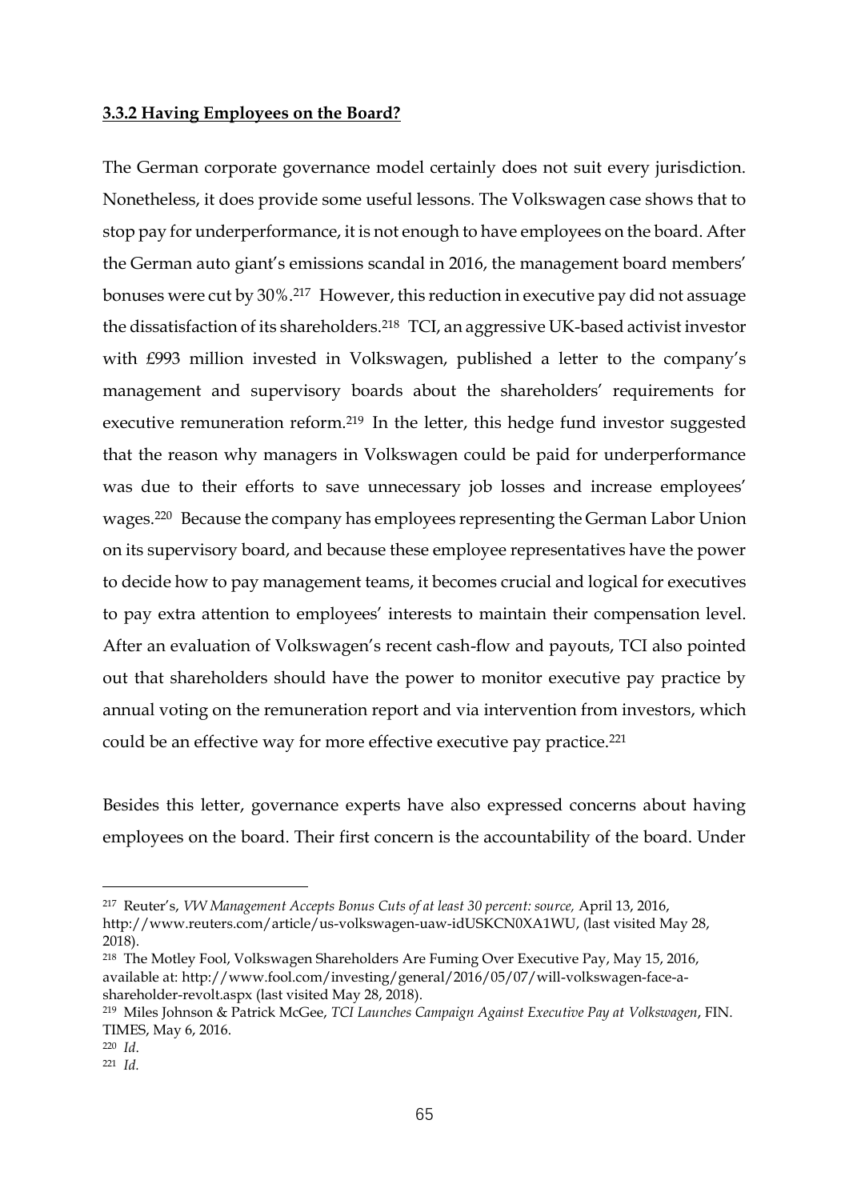**3.3.2 Having Employees on the Board?**

The German corporate governance model certainly does not suit every jurisdiction. Nonetheless, it does provide some useful lessons. The Volkswagen case shows that to stop pay for underperformance, it is not enough to have employees on the board. After the German auto giant's emissions scandal in 2016, the management board members' bonuses were cut by 30%.[217] However, this reduction in executive pay did not assuage the dissatisfaction of its shareholders.[218] TCI, an aggressive UK-based activist investor with £993 million invested in Volkswagen, published a letter to the company's management and supervisory boards about the shareholders' requirements for executive remuneration reform.[219] In the letter, this hedge fund investor suggested that the reason why managers in Volkswagen could be paid for underperformance was due to their efforts to save unnecessary job losses and increase employees' wages.[220] Because the company has employees representing the German Labor Union on its supervisory board, and because these employee representatives have the power to decide how to pay management teams, it becomes crucial and logical for executives to pay extra attention to employees' interests to maintain their compensation level. After an evaluation of Volkswagen's recent cash-flow and payouts, TCI also pointed out that shareholders should have the power to monitor executive pay practice by annual voting on the remuneration report and via intervention from investors, which could be an effective way for more effective executive pay practice.[221]

Besides this letter, governance experts have also expressed concerns about having employees on the board. Their first concern is the accountability of the board. Under

---

[217] Reuter's, *VW Management Accepts Bonus Cuts of at least 30 percent: source,* April 13, 2016, http://www.reuters.com/article/us-volkswagen-uaw-idUSKCN0XA1WU, (last visited May 28, 2018).

[218] The Motley Fool, Volkswagen Shareholders Are Fuming Over Executive Pay, May 15, 2016, available at: http://www.fool.com/investing/general/2016/05/07/will-volkswagen-face-a-shareholder-revolt.aspx (last visited May 28, 2018).

[219] Miles Johnson & Patrick McGee, *TCI Launches Campaign Against Executive Pay at Volkswagen*, FIN. TIMES, May 6, 2016.

[220] *Id.*

[221] *Id.*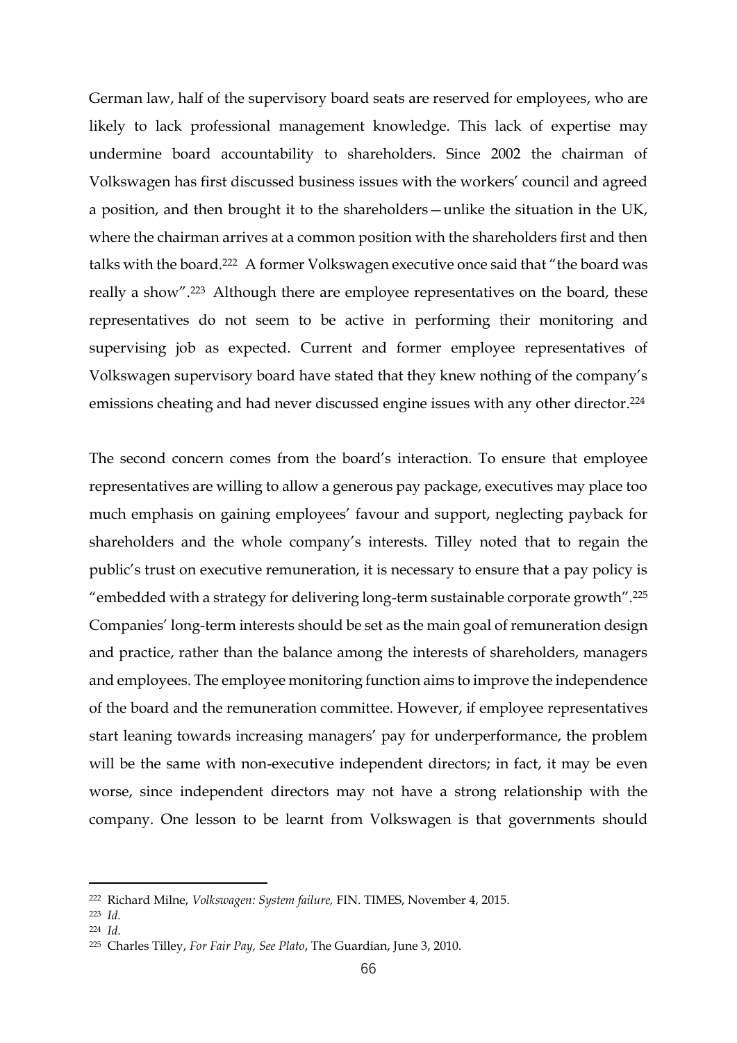German law, half of the supervisory board seats are reserved for employees, who are likely to lack professional management knowledge. This lack of expertise may undermine board accountability to shareholders. Since 2002 the chairman of Volkswagen has first discussed business issues with the workers' council and agreed a position, and then brought it to the shareholders—unlike the situation in the UK, where the chairman arrives at a common position with the shareholders first and then talks with the board.[222] A former Volkswagen executive once said that "the board was really a show".[223] Although there are employee representatives on the board, these representatives do not seem to be active in performing their monitoring and supervising job as expected. Current and former employee representatives of Volkswagen supervisory board have stated that they knew nothing of the company's emissions cheating and had never discussed engine issues with any other director.[224]

The second concern comes from the board's interaction. To ensure that employee representatives are willing to allow a generous pay package, executives may place too much emphasis on gaining employees' favour and support, neglecting payback for shareholders and the whole company's interests. Tilley noted that to regain the public's trust on executive remuneration, it is necessary to ensure that a pay policy is "embedded with a strategy for delivering long-term sustainable corporate growth".[225] Companies' long-term interests should be set as the main goal of remuneration design and practice, rather than the balance among the interests of shareholders, managers and employees. The employee monitoring function aims to improve the independence of the board and the remuneration committee. However, if employee representatives start leaning towards increasing managers' pay for underperformance, the problem will be the same with non-executive independent directors; in fact, it may be even worse, since independent directors may not have a strong relationship with the company. One lesson to be learnt from Volkswagen is that governments should

---

222 Richard Milne, *Volkswagen: System failure,* FIN. TIMES, November 4, 2015.

223 *Id.*

224 *Id.*

225 Charles Tilley, *For Fair Pay, See Plato*, The Guardian, June 3, 2010.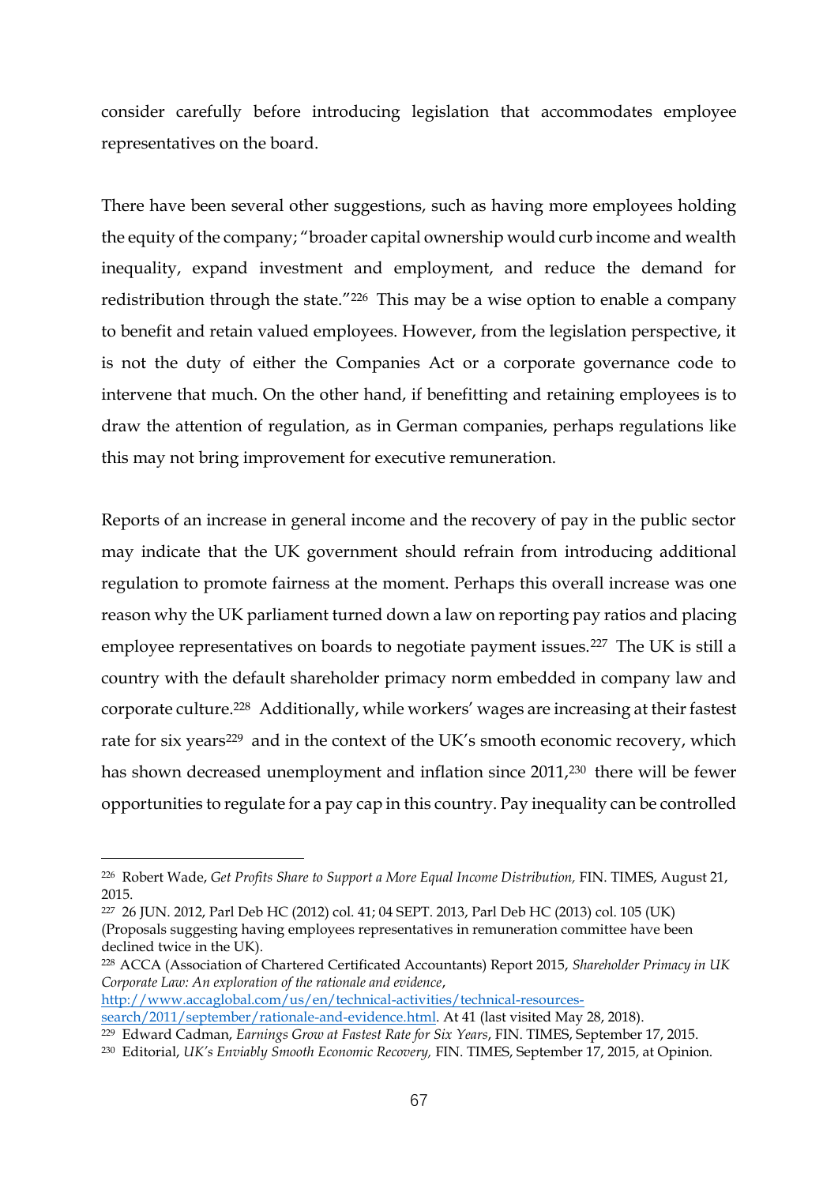consider carefully before introducing legislation that accommodates employee representatives on the board.

There have been several other suggestions, such as having more employees holding the equity of the company; "broader capital ownership would curb income and wealth inequality, expand investment and employment, and reduce the demand for redistribution through the state."[226] This may be a wise option to enable a company to benefit and retain valued employees. However, from the legislation perspective, it is not the duty of either the Companies Act or a corporate governance code to intervene that much. On the other hand, if benefitting and retaining employees is to draw the attention of regulation, as in German companies, perhaps regulations like this may not bring improvement for executive remuneration.

Reports of an increase in general income and the recovery of pay in the public sector may indicate that the UK government should refrain from introducing additional regulation to promote fairness at the moment. Perhaps this overall increase was one reason why the UK parliament turned down a law on reporting pay ratios and placing employee representatives on boards to negotiate payment issues.[227] The UK is still a country with the default shareholder primacy norm embedded in company law and corporate culture.[228] Additionally, while workers' wages are increasing at their fastest rate for six years[229] and in the context of the UK's smooth economic recovery, which has shown decreased unemployment and inflation since 2011,[230] there will be fewer opportunities to regulate for a pay cap in this country. Pay inequality can be controlled

---

[226] Robert Wade, *Get Profits Share to Support a More Equal Income Distribution,* FIN. TIMES, August 21, 2015.

[227] 26 JUN. 2012, Parl Deb HC (2012) col. 41; 04 SEPT. 2013, Parl Deb HC (2013) col. 105 (UK) (Proposals suggesting having employees representatives in remuneration committee have been declined twice in the UK).

[228] ACCA (Association of Chartered Certificated Accountants) Report 2015, *Shareholder Primacy in UK Corporate Law: An exploration of the rationale and evidence*, http://www.accaglobal.com/us/en/technical-activities/technical-resources-search/2011/september/rationale-and-evidence.html. At 41 (last visited May 28, 2018).

[229] Edward Cadman, *Earnings Grow at Fastest Rate for Six Years*, FIN. TIMES, September 17, 2015.

[230] Editorial, *UK's Enviably Smooth Economic Recovery,* FIN. TIMES, September 17, 2015, at Opinion.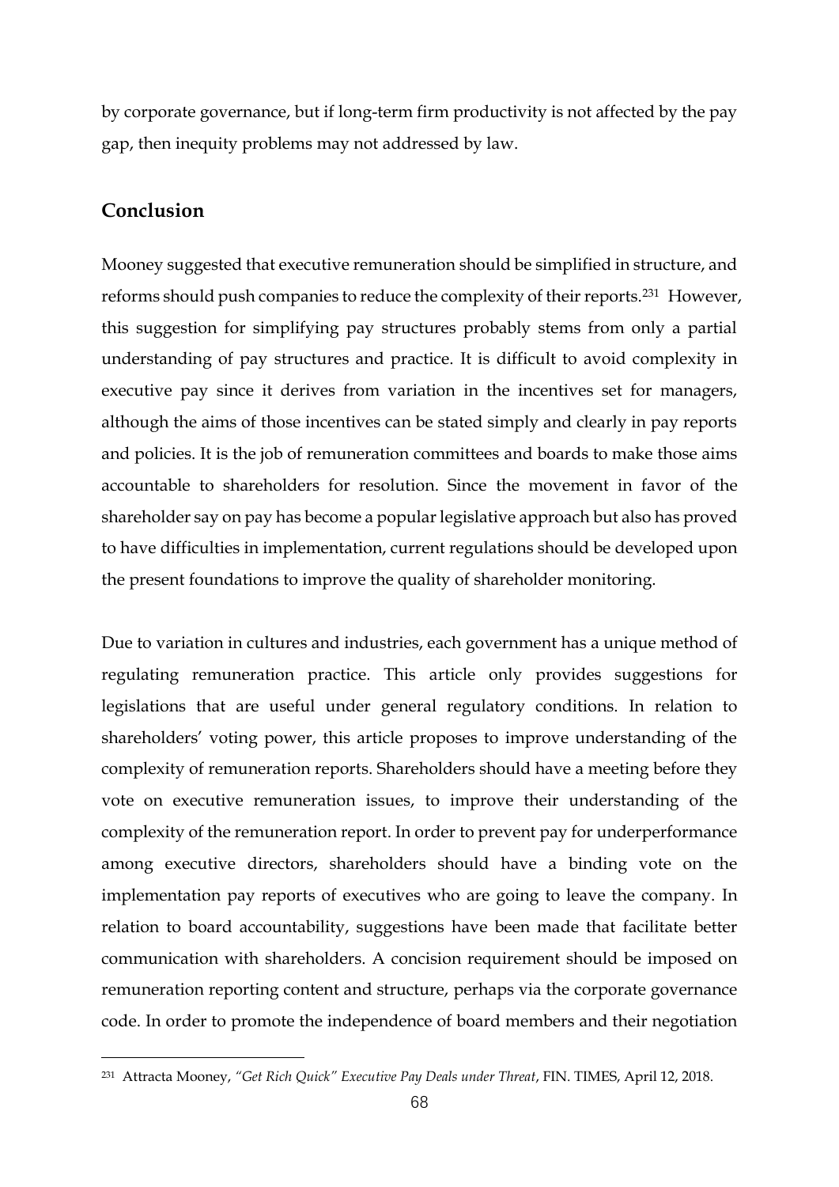by corporate governance, but if long-term firm productivity is not affected by the pay gap, then inequity problems may not addressed by law.

## Conclusion

Mooney suggested that executive remuneration should be simplified in structure, and reforms should push companies to reduce the complexity of their reports.[231] However, this suggestion for simplifying pay structures probably stems from only a partial understanding of pay structures and practice. It is difficult to avoid complexity in executive pay since it derives from variation in the incentives set for managers, although the aims of those incentives can be stated simply and clearly in pay reports and policies. It is the job of remuneration committees and boards to make those aims accountable to shareholders for resolution. Since the movement in favor of the shareholder say on pay has become a popular legislative approach but also has proved to have difficulties in implementation, current regulations should be developed upon the present foundations to improve the quality of shareholder monitoring.

Due to variation in cultures and industries, each government has a unique method of regulating remuneration practice. This article only provides suggestions for legislations that are useful under general regulatory conditions. In relation to shareholders' voting power, this article proposes to improve understanding of the complexity of remuneration reports. Shareholders should have a meeting before they vote on executive remuneration issues, to improve their understanding of the complexity of the remuneration report. In order to prevent pay for underperformance among executive directors, shareholders should have a binding vote on the implementation pay reports of executives who are going to leave the company. In relation to board accountability, suggestions have been made that facilitate better communication with shareholders. A concision requirement should be imposed on remuneration reporting content and structure, perhaps via the corporate governance code. In order to promote the independence of board members and their negotiation

---

[231] Attracta Mooney, *"Get Rich Quick" Executive Pay Deals under Threat*, FIN. TIMES, April 12, 2018.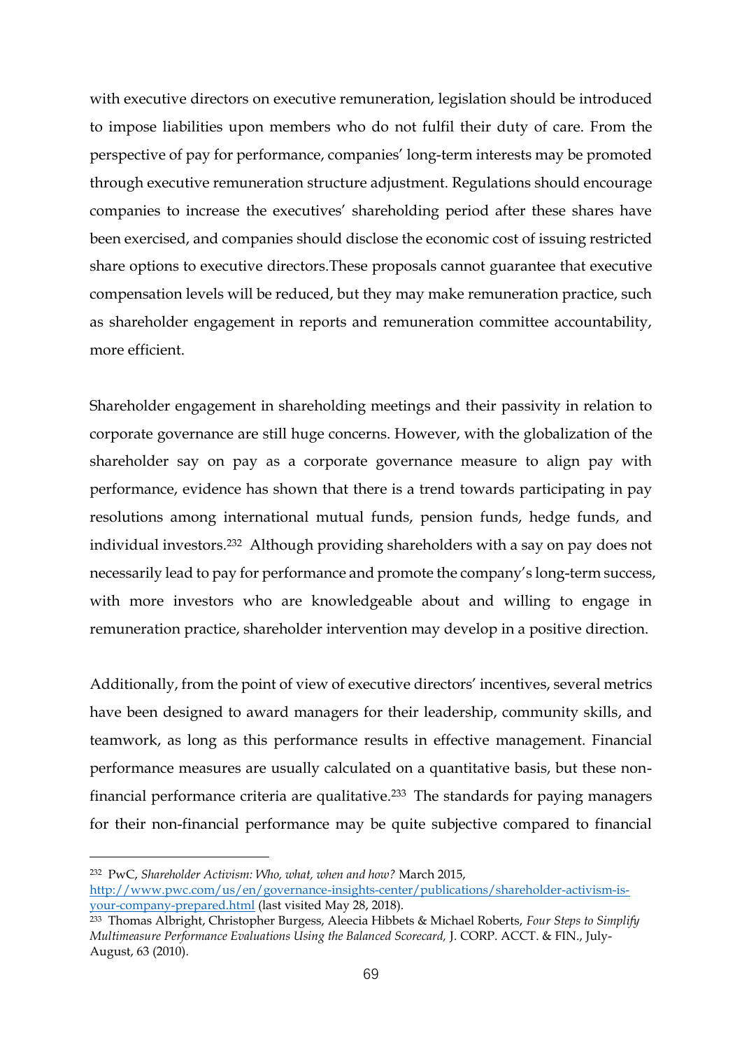with executive directors on executive remuneration, legislation should be introduced to impose liabilities upon members who do not fulfil their duty of care. From the perspective of pay for performance, companies' long-term interests may be promoted through executive remuneration structure adjustment. Regulations should encourage companies to increase the executives' shareholding period after these shares have been exercised, and companies should disclose the economic cost of issuing restricted share options to executive directors.These proposals cannot guarantee that executive compensation levels will be reduced, but they may make remuneration practice, such as shareholder engagement in reports and remuneration committee accountability, more efficient.

Shareholder engagement in shareholding meetings and their passivity in relation to corporate governance are still huge concerns. However, with the globalization of the shareholder say on pay as a corporate governance measure to align pay with performance, evidence has shown that there is a trend towards participating in pay resolutions among international mutual funds, pension funds, hedge funds, and individual investors.[232] Although providing shareholders with a say on pay does not necessarily lead to pay for performance and promote the company's long-term success, with more investors who are knowledgeable about and willing to engage in remuneration practice, shareholder intervention may develop in a positive direction.

Additionally, from the point of view of executive directors' incentives, several metrics have been designed to award managers for their leadership, community skills, and teamwork, as long as this performance results in effective management. Financial performance measures are usually calculated on a quantitative basis, but these non-financial performance criteria are qualitative.[233] The standards for paying managers for their non-financial performance may be quite subjective compared to financial

---

[232] PwC, *Shareholder Activism: Who, what, when and how?* March 2015, [http://www.pwc.com/us/en/governance-insights-center/publications/shareholder-activism-is-your-company-prepared.html](http://www.pwc.com/us/en/governance-insights-center/publications/shareholder-activism-is-your-company-prepared.html) (last visited May 28, 2018).

[233] Thomas Albright, Christopher Burgess, Aleecia Hibbets & Michael Roberts, *Four Steps to Simplify Multimeasure Performance Evaluations Using the Balanced Scorecard,* J. CORP. ACCT. & FIN., July-August, 63 (2010).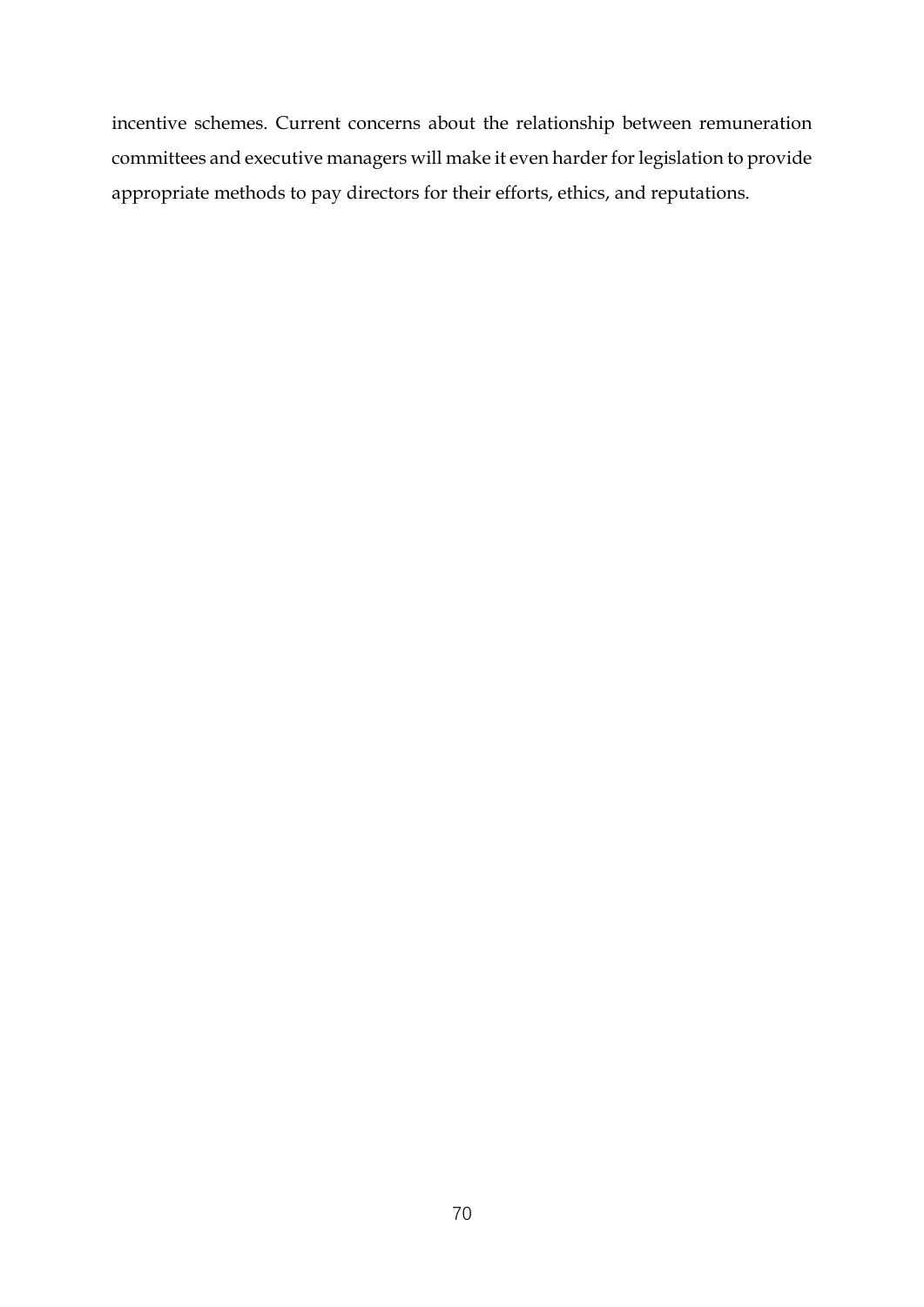incentive schemes. Current concerns about the relationship between remuneration committees and executive managers will make it even harder for legislation to provide appropriate methods to pay directors for their efforts, ethics, and reputations.